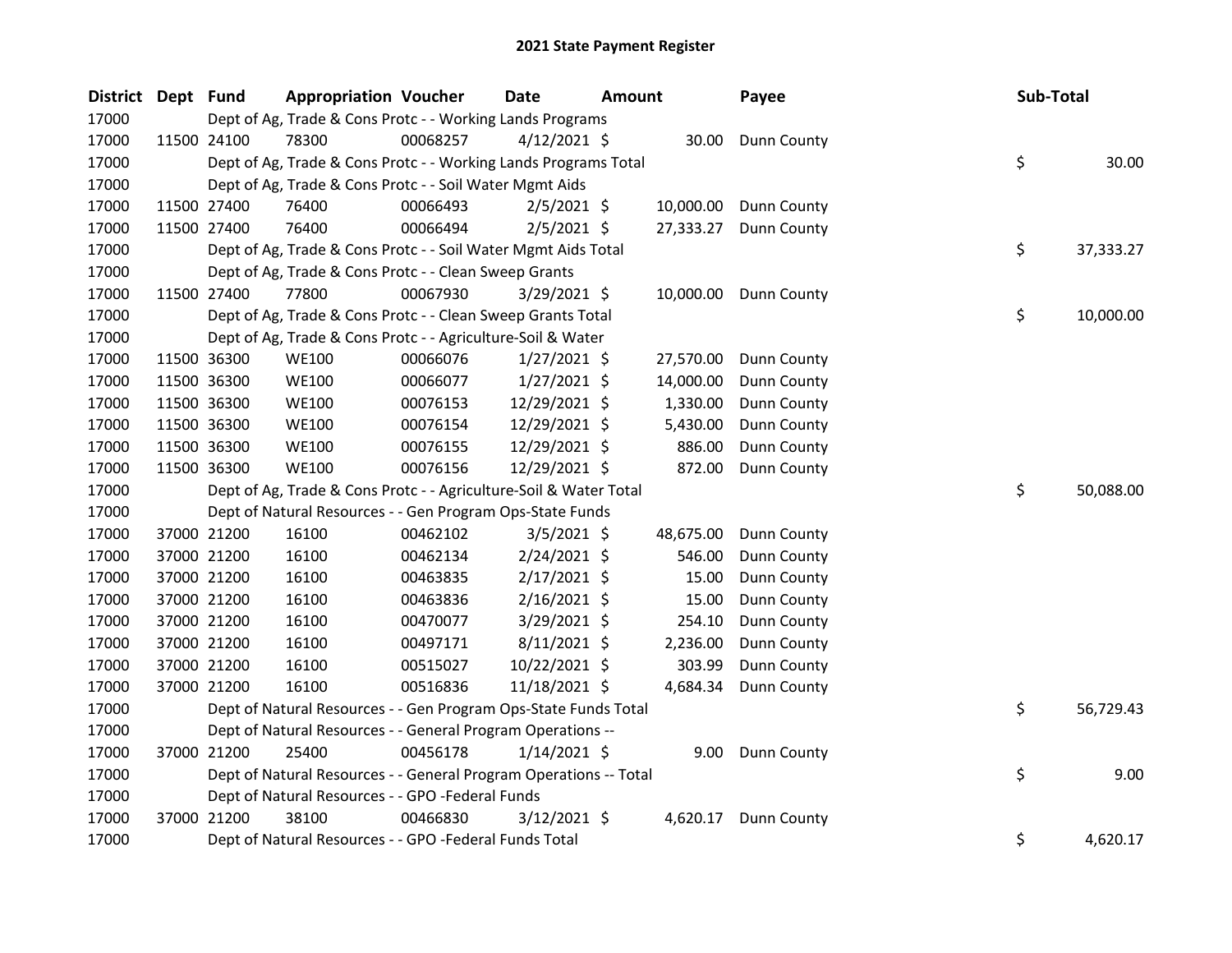# 2021 State Payment Register

| District | Dept | Fund | Appropriation | Voucher | Date | Amount | Payee | Sub-Total |
|---|---|---|---|---|---|---|---|---|
| 17000 | | Dept of Ag, Trade & Cons Protc - - Working Lands Programs | | | | | | |
| 17000 | 11500 | 24100 | 78300 | 00068257 | 4/12/2021 | $ 30.00 | Dunn County | |
| 17000 | | Dept of Ag, Trade & Cons Protc - - Working Lands Programs Total | | | | | | $ 30.00 |
| 17000 | | Dept of Ag, Trade & Cons Protc - - Soil Water Mgmt Aids | | | | | | |
| 17000 | 11500 | 27400 | 76400 | 00066493 | 2/5/2021 | $ 10,000.00 | Dunn County | |
| 17000 | 11500 | 27400 | 76400 | 00066494 | 2/5/2021 | $ 27,333.27 | Dunn County | |
| 17000 | | Dept of Ag, Trade & Cons Protc - - Soil Water Mgmt Aids Total | | | | | | $ 37,333.27 |
| 17000 | | Dept of Ag, Trade & Cons Protc - - Clean Sweep Grants | | | | | | |
| 17000 | 11500 | 27400 | 77800 | 00067930 | 3/29/2021 | $ 10,000.00 | Dunn County | |
| 17000 | | Dept of Ag, Trade & Cons Protc - - Clean Sweep Grants Total | | | | | | $ 10,000.00 |
| 17000 | | Dept of Ag, Trade & Cons Protc - - Agriculture-Soil & Water | | | | | | |
| 17000 | 11500 | 36300 | WE100 | 00066076 | 1/27/2021 | $ 27,570.00 | Dunn County | |
| 17000 | 11500 | 36300 | WE100 | 00066077 | 1/27/2021 | $ 14,000.00 | Dunn County | |
| 17000 | 11500 | 36300 | WE100 | 00076153 | 12/29/2021 | $ 1,330.00 | Dunn County | |
| 17000 | 11500 | 36300 | WE100 | 00076154 | 12/29/2021 | $ 5,430.00 | Dunn County | |
| 17000 | 11500 | 36300 | WE100 | 00076155 | 12/29/2021 | $ 886.00 | Dunn County | |
| 17000 | 11500 | 36300 | WE100 | 00076156 | 12/29/2021 | $ 872.00 | Dunn County | |
| 17000 | | Dept of Ag, Trade & Cons Protc - - Agriculture-Soil & Water Total | | | | | | $ 50,088.00 |
| 17000 | | Dept of Natural Resources - - Gen Program Ops-State Funds | | | | | | |
| 17000 | 37000 | 21200 | 16100 | 00462102 | 3/5/2021 | $ 48,675.00 | Dunn County | |
| 17000 | 37000 | 21200 | 16100 | 00462134 | 2/24/2021 | $ 546.00 | Dunn County | |
| 17000 | 37000 | 21200 | 16100 | 00463835 | 2/17/2021 | $ 15.00 | Dunn County | |
| 17000 | 37000 | 21200 | 16100 | 00463836 | 2/16/2021 | $ 15.00 | Dunn County | |
| 17000 | 37000 | 21200 | 16100 | 00470077 | 3/29/2021 | $ 254.10 | Dunn County | |
| 17000 | 37000 | 21200 | 16100 | 00497171 | 8/11/2021 | $ 2,236.00 | Dunn County | |
| 17000 | 37000 | 21200 | 16100 | 00515027 | 10/22/2021 | $ 303.99 | Dunn County | |
| 17000 | 37000 | 21200 | 16100 | 00516836 | 11/18/2021 | $ 4,684.34 | Dunn County | |
| 17000 | | Dept of Natural Resources - - Gen Program Ops-State Funds Total | | | | | | $ 56,729.43 |
| 17000 | | Dept of Natural Resources - - General Program Operations -- | | | | | | |
| 17000 | 37000 | 21200 | 25400 | 00456178 | 1/14/2021 | $ 9.00 | Dunn County | |
| 17000 | | Dept of Natural Resources - - General Program Operations -- Total | | | | | | $ 9.00 |
| 17000 | | Dept of Natural Resources - - GPO -Federal Funds | | | | | | |
| 17000 | 37000 | 21200 | 38100 | 00466830 | 3/12/2021 | $ 4,620.17 | Dunn County | |
| 17000 | | Dept of Natural Resources - - GPO -Federal Funds Total | | | | | | $ 4,620.17 |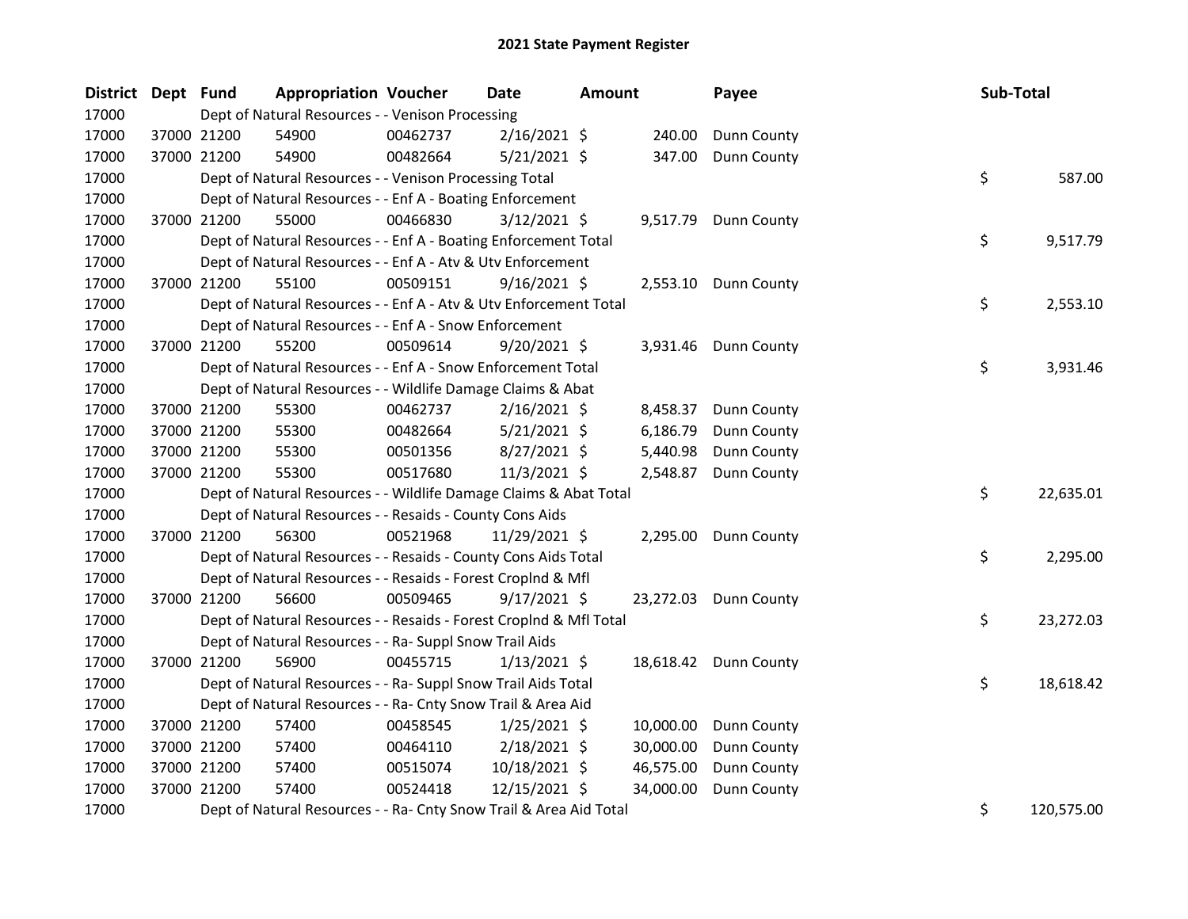# 2021 State Payment Register

| District | Dept | Fund | Appropriation | Voucher | Date | Amount | Payee | Sub-Total |
|---|---|---|---|---|---|---|---|---|
| 17000 | | Dept of Natural Resources - - Venison Processing | | | | | | |
| 17000 | 37000 | 21200 | 54900 | 00462737 | 2/16/2021 | $ 240.00 | Dunn County | |
| 17000 | 37000 | 21200 | 54900 | 00482664 | 5/21/2021 | $ 347.00 | Dunn County | |
| 17000 | | Dept of Natural Resources - - Venison Processing Total | | | | | | $ 587.00 |
| 17000 | | Dept of Natural Resources - - Enf A - Boating Enforcement | | | | | | |
| 17000 | 37000 | 21200 | 55000 | 00466830 | 3/12/2021 | $ 9,517.79 | Dunn County | |
| 17000 | | Dept of Natural Resources - - Enf A - Boating Enforcement Total | | | | | | $ 9,517.79 |
| 17000 | | Dept of Natural Resources - - Enf A - Atv & Utv Enforcement | | | | | | |
| 17000 | 37000 | 21200 | 55100 | 00509151 | 9/16/2021 | $ 2,553.10 | Dunn County | |
| 17000 | | Dept of Natural Resources - - Enf A - Atv & Utv Enforcement Total | | | | | | $ 2,553.10 |
| 17000 | | Dept of Natural Resources - - Enf A - Snow Enforcement | | | | | | |
| 17000 | 37000 | 21200 | 55200 | 00509614 | 9/20/2021 | $ 3,931.46 | Dunn County | |
| 17000 | | Dept of Natural Resources - - Enf A - Snow Enforcement Total | | | | | | $ 3,931.46 |
| 17000 | | Dept of Natural Resources - - Wildlife Damage Claims & Abat | | | | | | |
| 17000 | 37000 | 21200 | 55300 | 00462737 | 2/16/2021 | $ 8,458.37 | Dunn County | |
| 17000 | 37000 | 21200 | 55300 | 00482664 | 5/21/2021 | $ 6,186.79 | Dunn County | |
| 17000 | 37000 | 21200 | 55300 | 00501356 | 8/27/2021 | $ 5,440.98 | Dunn County | |
| 17000 | 37000 | 21200 | 55300 | 00517680 | 11/3/2021 | $ 2,548.87 | Dunn County | |
| 17000 | | Dept of Natural Resources - - Wildlife Damage Claims & Abat Total | | | | | | $ 22,635.01 |
| 17000 | | Dept of Natural Resources - - Resaids - County Cons Aids | | | | | | |
| 17000 | 37000 | 21200 | 56300 | 00521968 | 11/29/2021 | $ 2,295.00 | Dunn County | |
| 17000 | | Dept of Natural Resources - - Resaids - County Cons Aids Total | | | | | | $ 2,295.00 |
| 17000 | | Dept of Natural Resources - - Resaids - Forest Croplnd & Mfl | | | | | | |
| 17000 | 37000 | 21200 | 56600 | 00509465 | 9/17/2021 | $ 23,272.03 | Dunn County | |
| 17000 | | Dept of Natural Resources - - Resaids - Forest Croplnd & Mfl Total | | | | | | $ 23,272.03 |
| 17000 | | Dept of Natural Resources - - Ra- Suppl Snow Trail Aids | | | | | | |
| 17000 | 37000 | 21200 | 56900 | 00455715 | 1/13/2021 | $ 18,618.42 | Dunn County | |
| 17000 | | Dept of Natural Resources - - Ra- Suppl Snow Trail Aids Total | | | | | | $ 18,618.42 |
| 17000 | | Dept of Natural Resources - - Ra- Cnty Snow Trail & Area Aid | | | | | | |
| 17000 | 37000 | 21200 | 57400 | 00458545 | 1/25/2021 | $ 10,000.00 | Dunn County | |
| 17000 | 37000 | 21200 | 57400 | 00464110 | 2/18/2021 | $ 30,000.00 | Dunn County | |
| 17000 | 37000 | 21200 | 57400 | 00515074 | 10/18/2021 | $ 46,575.00 | Dunn County | |
| 17000 | 37000 | 21200 | 57400 | 00524418 | 12/15/2021 | $ 34,000.00 | Dunn County | |
| 17000 | | Dept of Natural Resources - - Ra- Cnty Snow Trail & Area Aid Total | | | | | | $ 120,575.00 |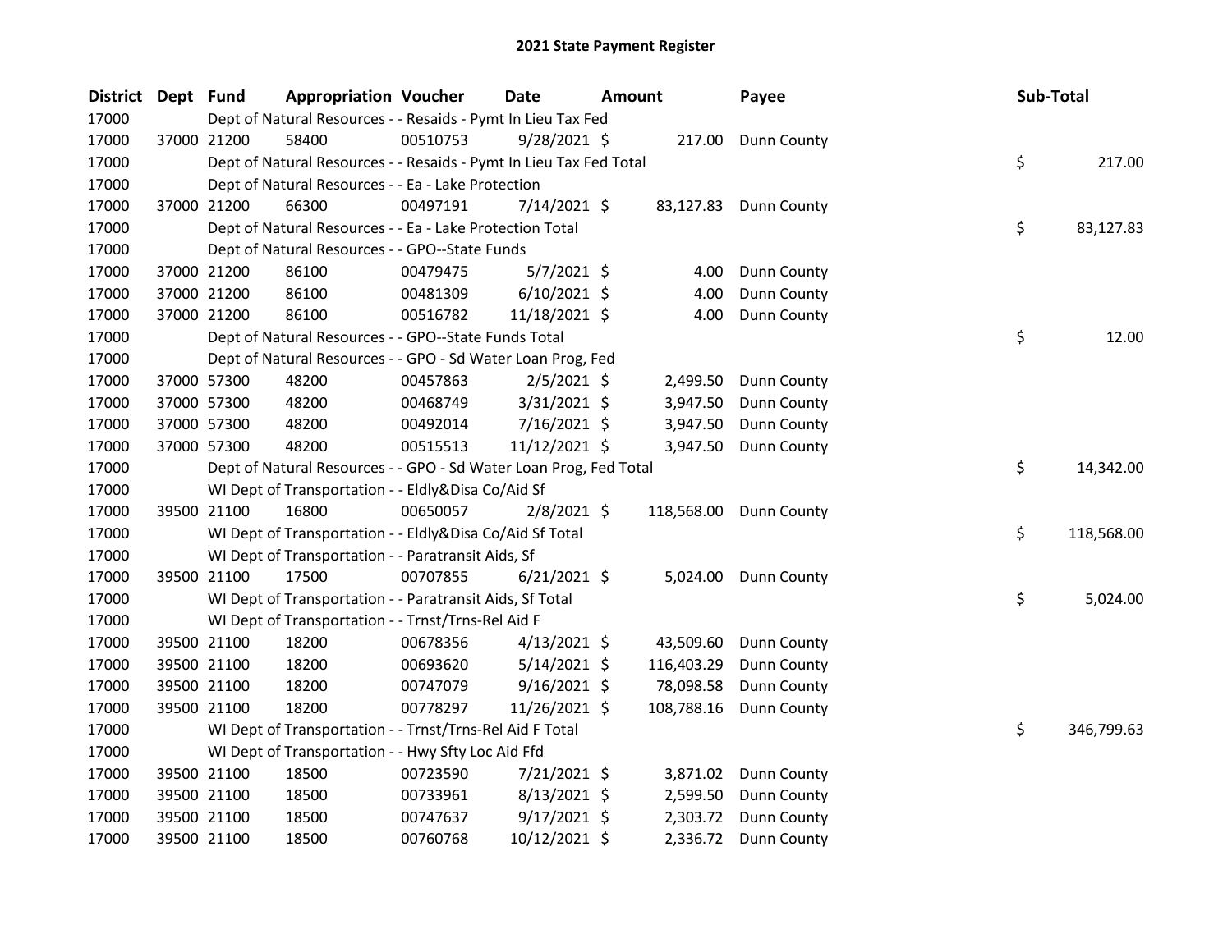# 2021 State Payment Register

| District | Dept | Fund | Appropriation | Voucher | Date | Amount | Payee | Sub-Total |
|---|---|---|---|---|---|---|---|---|
| 17000 | | Dept of Natural Resources - - Resaids - Pymt In Lieu Tax Fed | | | | | | |
| 17000 | 37000 | 21200 | 58400 | 00510753 | 9/28/2021 | $ 217.00 | Dunn County | |
| 17000 | | Dept of Natural Resources - - Resaids - Pymt In Lieu Tax Fed Total | | | | | | $ 217.00 |
| 17000 | | Dept of Natural Resources - - Ea - Lake Protection | | | | | | |
| 17000 | 37000 | 21200 | 66300 | 00497191 | 7/14/2021 | $ 83,127.83 | Dunn County | |
| 17000 | | Dept of Natural Resources - - Ea - Lake Protection Total | | | | | | $ 83,127.83 |
| 17000 | | Dept of Natural Resources - - GPO--State Funds | | | | | | |
| 17000 | 37000 | 21200 | 86100 | 00479475 | 5/7/2021 | $ 4.00 | Dunn County | |
| 17000 | 37000 | 21200 | 86100 | 00481309 | 6/10/2021 | $ 4.00 | Dunn County | |
| 17000 | 37000 | 21200 | 86100 | 00516782 | 11/18/2021 | $ 4.00 | Dunn County | |
| 17000 | | Dept of Natural Resources - - GPO--State Funds Total | | | | | | $ 12.00 |
| 17000 | | Dept of Natural Resources - - GPO - Sd Water Loan Prog, Fed | | | | | | |
| 17000 | 37000 | 57300 | 48200 | 00457863 | 2/5/2021 | $ 2,499.50 | Dunn County | |
| 17000 | 37000 | 57300 | 48200 | 00468749 | 3/31/2021 | $ 3,947.50 | Dunn County | |
| 17000 | 37000 | 57300 | 48200 | 00492014 | 7/16/2021 | $ 3,947.50 | Dunn County | |
| 17000 | 37000 | 57300 | 48200 | 00515513 | 11/12/2021 | $ 3,947.50 | Dunn County | |
| 17000 | | Dept of Natural Resources - - GPO - Sd Water Loan Prog, Fed Total | | | | | | $ 14,342.00 |
| 17000 | | WI Dept of Transportation - - Eldly&Disa Co/Aid Sf | | | | | | |
| 17000 | 39500 | 21100 | 16800 | 00650057 | 2/8/2021 | $ 118,568.00 | Dunn County | |
| 17000 | | WI Dept of Transportation - - Eldly&Disa Co/Aid Sf Total | | | | | | $ 118,568.00 |
| 17000 | | WI Dept of Transportation - - Paratransit Aids, Sf | | | | | | |
| 17000 | 39500 | 21100 | 17500 | 00707855 | 6/21/2021 | $ 5,024.00 | Dunn County | |
| 17000 | | WI Dept of Transportation - - Paratransit Aids, Sf Total | | | | | | $ 5,024.00 |
| 17000 | | WI Dept of Transportation - - Trnst/Trns-Rel Aid F | | | | | | |
| 17000 | 39500 | 21100 | 18200 | 00678356 | 4/13/2021 | $ 43,509.60 | Dunn County | |
| 17000 | 39500 | 21100 | 18200 | 00693620 | 5/14/2021 | $ 116,403.29 | Dunn County | |
| 17000 | 39500 | 21100 | 18200 | 00747079 | 9/16/2021 | $ 78,098.58 | Dunn County | |
| 17000 | 39500 | 21100 | 18200 | 00778297 | 11/26/2021 | $ 108,788.16 | Dunn County | |
| 17000 | | WI Dept of Transportation - - Trnst/Trns-Rel Aid F Total | | | | | | $ 346,799.63 |
| 17000 | | WI Dept of Transportation - - Hwy Sfty Loc Aid Ffd | | | | | | |
| 17000 | 39500 | 21100 | 18500 | 00723590 | 7/21/2021 | $ 3,871.02 | Dunn County | |
| 17000 | 39500 | 21100 | 18500 | 00733961 | 8/13/2021 | $ 2,599.50 | Dunn County | |
| 17000 | 39500 | 21100 | 18500 | 00747637 | 9/17/2021 | $ 2,303.72 | Dunn County | |
| 17000 | 39500 | 21100 | 18500 | 00760768 | 10/12/2021 | $ 2,336.72 | Dunn County | |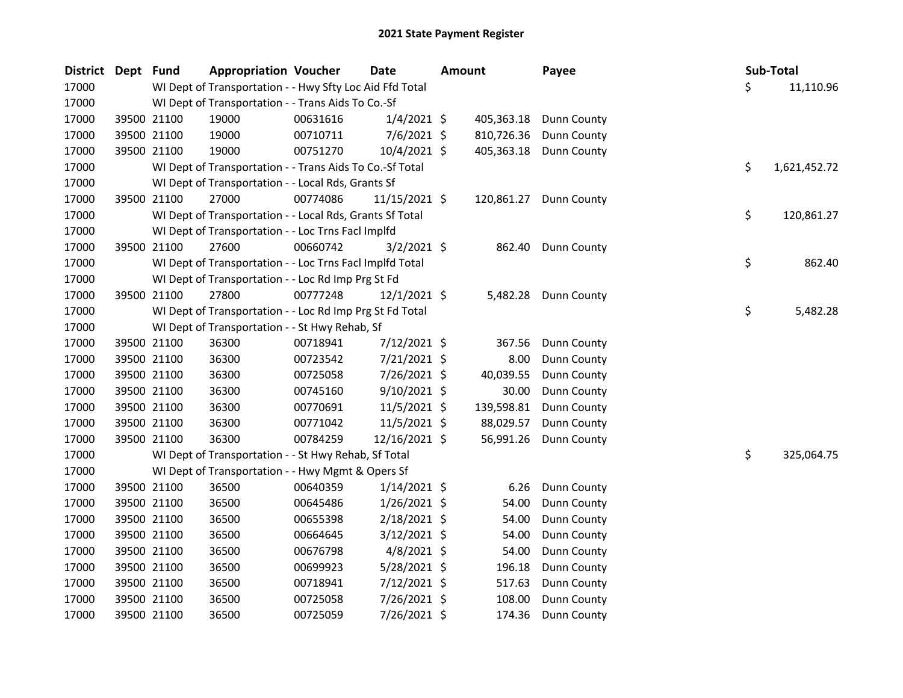# 2021 State Payment Register

| District | Dept | Fund | Appropriation | Voucher | Date | Amount | Payee | Sub-Total |
|---|---|---|---|---|---|---|---|---|
| 17000 | | WI Dept of Transportation - - Hwy Sfty Loc Aid Ffd Total | | | | | | $ 11,110.96 |
| 17000 | | WI Dept of Transportation - - Trans Aids To Co.-Sf | | | | | | |
| 17000 | 39500 | 21100 | 19000 | 00631616 | 1/4/2021 | $ 405,363.18 | Dunn County | |
| 17000 | 39500 | 21100 | 19000 | 00710711 | 7/6/2021 | $ 810,726.36 | Dunn County | |
| 17000 | 39500 | 21100 | 19000 | 00751270 | 10/4/2021 | $ 405,363.18 | Dunn County | |
| 17000 | | WI Dept of Transportation - - Trans Aids To Co.-Sf Total | | | | | | $ 1,621,452.72 |
| 17000 | | WI Dept of Transportation - - Local Rds, Grants Sf | | | | | | |
| 17000 | 39500 | 21100 | 27000 | 00774086 | 11/15/2021 | $ 120,861.27 | Dunn County | |
| 17000 | | WI Dept of Transportation - - Local Rds, Grants Sf Total | | | | | | $ 120,861.27 |
| 17000 | | WI Dept of Transportation - - Loc Trns Facl Implfd | | | | | | |
| 17000 | 39500 | 21100 | 27600 | 00660742 | 3/2/2021 | $ 862.40 | Dunn County | |
| 17000 | | WI Dept of Transportation - - Loc Trns Facl Implfd Total | | | | | | $ 862.40 |
| 17000 | | WI Dept of Transportation - - Loc Rd Imp Prg St Fd | | | | | | |
| 17000 | 39500 | 21100 | 27800 | 00777248 | 12/1/2021 | $ 5,482.28 | Dunn County | |
| 17000 | | WI Dept of Transportation - - Loc Rd Imp Prg St Fd Total | | | | | | $ 5,482.28 |
| 17000 | | WI Dept of Transportation - - St Hwy Rehab, Sf | | | | | | |
| 17000 | 39500 | 21100 | 36300 | 00718941 | 7/12/2021 | $ 367.56 | Dunn County | |
| 17000 | 39500 | 21100 | 36300 | 00723542 | 7/21/2021 | $ 8.00 | Dunn County | |
| 17000 | 39500 | 21100 | 36300 | 00725058 | 7/26/2021 | $ 40,039.55 | Dunn County | |
| 17000 | 39500 | 21100 | 36300 | 00745160 | 9/10/2021 | $ 30.00 | Dunn County | |
| 17000 | 39500 | 21100 | 36300 | 00770691 | 11/5/2021 | $ 139,598.81 | Dunn County | |
| 17000 | 39500 | 21100 | 36300 | 00771042 | 11/5/2021 | $ 88,029.57 | Dunn County | |
| 17000 | 39500 | 21100 | 36300 | 00784259 | 12/16/2021 | $ 56,991.26 | Dunn County | |
| 17000 | | WI Dept of Transportation - - St Hwy Rehab, Sf Total | | | | | | $ 325,064.75 |
| 17000 | | WI Dept of Transportation - - Hwy Mgmt & Opers Sf | | | | | | |
| 17000 | 39500 | 21100 | 36500 | 00640359 | 1/14/2021 | $ 6.26 | Dunn County | |
| 17000 | 39500 | 21100 | 36500 | 00645486 | 1/26/2021 | $ 54.00 | Dunn County | |
| 17000 | 39500 | 21100 | 36500 | 00655398 | 2/18/2021 | $ 54.00 | Dunn County | |
| 17000 | 39500 | 21100 | 36500 | 00664645 | 3/12/2021 | $ 54.00 | Dunn County | |
| 17000 | 39500 | 21100 | 36500 | 00676798 | 4/8/2021 | $ 54.00 | Dunn County | |
| 17000 | 39500 | 21100 | 36500 | 00699923 | 5/28/2021 | $ 196.18 | Dunn County | |
| 17000 | 39500 | 21100 | 36500 | 00718941 | 7/12/2021 | $ 517.63 | Dunn County | |
| 17000 | 39500 | 21100 | 36500 | 00725058 | 7/26/2021 | $ 108.00 | Dunn County | |
| 17000 | 39500 | 21100 | 36500 | 00725059 | 7/26/2021 | $ 174.36 | Dunn County | |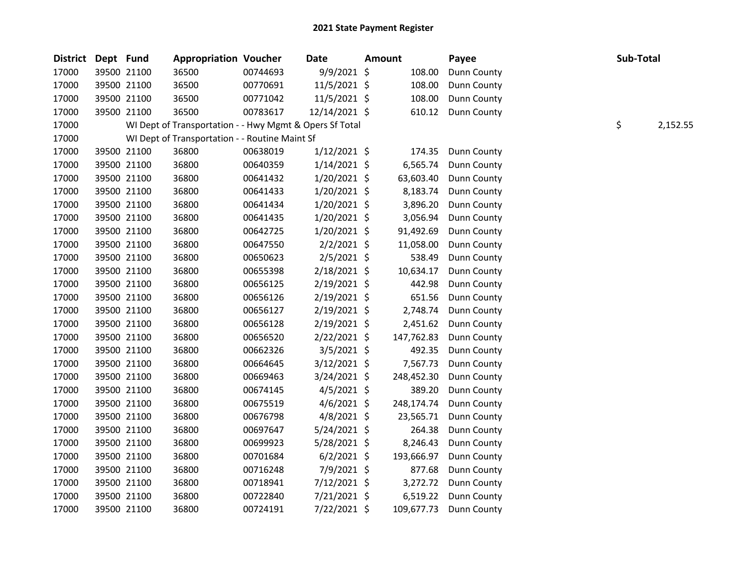# 2021 State Payment Register

| District | Dept | Fund | Appropriation | Voucher | Date | Amount | Payee | Sub-Total |
|---|---|---|---|---|---|---|---|---|
| 17000 | 39500 | 21100 | 36500 | 00744693 | 9/9/2021 | $ 108.00 | Dunn County | |
| 17000 | 39500 | 21100 | 36500 | 00770691 | 11/5/2021 | $ 108.00 | Dunn County | |
| 17000 | 39500 | 21100 | 36500 | 00771042 | 11/5/2021 | $ 108.00 | Dunn County | |
| 17000 | 39500 | 21100 | 36500 | 00783617 | 12/14/2021 | $ 610.12 | Dunn County | |
| 17000 | | WI Dept of Transportation - - Hwy Mgmt & Opers Sf Total | | | | | | $ 2,152.55 |
| 17000 | | WI Dept of Transportation - - Routine Maint Sf | | | | | | |
| 17000 | 39500 | 21100 | 36800 | 00638019 | 1/12/2021 | $ 174.35 | Dunn County | |
| 17000 | 39500 | 21100 | 36800 | 00640359 | 1/14/2021 | $ 6,565.74 | Dunn County | |
| 17000 | 39500 | 21100 | 36800 | 00641432 | 1/20/2021 | $ 63,603.40 | Dunn County | |
| 17000 | 39500 | 21100 | 36800 | 00641433 | 1/20/2021 | $ 8,183.74 | Dunn County | |
| 17000 | 39500 | 21100 | 36800 | 00641434 | 1/20/2021 | $ 3,896.20 | Dunn County | |
| 17000 | 39500 | 21100 | 36800 | 00641435 | 1/20/2021 | $ 3,056.94 | Dunn County | |
| 17000 | 39500 | 21100 | 36800 | 00642725 | 1/20/2021 | $ 91,492.69 | Dunn County | |
| 17000 | 39500 | 21100 | 36800 | 00647550 | 2/2/2021 | $ 11,058.00 | Dunn County | |
| 17000 | 39500 | 21100 | 36800 | 00650623 | 2/5/2021 | $ 538.49 | Dunn County | |
| 17000 | 39500 | 21100 | 36800 | 00655398 | 2/18/2021 | $ 10,634.17 | Dunn County | |
| 17000 | 39500 | 21100 | 36800 | 00656125 | 2/19/2021 | $ 442.98 | Dunn County | |
| 17000 | 39500 | 21100 | 36800 | 00656126 | 2/19/2021 | $ 651.56 | Dunn County | |
| 17000 | 39500 | 21100 | 36800 | 00656127 | 2/19/2021 | $ 2,748.74 | Dunn County | |
| 17000 | 39500 | 21100 | 36800 | 00656128 | 2/19/2021 | $ 2,451.62 | Dunn County | |
| 17000 | 39500 | 21100 | 36800 | 00656520 | 2/22/2021 | $ 147,762.83 | Dunn County | |
| 17000 | 39500 | 21100 | 36800 | 00662326 | 3/5/2021 | $ 492.35 | Dunn County | |
| 17000 | 39500 | 21100 | 36800 | 00664645 | 3/12/2021 | $ 7,567.73 | Dunn County | |
| 17000 | 39500 | 21100 | 36800 | 00669463 | 3/24/2021 | $ 248,452.30 | Dunn County | |
| 17000 | 39500 | 21100 | 36800 | 00674145 | 4/5/2021 | $ 389.20 | Dunn County | |
| 17000 | 39500 | 21100 | 36800 | 00675519 | 4/6/2021 | $ 248,174.74 | Dunn County | |
| 17000 | 39500 | 21100 | 36800 | 00676798 | 4/8/2021 | $ 23,565.71 | Dunn County | |
| 17000 | 39500 | 21100 | 36800 | 00697647 | 5/24/2021 | $ 264.38 | Dunn County | |
| 17000 | 39500 | 21100 | 36800 | 00699923 | 5/28/2021 | $ 8,246.43 | Dunn County | |
| 17000 | 39500 | 21100 | 36800 | 00701684 | 6/2/2021 | $ 193,666.97 | Dunn County | |
| 17000 | 39500 | 21100 | 36800 | 00716248 | 7/9/2021 | $ 877.68 | Dunn County | |
| 17000 | 39500 | 21100 | 36800 | 00718941 | 7/12/2021 | $ 3,272.72 | Dunn County | |
| 17000 | 39500 | 21100 | 36800 | 00722840 | 7/21/2021 | $ 6,519.22 | Dunn County | |
| 17000 | 39500 | 21100 | 36800 | 00724191 | 7/22/2021 | $ 109,677.73 | Dunn County | |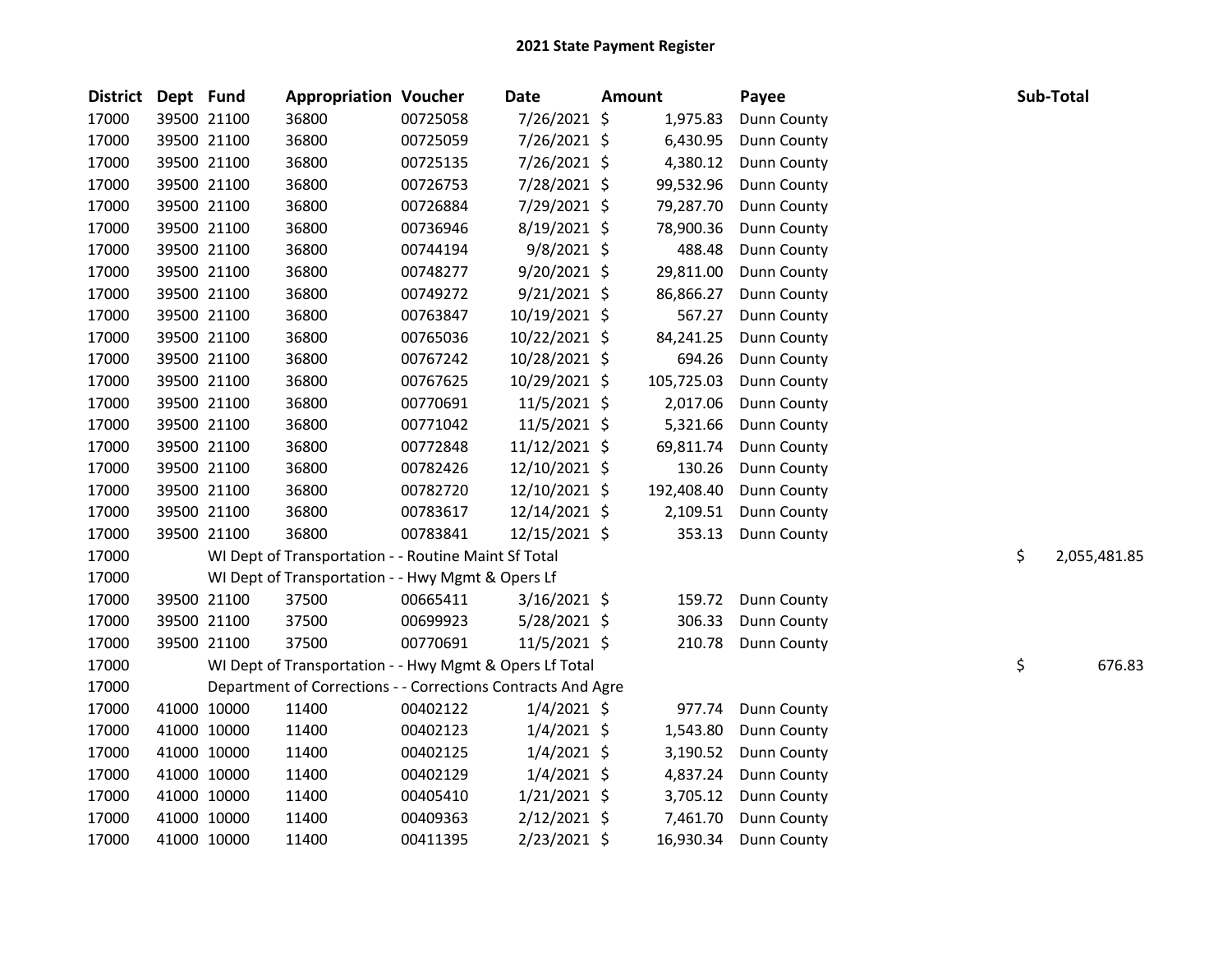# 2021 State Payment Register

| District | Dept | Fund | Appropriation | Voucher | Date | Amount | Payee | Sub-Total |
|---|---|---|---|---|---|---|---|---|
| 17000 | 39500 | 21100 | 36800 | 00725058 | 7/26/2021 | $ 1,975.83 | Dunn County | |
| 17000 | 39500 | 21100 | 36800 | 00725059 | 7/26/2021 | $ 6,430.95 | Dunn County | |
| 17000 | 39500 | 21100 | 36800 | 00725135 | 7/26/2021 | $ 4,380.12 | Dunn County | |
| 17000 | 39500 | 21100 | 36800 | 00726753 | 7/28/2021 | $ 99,532.96 | Dunn County | |
| 17000 | 39500 | 21100 | 36800 | 00726884 | 7/29/2021 | $ 79,287.70 | Dunn County | |
| 17000 | 39500 | 21100 | 36800 | 00736946 | 8/19/2021 | $ 78,900.36 | Dunn County | |
| 17000 | 39500 | 21100 | 36800 | 00744194 | 9/8/2021 | $ 488.48 | Dunn County | |
| 17000 | 39500 | 21100 | 36800 | 00748277 | 9/20/2021 | $ 29,811.00 | Dunn County | |
| 17000 | 39500 | 21100 | 36800 | 00749272 | 9/21/2021 | $ 86,866.27 | Dunn County | |
| 17000 | 39500 | 21100 | 36800 | 00763847 | 10/19/2021 | $ 567.27 | Dunn County | |
| 17000 | 39500 | 21100 | 36800 | 00765036 | 10/22/2021 | $ 84,241.25 | Dunn County | |
| 17000 | 39500 | 21100 | 36800 | 00767242 | 10/28/2021 | $ 694.26 | Dunn County | |
| 17000 | 39500 | 21100 | 36800 | 00767625 | 10/29/2021 | $ 105,725.03 | Dunn County | |
| 17000 | 39500 | 21100 | 36800 | 00770691 | 11/5/2021 | $ 2,017.06 | Dunn County | |
| 17000 | 39500 | 21100 | 36800 | 00771042 | 11/5/2021 | $ 5,321.66 | Dunn County | |
| 17000 | 39500 | 21100 | 36800 | 00772848 | 11/12/2021 | $ 69,811.74 | Dunn County | |
| 17000 | 39500 | 21100 | 36800 | 00782426 | 12/10/2021 | $ 130.26 | Dunn County | |
| 17000 | 39500 | 21100 | 36800 | 00782720 | 12/10/2021 | $ 192,408.40 | Dunn County | |
| 17000 | 39500 | 21100 | 36800 | 00783617 | 12/14/2021 | $ 2,109.51 | Dunn County | |
| 17000 | 39500 | 21100 | 36800 | 00783841 | 12/15/2021 | $ 353.13 | Dunn County | |
| 17000 | | WI Dept of Transportation - - Routine Maint Sf Total | | | | | | $ 2,055,481.85 |
| 17000 | | WI Dept of Transportation - - Hwy Mgmt & Opers Lf | | | | | | |
| 17000 | 39500 | 21100 | 37500 | 00665411 | 3/16/2021 | $ 159.72 | Dunn County | |
| 17000 | 39500 | 21100 | 37500 | 00699923 | 5/28/2021 | $ 306.33 | Dunn County | |
| 17000 | 39500 | 21100 | 37500 | 00770691 | 11/5/2021 | $ 210.78 | Dunn County | |
| 17000 | | WI Dept of Transportation - - Hwy Mgmt & Opers Lf Total | | | | | | $ 676.83 |
| 17000 | | Department of Corrections - - Corrections Contracts And Agre | | | | | | |
| 17000 | 41000 | 10000 | 11400 | 00402122 | 1/4/2021 | $ 977.74 | Dunn County | |
| 17000 | 41000 | 10000 | 11400 | 00402123 | 1/4/2021 | $ 1,543.80 | Dunn County | |
| 17000 | 41000 | 10000 | 11400 | 00402125 | 1/4/2021 | $ 3,190.52 | Dunn County | |
| 17000 | 41000 | 10000 | 11400 | 00402129 | 1/4/2021 | $ 4,837.24 | Dunn County | |
| 17000 | 41000 | 10000 | 11400 | 00405410 | 1/21/2021 | $ 3,705.12 | Dunn County | |
| 17000 | 41000 | 10000 | 11400 | 00409363 | 2/12/2021 | $ 7,461.70 | Dunn County | |
| 17000 | 41000 | 10000 | 11400 | 00411395 | 2/23/2021 | $ 16,930.34 | Dunn County | |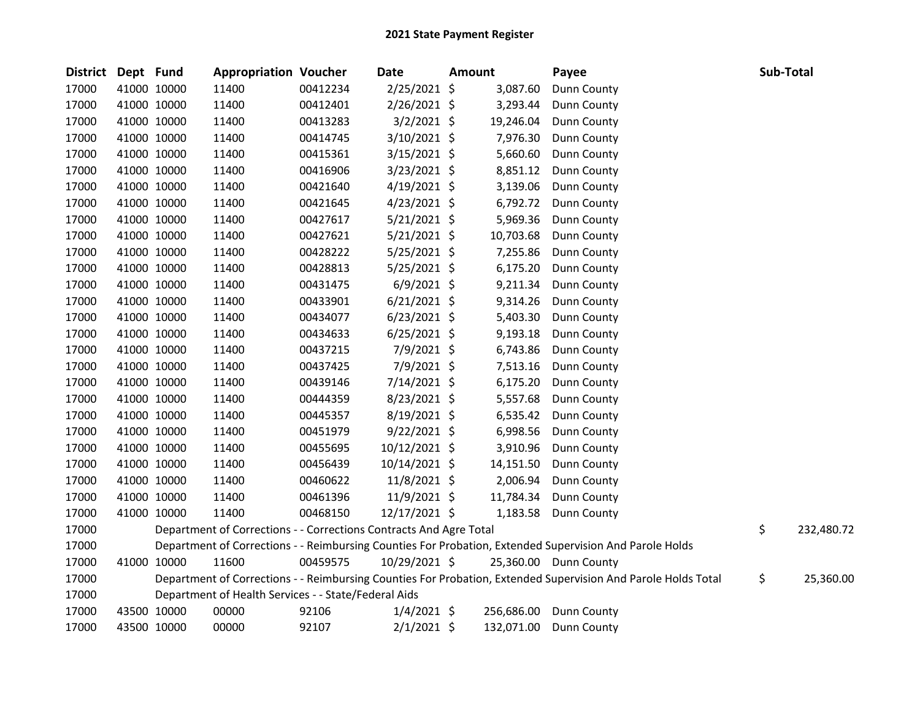# 2021 State Payment Register

| District | Dept | Fund | Appropriation | Voucher | Date | Amount | Payee | Sub-Total |
|---|---|---|---|---|---|---|---|---|
| 17000 | 41000 | 10000 | 11400 | 00412234 | 2/25/2021 | $ 3,087.60 | Dunn County | |
| 17000 | 41000 | 10000 | 11400 | 00412401 | 2/26/2021 | $ 3,293.44 | Dunn County | |
| 17000 | 41000 | 10000 | 11400 | 00413283 | 3/2/2021 | $ 19,246.04 | Dunn County | |
| 17000 | 41000 | 10000 | 11400 | 00414745 | 3/10/2021 | $ 7,976.30 | Dunn County | |
| 17000 | 41000 | 10000 | 11400 | 00415361 | 3/15/2021 | $ 5,660.60 | Dunn County | |
| 17000 | 41000 | 10000 | 11400 | 00416906 | 3/23/2021 | $ 8,851.12 | Dunn County | |
| 17000 | 41000 | 10000 | 11400 | 00421640 | 4/19/2021 | $ 3,139.06 | Dunn County | |
| 17000 | 41000 | 10000 | 11400 | 00421645 | 4/23/2021 | $ 6,792.72 | Dunn County | |
| 17000 | 41000 | 10000 | 11400 | 00427617 | 5/21/2021 | $ 5,969.36 | Dunn County | |
| 17000 | 41000 | 10000 | 11400 | 00427621 | 5/21/2021 | $ 10,703.68 | Dunn County | |
| 17000 | 41000 | 10000 | 11400 | 00428222 | 5/25/2021 | $ 7,255.86 | Dunn County | |
| 17000 | 41000 | 10000 | 11400 | 00428813 | 5/25/2021 | $ 6,175.20 | Dunn County | |
| 17000 | 41000 | 10000 | 11400 | 00431475 | 6/9/2021 | $ 9,211.34 | Dunn County | |
| 17000 | 41000 | 10000 | 11400 | 00433901 | 6/21/2021 | $ 9,314.26 | Dunn County | |
| 17000 | 41000 | 10000 | 11400 | 00434077 | 6/23/2021 | $ 5,403.30 | Dunn County | |
| 17000 | 41000 | 10000 | 11400 | 00434633 | 6/25/2021 | $ 9,193.18 | Dunn County | |
| 17000 | 41000 | 10000 | 11400 | 00437215 | 7/9/2021 | $ 6,743.86 | Dunn County | |
| 17000 | 41000 | 10000 | 11400 | 00437425 | 7/9/2021 | $ 7,513.16 | Dunn County | |
| 17000 | 41000 | 10000 | 11400 | 00439146 | 7/14/2021 | $ 6,175.20 | Dunn County | |
| 17000 | 41000 | 10000 | 11400 | 00444359 | 8/23/2021 | $ 5,557.68 | Dunn County | |
| 17000 | 41000 | 10000 | 11400 | 00445357 | 8/19/2021 | $ 6,535.42 | Dunn County | |
| 17000 | 41000 | 10000 | 11400 | 00451979 | 9/22/2021 | $ 6,998.56 | Dunn County | |
| 17000 | 41000 | 10000 | 11400 | 00455695 | 10/12/2021 | $ 3,910.96 | Dunn County | |
| 17000 | 41000 | 10000 | 11400 | 00456439 | 10/14/2021 | $ 14,151.50 | Dunn County | |
| 17000 | 41000 | 10000 | 11400 | 00460622 | 11/8/2021 | $ 2,006.94 | Dunn County | |
| 17000 | 41000 | 10000 | 11400 | 00461396 | 11/9/2021 | $ 11,784.34 | Dunn County | |
| 17000 | 41000 | 10000 | 11400 | 00468150 | 12/17/2021 | $ 1,183.58 | Dunn County | |
| 17000 | | | Department of Corrections - - Corrections Contracts And Agre Total | | | | | $ 232,480.72 |
| 17000 | | | Department of Corrections - - Reimbursing Counties For Probation, Extended Supervision And Parole Holds | | | | | |
| 17000 | 41000 | 10000 | 11600 | 00459575 | 10/29/2021 | $ 25,360.00 | Dunn County | |
| 17000 | | | Department of Corrections - - Reimbursing Counties For Probation, Extended Supervision And Parole Holds Total | | | | | $ 25,360.00 |
| 17000 | | | Department of Health Services - - State/Federal Aids | | | | | |
| 17000 | 43500 | 10000 | 00000 | 92106 | 1/4/2021 | $ 256,686.00 | Dunn County | |
| 17000 | 43500 | 10000 | 00000 | 92107 | 2/1/2021 | $ 132,071.00 | Dunn County | |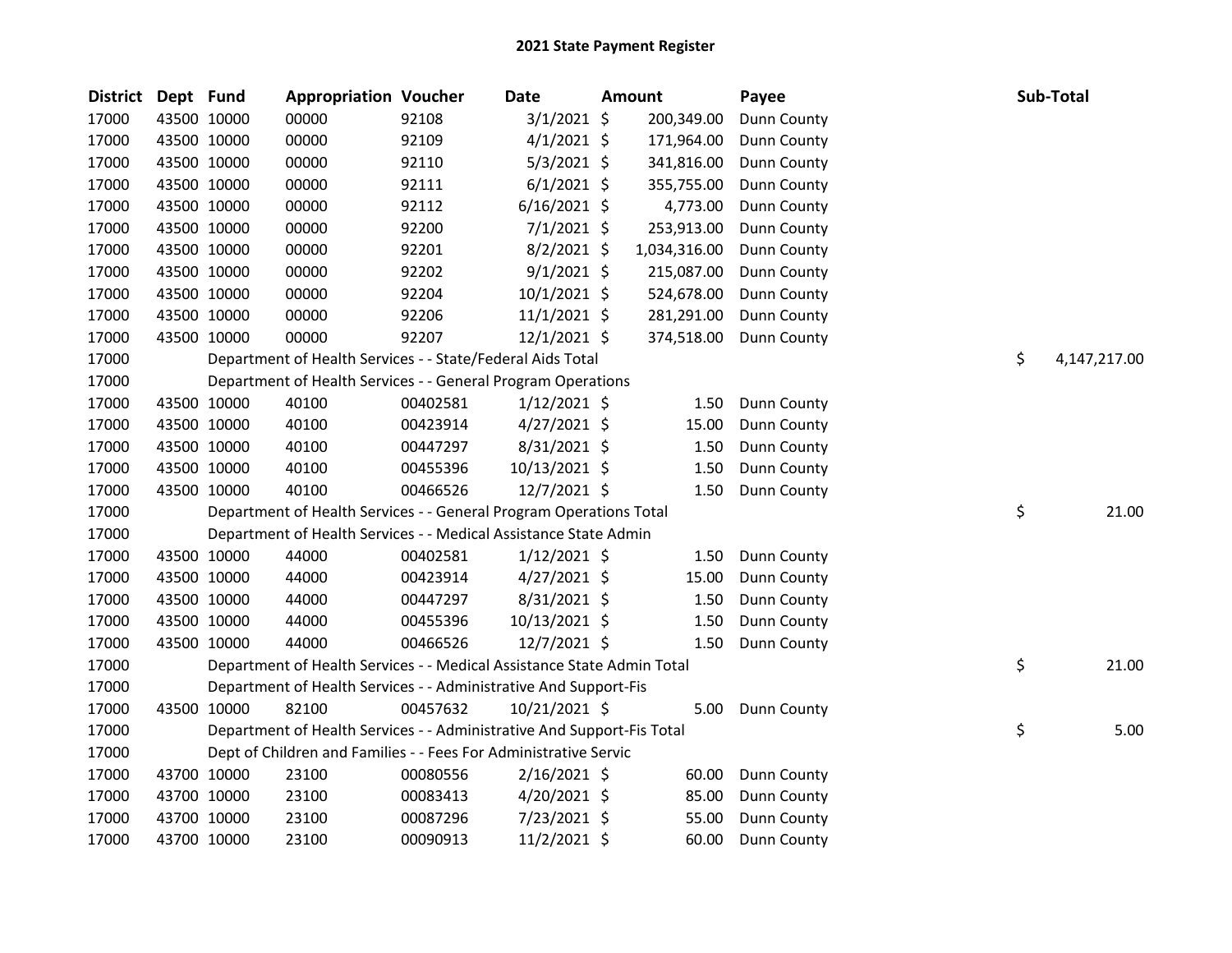# 2021 State Payment Register

| District | Dept | Fund | Appropriation | Voucher | Date | Amount | Payee | Sub-Total |
|---|---|---|---|---|---|---|---|---|
| 17000 | 43500 | 10000 | 00000 | 92108 | 3/1/2021 | $ 200,349.00 | Dunn County | |
| 17000 | 43500 | 10000 | 00000 | 92109 | 4/1/2021 | $ 171,964.00 | Dunn County | |
| 17000 | 43500 | 10000 | 00000 | 92110 | 5/3/2021 | $ 341,816.00 | Dunn County | |
| 17000 | 43500 | 10000 | 00000 | 92111 | 6/1/2021 | $ 355,755.00 | Dunn County | |
| 17000 | 43500 | 10000 | 00000 | 92112 | 6/16/2021 | $ 4,773.00 | Dunn County | |
| 17000 | 43500 | 10000 | 00000 | 92200 | 7/1/2021 | $ 253,913.00 | Dunn County | |
| 17000 | 43500 | 10000 | 00000 | 92201 | 8/2/2021 | $ 1,034,316.00 | Dunn County | |
| 17000 | 43500 | 10000 | 00000 | 92202 | 9/1/2021 | $ 215,087.00 | Dunn County | |
| 17000 | 43500 | 10000 | 00000 | 92204 | 10/1/2021 | $ 524,678.00 | Dunn County | |
| 17000 | 43500 | 10000 | 00000 | 92206 | 11/1/2021 | $ 281,291.00 | Dunn County | |
| 17000 | 43500 | 10000 | 00000 | 92207 | 12/1/2021 | $ 374,518.00 | Dunn County | |
| 17000 | | Department of Health Services - - State/Federal Aids Total | | | | | | $ 4,147,217.00 |
| 17000 | | Department of Health Services - - General Program Operations | | | | | | |
| 17000 | 43500 | 10000 | 40100 | 00402581 | 1/12/2021 | $ 1.50 | Dunn County | |
| 17000 | 43500 | 10000 | 40100 | 00423914 | 4/27/2021 | $ 15.00 | Dunn County | |
| 17000 | 43500 | 10000 | 40100 | 00447297 | 8/31/2021 | $ 1.50 | Dunn County | |
| 17000 | 43500 | 10000 | 40100 | 00455396 | 10/13/2021 | $ 1.50 | Dunn County | |
| 17000 | 43500 | 10000 | 40100 | 00466526 | 12/7/2021 | $ 1.50 | Dunn County | |
| 17000 | | Department of Health Services - - General Program Operations Total | | | | | | $ 21.00 |
| 17000 | | Department of Health Services - - Medical Assistance State Admin | | | | | | |
| 17000 | 43500 | 10000 | 44000 | 00402581 | 1/12/2021 | $ 1.50 | Dunn County | |
| 17000 | 43500 | 10000 | 44000 | 00423914 | 4/27/2021 | $ 15.00 | Dunn County | |
| 17000 | 43500 | 10000 | 44000 | 00447297 | 8/31/2021 | $ 1.50 | Dunn County | |
| 17000 | 43500 | 10000 | 44000 | 00455396 | 10/13/2021 | $ 1.50 | Dunn County | |
| 17000 | 43500 | 10000 | 44000 | 00466526 | 12/7/2021 | $ 1.50 | Dunn County | |
| 17000 | | Department of Health Services - - Medical Assistance State Admin Total | | | | | | $ 21.00 |
| 17000 | | Department of Health Services - - Administrative And Support-Fis | | | | | | |
| 17000 | 43500 | 10000 | 82100 | 00457632 | 10/21/2021 | $ 5.00 | Dunn County | |
| 17000 | | Department of Health Services - - Administrative And Support-Fis Total | | | | | | $ 5.00 |
| 17000 | | Dept of Children and Families - - Fees For Administrative Servic | | | | | | |
| 17000 | 43700 | 10000 | 23100 | 00080556 | 2/16/2021 | $ 60.00 | Dunn County | |
| 17000 | 43700 | 10000 | 23100 | 00083413 | 4/20/2021 | $ 85.00 | Dunn County | |
| 17000 | 43700 | 10000 | 23100 | 00087296 | 7/23/2021 | $ 55.00 | Dunn County | |
| 17000 | 43700 | 10000 | 23100 | 00090913 | 11/2/2021 | $ 60.00 | Dunn County | |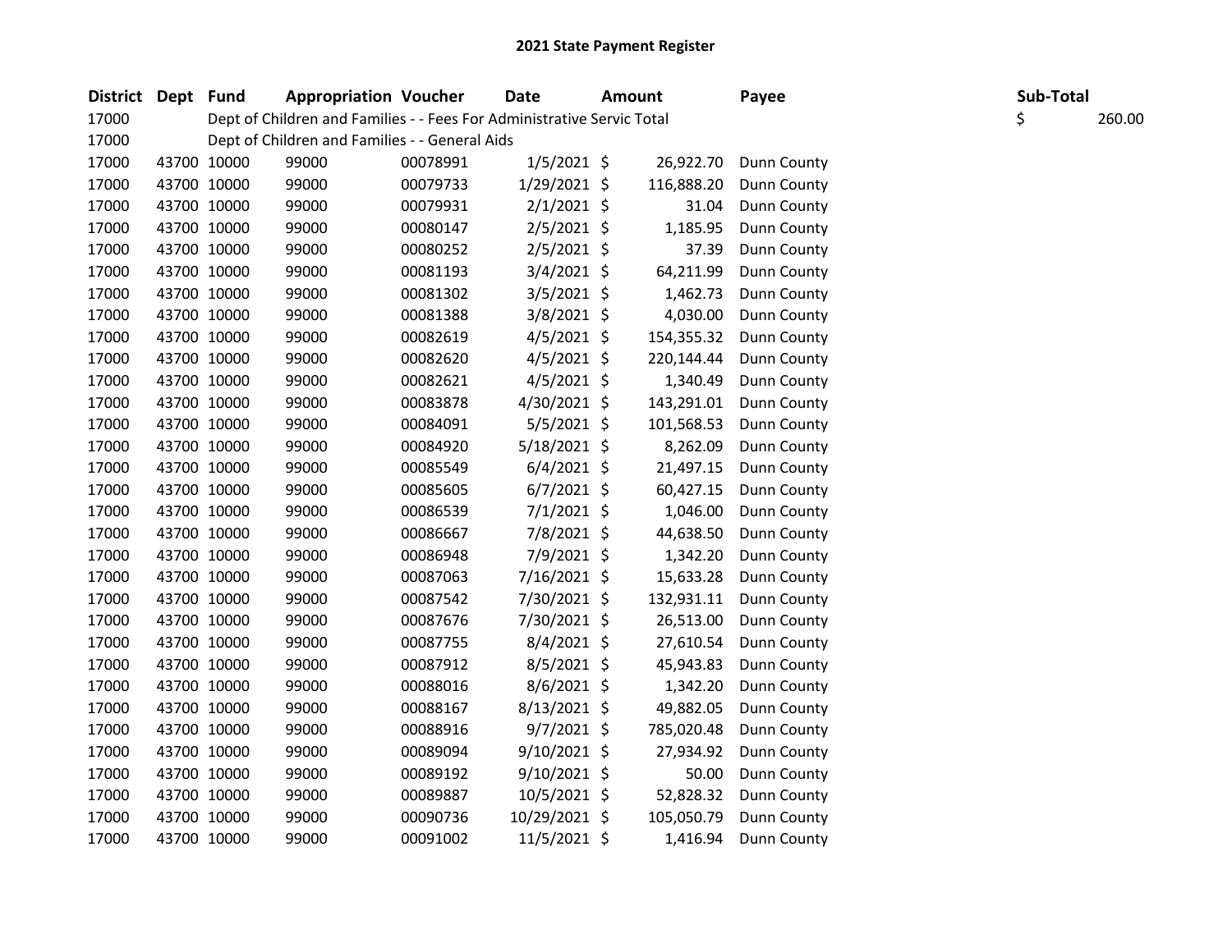## 2021 State Payment Register

| District | Dept | Fund | Appropriation | Voucher | Date | Amount | Payee | Sub-Total |
|---|---|---|---|---|---|---|---|---|
| 17000 | | Dept of Children and Families - - Fees For Administrative Servic Total | | | | | | $ 260.00 |
| 17000 | | Dept of Children and Families - - General Aids | | | | | | |
| 17000 | 43700 | 10000 | 99000 | 00078991 | 1/5/2021 | $ 26,922.70 | Dunn County | |
| 17000 | 43700 | 10000 | 99000 | 00079733 | 1/29/2021 | $ 116,888.20 | Dunn County | |
| 17000 | 43700 | 10000 | 99000 | 00079931 | 2/1/2021 | $ 31.04 | Dunn County | |
| 17000 | 43700 | 10000 | 99000 | 00080147 | 2/5/2021 | $ 1,185.95 | Dunn County | |
| 17000 | 43700 | 10000 | 99000 | 00080252 | 2/5/2021 | $ 37.39 | Dunn County | |
| 17000 | 43700 | 10000 | 99000 | 00081193 | 3/4/2021 | $ 64,211.99 | Dunn County | |
| 17000 | 43700 | 10000 | 99000 | 00081302 | 3/5/2021 | $ 1,462.73 | Dunn County | |
| 17000 | 43700 | 10000 | 99000 | 00081388 | 3/8/2021 | $ 4,030.00 | Dunn County | |
| 17000 | 43700 | 10000 | 99000 | 00082619 | 4/5/2021 | $ 154,355.32 | Dunn County | |
| 17000 | 43700 | 10000 | 99000 | 00082620 | 4/5/2021 | $ 220,144.44 | Dunn County | |
| 17000 | 43700 | 10000 | 99000 | 00082621 | 4/5/2021 | $ 1,340.49 | Dunn County | |
| 17000 | 43700 | 10000 | 99000 | 00083878 | 4/30/2021 | $ 143,291.01 | Dunn County | |
| 17000 | 43700 | 10000 | 99000 | 00084091 | 5/5/2021 | $ 101,568.53 | Dunn County | |
| 17000 | 43700 | 10000 | 99000 | 00084920 | 5/18/2021 | $ 8,262.09 | Dunn County | |
| 17000 | 43700 | 10000 | 99000 | 00085549 | 6/4/2021 | $ 21,497.15 | Dunn County | |
| 17000 | 43700 | 10000 | 99000 | 00085605 | 6/7/2021 | $ 60,427.15 | Dunn County | |
| 17000 | 43700 | 10000 | 99000 | 00086539 | 7/1/2021 | $ 1,046.00 | Dunn County | |
| 17000 | 43700 | 10000 | 99000 | 00086667 | 7/8/2021 | $ 44,638.50 | Dunn County | |
| 17000 | 43700 | 10000 | 99000 | 00086948 | 7/9/2021 | $ 1,342.20 | Dunn County | |
| 17000 | 43700 | 10000 | 99000 | 00087063 | 7/16/2021 | $ 15,633.28 | Dunn County | |
| 17000 | 43700 | 10000 | 99000 | 00087542 | 7/30/2021 | $ 132,931.11 | Dunn County | |
| 17000 | 43700 | 10000 | 99000 | 00087676 | 7/30/2021 | $ 26,513.00 | Dunn County | |
| 17000 | 43700 | 10000 | 99000 | 00087755 | 8/4/2021 | $ 27,610.54 | Dunn County | |
| 17000 | 43700 | 10000 | 99000 | 00087912 | 8/5/2021 | $ 45,943.83 | Dunn County | |
| 17000 | 43700 | 10000 | 99000 | 00088016 | 8/6/2021 | $ 1,342.20 | Dunn County | |
| 17000 | 43700 | 10000 | 99000 | 00088167 | 8/13/2021 | $ 49,882.05 | Dunn County | |
| 17000 | 43700 | 10000 | 99000 | 00088916 | 9/7/2021 | $ 785,020.48 | Dunn County | |
| 17000 | 43700 | 10000 | 99000 | 00089094 | 9/10/2021 | $ 27,934.92 | Dunn County | |
| 17000 | 43700 | 10000 | 99000 | 00089192 | 9/10/2021 | $ 50.00 | Dunn County | |
| 17000 | 43700 | 10000 | 99000 | 00089887 | 10/5/2021 | $ 52,828.32 | Dunn County | |
| 17000 | 43700 | 10000 | 99000 | 00090736 | 10/29/2021 | $ 105,050.79 | Dunn County | |
| 17000 | 43700 | 10000 | 99000 | 00091002 | 11/5/2021 | $ 1,416.94 | Dunn County | |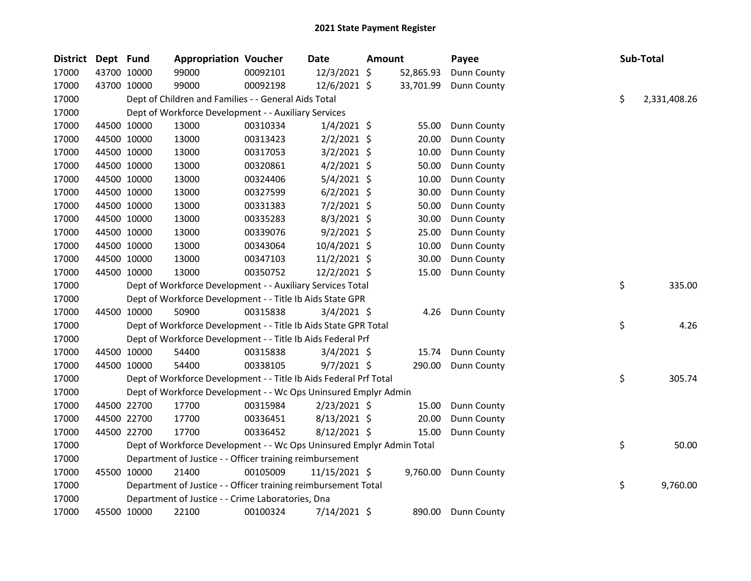## 2021 State Payment Register

| District | Dept | Fund | Appropriation | Voucher | Date | Amount | Payee | Sub-Total |
|---|---|---|---|---|---|---|---|---|
| 17000 | 43700 | 10000 | 99000 | 00092101 | 12/3/2021 | $ 52,865.93 | Dunn County | |
| 17000 | 43700 | 10000 | 99000 | 00092198 | 12/6/2021 | $ 33,701.99 | Dunn County | |
| 17000 | | Dept of Children and Families - - General Aids Total | | | | | | $ 2,331,408.26 |
| 17000 | | Dept of Workforce Development - - Auxiliary Services | | | | | | |
| 17000 | 44500 | 10000 | 13000 | 00310334 | 1/4/2021 | $ 55.00 | Dunn County | |
| 17000 | 44500 | 10000 | 13000 | 00313423 | 2/2/2021 | $ 20.00 | Dunn County | |
| 17000 | 44500 | 10000 | 13000 | 00317053 | 3/2/2021 | $ 10.00 | Dunn County | |
| 17000 | 44500 | 10000 | 13000 | 00320861 | 4/2/2021 | $ 50.00 | Dunn County | |
| 17000 | 44500 | 10000 | 13000 | 00324406 | 5/4/2021 | $ 10.00 | Dunn County | |
| 17000 | 44500 | 10000 | 13000 | 00327599 | 6/2/2021 | $ 30.00 | Dunn County | |
| 17000 | 44500 | 10000 | 13000 | 00331383 | 7/2/2021 | $ 50.00 | Dunn County | |
| 17000 | 44500 | 10000 | 13000 | 00335283 | 8/3/2021 | $ 30.00 | Dunn County | |
| 17000 | 44500 | 10000 | 13000 | 00339076 | 9/2/2021 | $ 25.00 | Dunn County | |
| 17000 | 44500 | 10000 | 13000 | 00343064 | 10/4/2021 | $ 10.00 | Dunn County | |
| 17000 | 44500 | 10000 | 13000 | 00347103 | 11/2/2021 | $ 30.00 | Dunn County | |
| 17000 | 44500 | 10000 | 13000 | 00350752 | 12/2/2021 | $ 15.00 | Dunn County | |
| 17000 | | Dept of Workforce Development - - Auxiliary Services Total | | | | | | $ 335.00 |
| 17000 | | Dept of Workforce Development - - Title Ib Aids State GPR | | | | | | |
| 17000 | 44500 | 10000 | 50900 | 00315838 | 3/4/2021 | $ 4.26 | Dunn County | |
| 17000 | | Dept of Workforce Development - - Title Ib Aids State GPR Total | | | | | | $ 4.26 |
| 17000 | | Dept of Workforce Development - - Title Ib Aids Federal Prf | | | | | | |
| 17000 | 44500 | 10000 | 54400 | 00315838 | 3/4/2021 | $ 15.74 | Dunn County | |
| 17000 | 44500 | 10000 | 54400 | 00338105 | 9/7/2021 | $ 290.00 | Dunn County | |
| 17000 | | Dept of Workforce Development - - Title Ib Aids Federal Prf Total | | | | | | $ 305.74 |
| 17000 | | Dept of Workforce Development - - Wc Ops Uninsured Emplyr Admin | | | | | | |
| 17000 | 44500 | 22700 | 17700 | 00315984 | 2/23/2021 | $ 15.00 | Dunn County | |
| 17000 | 44500 | 22700 | 17700 | 00336451 | 8/13/2021 | $ 20.00 | Dunn County | |
| 17000 | 44500 | 22700 | 17700 | 00336452 | 8/12/2021 | $ 15.00 | Dunn County | |
| 17000 | | Dept of Workforce Development - - Wc Ops Uninsured Emplyr Admin Total | | | | | | $ 50.00 |
| 17000 | | Department of Justice - - Officer training reimbursement | | | | | | |
| 17000 | 45500 | 10000 | 21400 | 00105009 | 11/15/2021 | $ 9,760.00 | Dunn County | |
| 17000 | | Department of Justice - - Officer training reimbursement Total | | | | | | $ 9,760.00 |
| 17000 | | Department of Justice - - Crime Laboratories, Dna | | | | | | |
| 17000 | 45500 | 10000 | 22100 | 00100324 | 7/14/2021 | $ 890.00 | Dunn County | |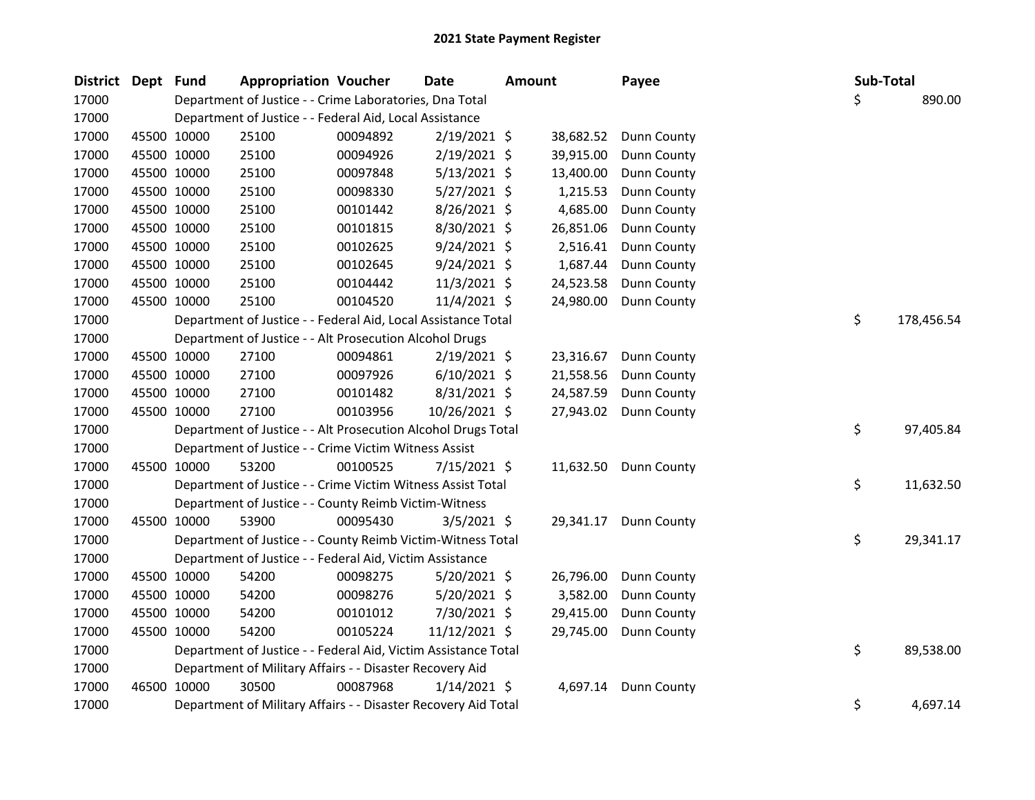# 2021 State Payment Register

| District | Dept | Fund | Appropriation | Voucher | Date | Amount | Payee | Sub-Total |
|---|---|---|---|---|---|---|---|---|
| 17000 | | Department of Justice - - Crime Laboratories, Dna Total | | | | | | $ 890.00 |
| 17000 | | Department of Justice - - Federal Aid, Local Assistance | | | | | | |
| 17000 | 45500 | 10000 | 25100 | 00094892 | 2/19/2021 | $ 38,682.52 | Dunn County | |
| 17000 | 45500 | 10000 | 25100 | 00094926 | 2/19/2021 | $ 39,915.00 | Dunn County | |
| 17000 | 45500 | 10000 | 25100 | 00097848 | 5/13/2021 | $ 13,400.00 | Dunn County | |
| 17000 | 45500 | 10000 | 25100 | 00098330 | 5/27/2021 | $ 1,215.53 | Dunn County | |
| 17000 | 45500 | 10000 | 25100 | 00101442 | 8/26/2021 | $ 4,685.00 | Dunn County | |
| 17000 | 45500 | 10000 | 25100 | 00101815 | 8/30/2021 | $ 26,851.06 | Dunn County | |
| 17000 | 45500 | 10000 | 25100 | 00102625 | 9/24/2021 | $ 2,516.41 | Dunn County | |
| 17000 | 45500 | 10000 | 25100 | 00102645 | 9/24/2021 | $ 1,687.44 | Dunn County | |
| 17000 | 45500 | 10000 | 25100 | 00104442 | 11/3/2021 | $ 24,523.58 | Dunn County | |
| 17000 | 45500 | 10000 | 25100 | 00104520 | 11/4/2021 | $ 24,980.00 | Dunn County | |
| 17000 | | Department of Justice - - Federal Aid, Local Assistance Total | | | | | | $ 178,456.54 |
| 17000 | | Department of Justice - - Alt Prosecution Alcohol Drugs | | | | | | |
| 17000 | 45500 | 10000 | 27100 | 00094861 | 2/19/2021 | $ 23,316.67 | Dunn County | |
| 17000 | 45500 | 10000 | 27100 | 00097926 | 6/10/2021 | $ 21,558.56 | Dunn County | |
| 17000 | 45500 | 10000 | 27100 | 00101482 | 8/31/2021 | $ 24,587.59 | Dunn County | |
| 17000 | 45500 | 10000 | 27100 | 00103956 | 10/26/2021 | $ 27,943.02 | Dunn County | |
| 17000 | | Department of Justice - - Alt Prosecution Alcohol Drugs Total | | | | | | $ 97,405.84 |
| 17000 | | Department of Justice - - Crime Victim Witness Assist | | | | | | |
| 17000 | 45500 | 10000 | 53200 | 00100525 | 7/15/2021 | $ 11,632.50 | Dunn County | |
| 17000 | | Department of Justice - - Crime Victim Witness Assist Total | | | | | | $ 11,632.50 |
| 17000 | | Department of Justice - - County Reimb Victim-Witness | | | | | | |
| 17000 | 45500 | 10000 | 53900 | 00095430 | 3/5/2021 | $ 29,341.17 | Dunn County | |
| 17000 | | Department of Justice - - County Reimb Victim-Witness Total | | | | | | $ 29,341.17 |
| 17000 | | Department of Justice - - Federal Aid, Victim Assistance | | | | | | |
| 17000 | 45500 | 10000 | 54200 | 00098275 | 5/20/2021 | $ 26,796.00 | Dunn County | |
| 17000 | 45500 | 10000 | 54200 | 00098276 | 5/20/2021 | $ 3,582.00 | Dunn County | |
| 17000 | 45500 | 10000 | 54200 | 00101012 | 7/30/2021 | $ 29,415.00 | Dunn County | |
| 17000 | 45500 | 10000 | 54200 | 00105224 | 11/12/2021 | $ 29,745.00 | Dunn County | |
| 17000 | | Department of Justice - - Federal Aid, Victim Assistance Total | | | | | | $ 89,538.00 |
| 17000 | | Department of Military Affairs - - Disaster Recovery Aid | | | | | | |
| 17000 | 46500 | 10000 | 30500 | 00087968 | 1/14/2021 | $ 4,697.14 | Dunn County | |
| 17000 | | Department of Military Affairs - - Disaster Recovery Aid Total | | | | | | $ 4,697.14 |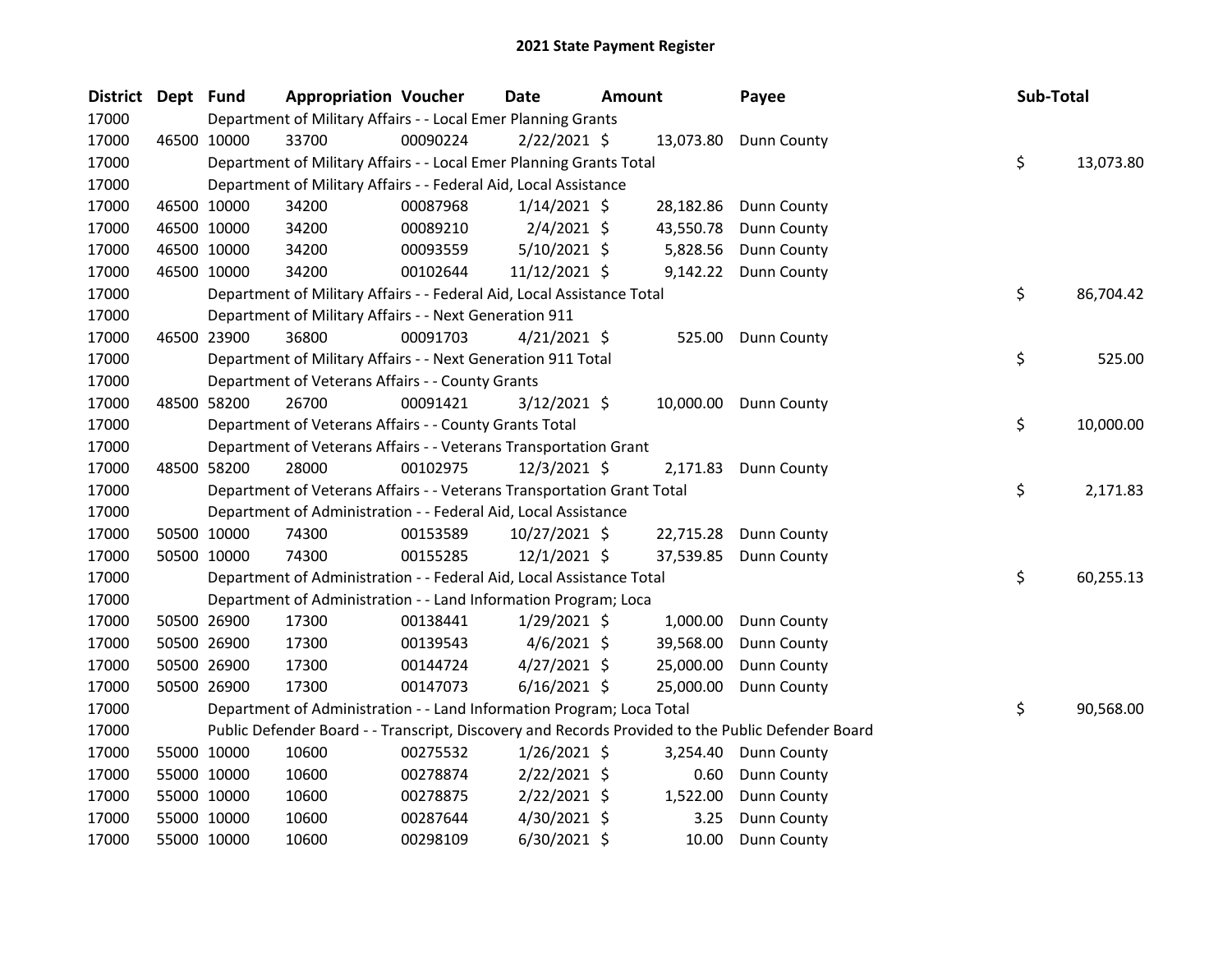# 2021 State Payment Register

| District | Dept | Fund | Appropriation | Voucher | Date | Amount | Payee | Sub-Total |
|---|---|---|---|---|---|---|---|---|
| 17000 | | Department of Military Affairs - - Local Emer Planning Grants | | | | | | |
| 17000 | 46500 | 10000 | 33700 | 00090224 | 2/22/2021 | $ 13,073.80 | Dunn County | |
| 17000 | | Department of Military Affairs - - Local Emer Planning Grants Total | | | | | | $ 13,073.80 |
| 17000 | | Department of Military Affairs - - Federal Aid, Local Assistance | | | | | | |
| 17000 | 46500 | 10000 | 34200 | 00087968 | 1/14/2021 | $ 28,182.86 | Dunn County | |
| 17000 | 46500 | 10000 | 34200 | 00089210 | 2/4/2021 | $ 43,550.78 | Dunn County | |
| 17000 | 46500 | 10000 | 34200 | 00093559 | 5/10/2021 | $ 5,828.56 | Dunn County | |
| 17000 | 46500 | 10000 | 34200 | 00102644 | 11/12/2021 | $ 9,142.22 | Dunn County | |
| 17000 | | Department of Military Affairs - - Federal Aid, Local Assistance Total | | | | | | $ 86,704.42 |
| 17000 | | Department of Military Affairs - - Next Generation 911 | | | | | | |
| 17000 | 46500 | 23900 | 36800 | 00091703 | 4/21/2021 | $ 525.00 | Dunn County | |
| 17000 | | Department of Military Affairs - - Next Generation 911 Total | | | | | | $ 525.00 |
| 17000 | | Department of Veterans Affairs - - County Grants | | | | | | |
| 17000 | 48500 | 58200 | 26700 | 00091421 | 3/12/2021 | $ 10,000.00 | Dunn County | |
| 17000 | | Department of Veterans Affairs - - County Grants Total | | | | | | $ 10,000.00 |
| 17000 | | Department of Veterans Affairs - - Veterans Transportation Grant | | | | | | |
| 17000 | 48500 | 58200 | 28000 | 00102975 | 12/3/2021 | $ 2,171.83 | Dunn County | |
| 17000 | | Department of Veterans Affairs - - Veterans Transportation Grant Total | | | | | | $ 2,171.83 |
| 17000 | | Department of Administration - - Federal Aid, Local Assistance | | | | | | |
| 17000 | 50500 | 10000 | 74300 | 00153589 | 10/27/2021 | $ 22,715.28 | Dunn County | |
| 17000 | 50500 | 10000 | 74300 | 00155285 | 12/1/2021 | $ 37,539.85 | Dunn County | |
| 17000 | | Department of Administration - - Federal Aid, Local Assistance Total | | | | | | $ 60,255.13 |
| 17000 | | Department of Administration - - Land Information Program; Loca | | | | | | |
| 17000 | 50500 | 26900 | 17300 | 00138441 | 1/29/2021 | $ 1,000.00 | Dunn County | |
| 17000 | 50500 | 26900 | 17300 | 00139543 | 4/6/2021 | $ 39,568.00 | Dunn County | |
| 17000 | 50500 | 26900 | 17300 | 00144724 | 4/27/2021 | $ 25,000.00 | Dunn County | |
| 17000 | 50500 | 26900 | 17300 | 00147073 | 6/16/2021 | $ 25,000.00 | Dunn County | |
| 17000 | | Department of Administration - - Land Information Program; Loca Total | | | | | | $ 90,568.00 |
| 17000 | | Public Defender Board - - Transcript, Discovery and Records Provided to the Public Defender Board | | | | | | |
| 17000 | 55000 | 10000 | 10600 | 00275532 | 1/26/2021 | $ 3,254.40 | Dunn County | |
| 17000 | 55000 | 10000 | 10600 | 00278874 | 2/22/2021 | $ 0.60 | Dunn County | |
| 17000 | 55000 | 10000 | 10600 | 00278875 | 2/22/2021 | $ 1,522.00 | Dunn County | |
| 17000 | 55000 | 10000 | 10600 | 00287644 | 4/30/2021 | $ 3.25 | Dunn County | |
| 17000 | 55000 | 10000 | 10600 | 00298109 | 6/30/2021 | $ 10.00 | Dunn County | |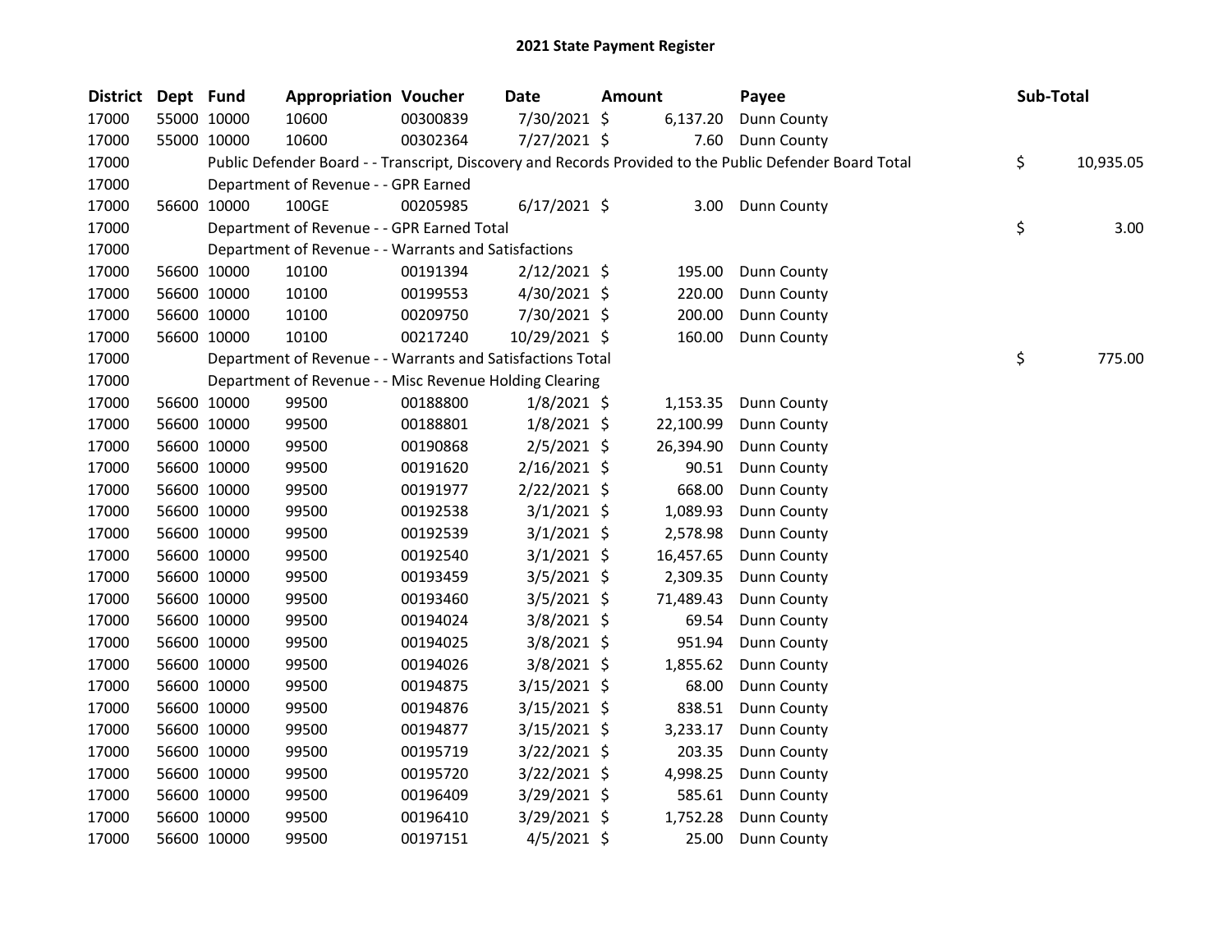# 2021 State Payment Register

| District | Dept | Fund | Appropriation | Voucher | Date | Amount | Payee | Sub-Total |
|---|---|---|---|---|---|---|---|---|
| 17000 | 55000 | 10000 | 10600 | 00300839 | 7/30/2021 | $ 6,137.20 | Dunn County | |
| 17000 | 55000 | 10000 | 10600 | 00302364 | 7/27/2021 | $ 7.60 | Dunn County | |
| 17000 | | Public Defender Board - - Transcript, Discovery and Records Provided to the Public Defender Board Total | | | | | | $ 10,935.05 |
| 17000 | | Department of Revenue - - GPR Earned | | | | | | |
| 17000 | 56600 | 10000 | 100GE | 00205985 | 6/17/2021 | $ 3.00 | Dunn County | |
| 17000 | | Department of Revenue - - GPR Earned Total | | | | | | $ 3.00 |
| 17000 | | Department of Revenue - - Warrants and Satisfactions | | | | | | |
| 17000 | 56600 | 10000 | 10100 | 00191394 | 2/12/2021 | $ 195.00 | Dunn County | |
| 17000 | 56600 | 10000 | 10100 | 00199553 | 4/30/2021 | $ 220.00 | Dunn County | |
| 17000 | 56600 | 10000 | 10100 | 00209750 | 7/30/2021 | $ 200.00 | Dunn County | |
| 17000 | 56600 | 10000 | 10100 | 00217240 | 10/29/2021 | $ 160.00 | Dunn County | |
| 17000 | | Department of Revenue - - Warrants and Satisfactions Total | | | | | | $ 775.00 |
| 17000 | | Department of Revenue - - Misc Revenue Holding Clearing | | | | | | |
| 17000 | 56600 | 10000 | 99500 | 00188800 | 1/8/2021 | $ 1,153.35 | Dunn County | |
| 17000 | 56600 | 10000 | 99500 | 00188801 | 1/8/2021 | $ 22,100.99 | Dunn County | |
| 17000 | 56600 | 10000 | 99500 | 00190868 | 2/5/2021 | $ 26,394.90 | Dunn County | |
| 17000 | 56600 | 10000 | 99500 | 00191620 | 2/16/2021 | $ 90.51 | Dunn County | |
| 17000 | 56600 | 10000 | 99500 | 00191977 | 2/22/2021 | $ 668.00 | Dunn County | |
| 17000 | 56600 | 10000 | 99500 | 00192538 | 3/1/2021 | $ 1,089.93 | Dunn County | |
| 17000 | 56600 | 10000 | 99500 | 00192539 | 3/1/2021 | $ 2,578.98 | Dunn County | |
| 17000 | 56600 | 10000 | 99500 | 00192540 | 3/1/2021 | $ 16,457.65 | Dunn County | |
| 17000 | 56600 | 10000 | 99500 | 00193459 | 3/5/2021 | $ 2,309.35 | Dunn County | |
| 17000 | 56600 | 10000 | 99500 | 00193460 | 3/5/2021 | $ 71,489.43 | Dunn County | |
| 17000 | 56600 | 10000 | 99500 | 00194024 | 3/8/2021 | $ 69.54 | Dunn County | |
| 17000 | 56600 | 10000 | 99500 | 00194025 | 3/8/2021 | $ 951.94 | Dunn County | |
| 17000 | 56600 | 10000 | 99500 | 00194026 | 3/8/2021 | $ 1,855.62 | Dunn County | |
| 17000 | 56600 | 10000 | 99500 | 00194875 | 3/15/2021 | $ 68.00 | Dunn County | |
| 17000 | 56600 | 10000 | 99500 | 00194876 | 3/15/2021 | $ 838.51 | Dunn County | |
| 17000 | 56600 | 10000 | 99500 | 00194877 | 3/15/2021 | $ 3,233.17 | Dunn County | |
| 17000 | 56600 | 10000 | 99500 | 00195719 | 3/22/2021 | $ 203.35 | Dunn County | |
| 17000 | 56600 | 10000 | 99500 | 00195720 | 3/22/2021 | $ 4,998.25 | Dunn County | |
| 17000 | 56600 | 10000 | 99500 | 00196409 | 3/29/2021 | $ 585.61 | Dunn County | |
| 17000 | 56600 | 10000 | 99500 | 00196410 | 3/29/2021 | $ 1,752.28 | Dunn County | |
| 17000 | 56600 | 10000 | 99500 | 00197151 | 4/5/2021 | $ 25.00 | Dunn County | |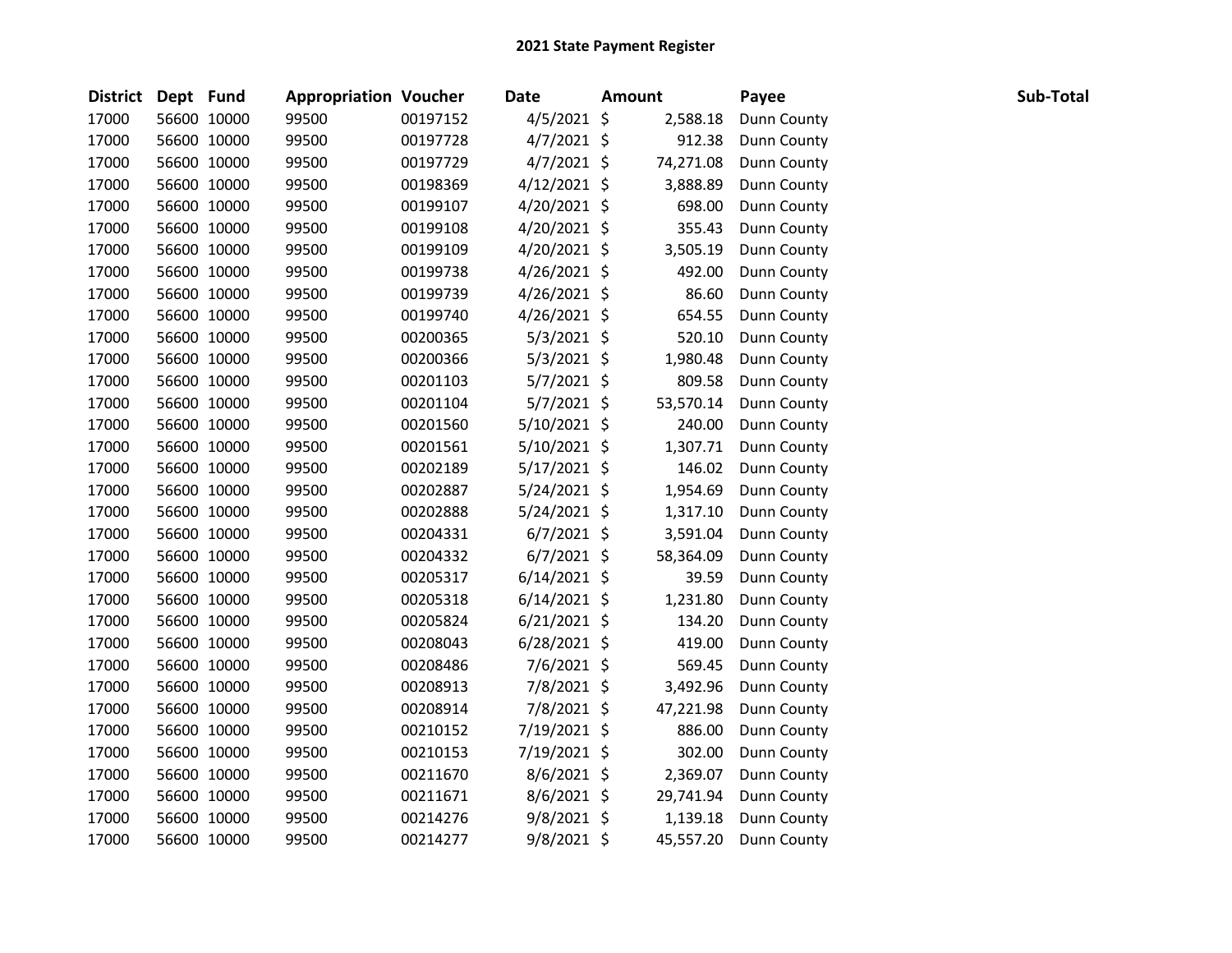# 2021 State Payment Register

| District | Dept | Fund | Appropriation | Voucher | Date | Amount | Payee | Sub-Total |
|---|---|---|---|---|---|---|---|---|
| 17000 | 56600 | 10000 | 99500 | 00197152 | 4/5/2021 | $ 2,588.18 | Dunn County | |
| 17000 | 56600 | 10000 | 99500 | 00197728 | 4/7/2021 | $ 912.38 | Dunn County | |
| 17000 | 56600 | 10000 | 99500 | 00197729 | 4/7/2021 | $ 74,271.08 | Dunn County | |
| 17000 | 56600 | 10000 | 99500 | 00198369 | 4/12/2021 | $ 3,888.89 | Dunn County | |
| 17000 | 56600 | 10000 | 99500 | 00199107 | 4/20/2021 | $ 698.00 | Dunn County | |
| 17000 | 56600 | 10000 | 99500 | 00199108 | 4/20/2021 | $ 355.43 | Dunn County | |
| 17000 | 56600 | 10000 | 99500 | 00199109 | 4/20/2021 | $ 3,505.19 | Dunn County | |
| 17000 | 56600 | 10000 | 99500 | 00199738 | 4/26/2021 | $ 492.00 | Dunn County | |
| 17000 | 56600 | 10000 | 99500 | 00199739 | 4/26/2021 | $ 86.60 | Dunn County | |
| 17000 | 56600 | 10000 | 99500 | 00199740 | 4/26/2021 | $ 654.55 | Dunn County | |
| 17000 | 56600 | 10000 | 99500 | 00200365 | 5/3/2021 | $ 520.10 | Dunn County | |
| 17000 | 56600 | 10000 | 99500 | 00200366 | 5/3/2021 | $ 1,980.48 | Dunn County | |
| 17000 | 56600 | 10000 | 99500 | 00201103 | 5/7/2021 | $ 809.58 | Dunn County | |
| 17000 | 56600 | 10000 | 99500 | 00201104 | 5/7/2021 | $ 53,570.14 | Dunn County | |
| 17000 | 56600 | 10000 | 99500 | 00201560 | 5/10/2021 | $ 240.00 | Dunn County | |
| 17000 | 56600 | 10000 | 99500 | 00201561 | 5/10/2021 | $ 1,307.71 | Dunn County | |
| 17000 | 56600 | 10000 | 99500 | 00202189 | 5/17/2021 | $ 146.02 | Dunn County | |
| 17000 | 56600 | 10000 | 99500 | 00202887 | 5/24/2021 | $ 1,954.69 | Dunn County | |
| 17000 | 56600 | 10000 | 99500 | 00202888 | 5/24/2021 | $ 1,317.10 | Dunn County | |
| 17000 | 56600 | 10000 | 99500 | 00204331 | 6/7/2021 | $ 3,591.04 | Dunn County | |
| 17000 | 56600 | 10000 | 99500 | 00204332 | 6/7/2021 | $ 58,364.09 | Dunn County | |
| 17000 | 56600 | 10000 | 99500 | 00205317 | 6/14/2021 | $ 39.59 | Dunn County | |
| 17000 | 56600 | 10000 | 99500 | 00205318 | 6/14/2021 | $ 1,231.80 | Dunn County | |
| 17000 | 56600 | 10000 | 99500 | 00205824 | 6/21/2021 | $ 134.20 | Dunn County | |
| 17000 | 56600 | 10000 | 99500 | 00208043 | 6/28/2021 | $ 419.00 | Dunn County | |
| 17000 | 56600 | 10000 | 99500 | 00208486 | 7/6/2021 | $ 569.45 | Dunn County | |
| 17000 | 56600 | 10000 | 99500 | 00208913 | 7/8/2021 | $ 3,492.96 | Dunn County | |
| 17000 | 56600 | 10000 | 99500 | 00208914 | 7/8/2021 | $ 47,221.98 | Dunn County | |
| 17000 | 56600 | 10000 | 99500 | 00210152 | 7/19/2021 | $ 886.00 | Dunn County | |
| 17000 | 56600 | 10000 | 99500 | 00210153 | 7/19/2021 | $ 302.00 | Dunn County | |
| 17000 | 56600 | 10000 | 99500 | 00211670 | 8/6/2021 | $ 2,369.07 | Dunn County | |
| 17000 | 56600 | 10000 | 99500 | 00211671 | 8/6/2021 | $ 29,741.94 | Dunn County | |
| 17000 | 56600 | 10000 | 99500 | 00214276 | 9/8/2021 | $ 1,139.18 | Dunn County | |
| 17000 | 56600 | 10000 | 99500 | 00214277 | 9/8/2021 | $ 45,557.20 | Dunn County | |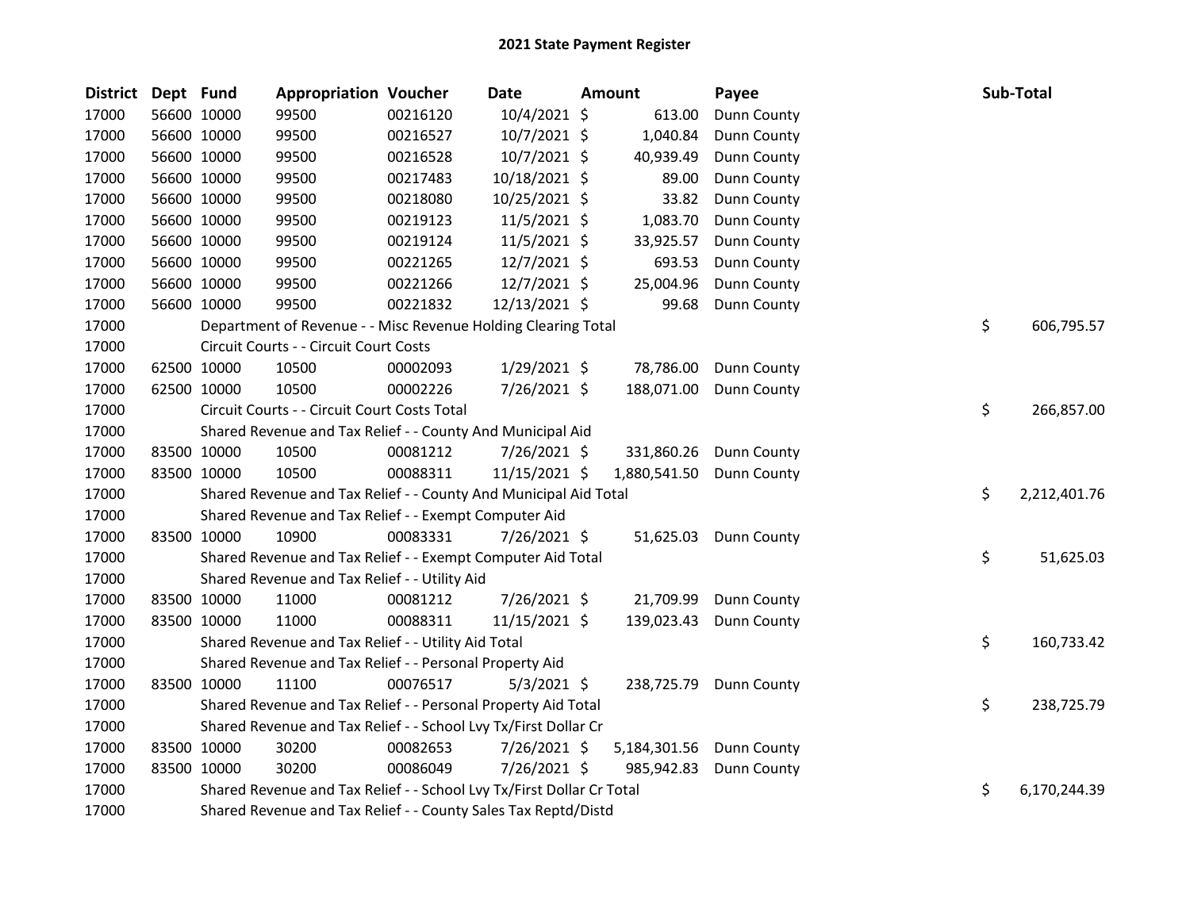# 2021 State Payment Register

| District | Dept | Fund | Appropriation | Voucher | Date | Amount | Payee | Sub-Total |
|---|---|---|---|---|---|---|---|---|
| 17000 | 56600 | 10000 | 99500 | 00216120 | 10/4/2021 | $ 613.00 | Dunn County | |
| 17000 | 56600 | 10000 | 99500 | 00216527 | 10/7/2021 | $ 1,040.84 | Dunn County | |
| 17000 | 56600 | 10000 | 99500 | 00216528 | 10/7/2021 | $ 40,939.49 | Dunn County | |
| 17000 | 56600 | 10000 | 99500 | 00217483 | 10/18/2021 | $ 89.00 | Dunn County | |
| 17000 | 56600 | 10000 | 99500 | 00218080 | 10/25/2021 | $ 33.82 | Dunn County | |
| 17000 | 56600 | 10000 | 99500 | 00219123 | 11/5/2021 | $ 1,083.70 | Dunn County | |
| 17000 | 56600 | 10000 | 99500 | 00219124 | 11/5/2021 | $ 33,925.57 | Dunn County | |
| 17000 | 56600 | 10000 | 99500 | 00221265 | 12/7/2021 | $ 693.53 | Dunn County | |
| 17000 | 56600 | 10000 | 99500 | 00221266 | 12/7/2021 | $ 25,004.96 | Dunn County | |
| 17000 | 56600 | 10000 | 99500 | 00221832 | 12/13/2021 | $ 99.68 | Dunn County | |
| 17000 | | Department of Revenue - - Misc Revenue Holding Clearing Total | | | | | | $ 606,795.57 |
| 17000 | | Circuit Courts - - Circuit Court Costs | | | | | | |
| 17000 | 62500 | 10000 | 10500 | 00002093 | 1/29/2021 | $ 78,786.00 | Dunn County | |
| 17000 | 62500 | 10000 | 10500 | 00002226 | 7/26/2021 | $ 188,071.00 | Dunn County | |
| 17000 | | Circuit Courts - - Circuit Court Costs Total | | | | | | $ 266,857.00 |
| 17000 | | Shared Revenue and Tax Relief - - County And Municipal Aid | | | | | | |
| 17000 | 83500 | 10000 | 10500 | 00081212 | 7/26/2021 | $ 331,860.26 | Dunn County | |
| 17000 | 83500 | 10000 | 10500 | 00088311 | 11/15/2021 | $ 1,880,541.50 | Dunn County | |
| 17000 | | Shared Revenue and Tax Relief - - County And Municipal Aid Total | | | | | | $ 2,212,401.76 |
| 17000 | | Shared Revenue and Tax Relief - - Exempt Computer Aid | | | | | | |
| 17000 | 83500 | 10000 | 10900 | 00083331 | 7/26/2021 | $ 51,625.03 | Dunn County | |
| 17000 | | Shared Revenue and Tax Relief - - Exempt Computer Aid Total | | | | | | $ 51,625.03 |
| 17000 | | Shared Revenue and Tax Relief - - Utility Aid | | | | | | |
| 17000 | 83500 | 10000 | 11000 | 00081212 | 7/26/2021 | $ 21,709.99 | Dunn County | |
| 17000 | 83500 | 10000 | 11000 | 00088311 | 11/15/2021 | $ 139,023.43 | Dunn County | |
| 17000 | | Shared Revenue and Tax Relief - - Utility Aid Total | | | | | | $ 160,733.42 |
| 17000 | | Shared Revenue and Tax Relief - - Personal Property Aid | | | | | | |
| 17000 | 83500 | 10000 | 11100 | 00076517 | 5/3/2021 | $ 238,725.79 | Dunn County | |
| 17000 | | Shared Revenue and Tax Relief - - Personal Property Aid Total | | | | | | $ 238,725.79 |
| 17000 | | Shared Revenue and Tax Relief - - School Lvy Tx/First Dollar Cr | | | | | | |
| 17000 | 83500 | 10000 | 30200 | 00082653 | 7/26/2021 | $ 5,184,301.56 | Dunn County | |
| 17000 | 83500 | 10000 | 30200 | 00086049 | 7/26/2021 | $ 985,942.83 | Dunn County | |
| 17000 | | Shared Revenue and Tax Relief - - School Lvy Tx/First Dollar Cr Total | | | | | | $ 6,170,244.39 |
| 17000 | | Shared Revenue and Tax Relief - - County Sales Tax Reptd/Distd | | | | | | |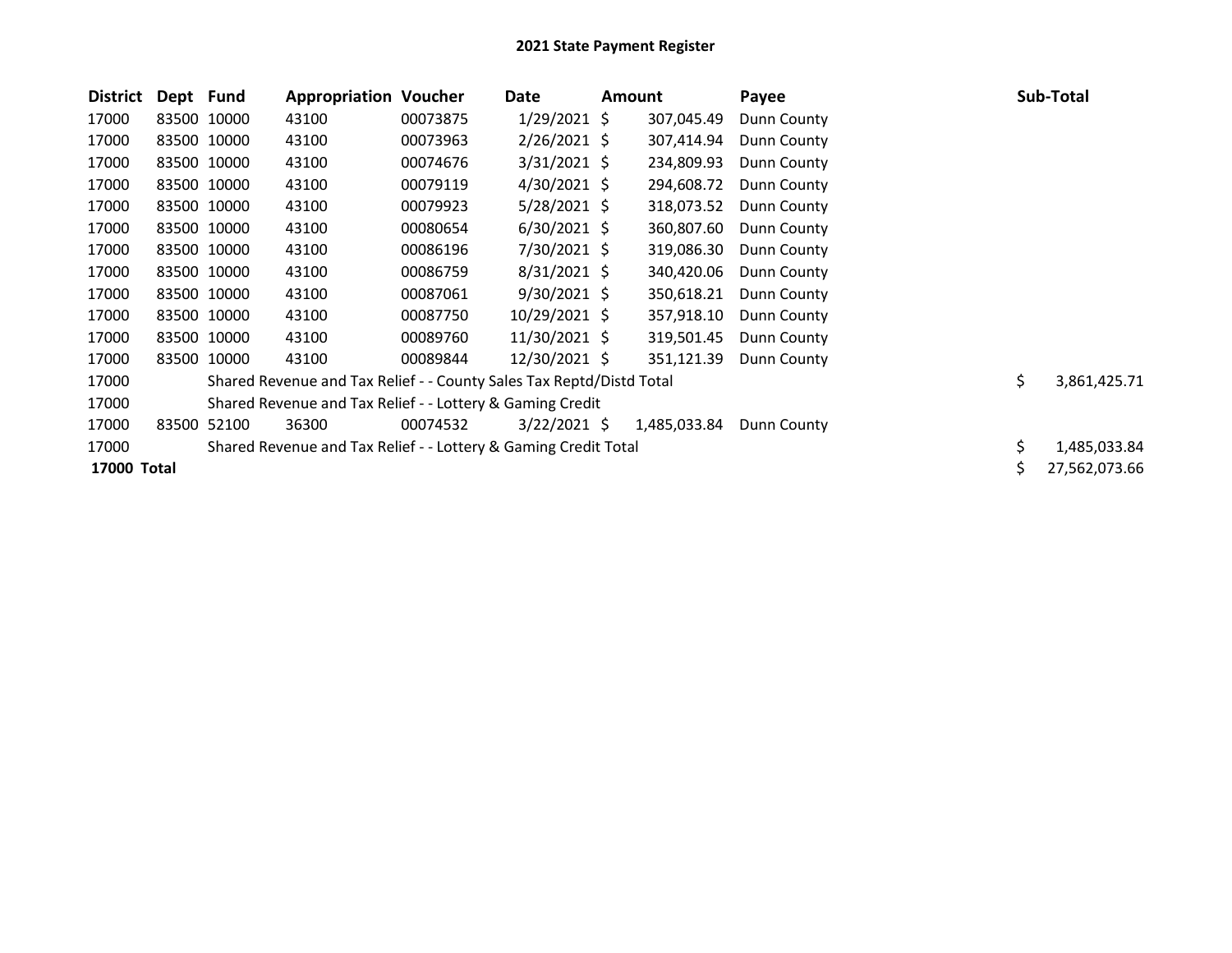# 2021 State Payment Register

| District | Dept | Fund | Appropriation | Voucher | Date | Amount | Payee | Sub-Total |
|---|---|---|---|---|---|---|---|---|
| 17000 | 83500 | 10000 | 43100 | 00073875 | 1/29/2021 | $ 307,045.49 | Dunn County | |
| 17000 | 83500 | 10000 | 43100 | 00073963 | 2/26/2021 | $ 307,414.94 | Dunn County | |
| 17000 | 83500 | 10000 | 43100 | 00074676 | 3/31/2021 | $ 234,809.93 | Dunn County | |
| 17000 | 83500 | 10000 | 43100 | 00079119 | 4/30/2021 | $ 294,608.72 | Dunn County | |
| 17000 | 83500 | 10000 | 43100 | 00079923 | 5/28/2021 | $ 318,073.52 | Dunn County | |
| 17000 | 83500 | 10000 | 43100 | 00080654 | 6/30/2021 | $ 360,807.60 | Dunn County | |
| 17000 | 83500 | 10000 | 43100 | 00086196 | 7/30/2021 | $ 319,086.30 | Dunn County | |
| 17000 | 83500 | 10000 | 43100 | 00086759 | 8/31/2021 | $ 340,420.06 | Dunn County | |
| 17000 | 83500 | 10000 | 43100 | 00087061 | 9/30/2021 | $ 350,618.21 | Dunn County | |
| 17000 | 83500 | 10000 | 43100 | 00087750 | 10/29/2021 | $ 357,918.10 | Dunn County | |
| 17000 | 83500 | 10000 | 43100 | 00089760 | 11/30/2021 | $ 319,501.45 | Dunn County | |
| 17000 | 83500 | 10000 | 43100 | 00089844 | 12/30/2021 | $ 351,121.39 | Dunn County | |
| 17000 | | Shared Revenue and Tax Relief - - County Sales Tax Reptd/Distd Total | | | | | | $ 3,861,425.71 |
| 17000 | | Shared Revenue and Tax Relief - - Lottery & Gaming Credit | | | | | | |
| 17000 | 83500 | 52100 | 36300 | 00074532 | 3/22/2021 | $ 1,485,033.84 | Dunn County | |
| 17000 | | Shared Revenue and Tax Relief - - Lottery & Gaming Credit Total | | | | | | $ 1,485,033.84 |
| **17000 Total** | | | | | | | | $ 27,562,073.66 |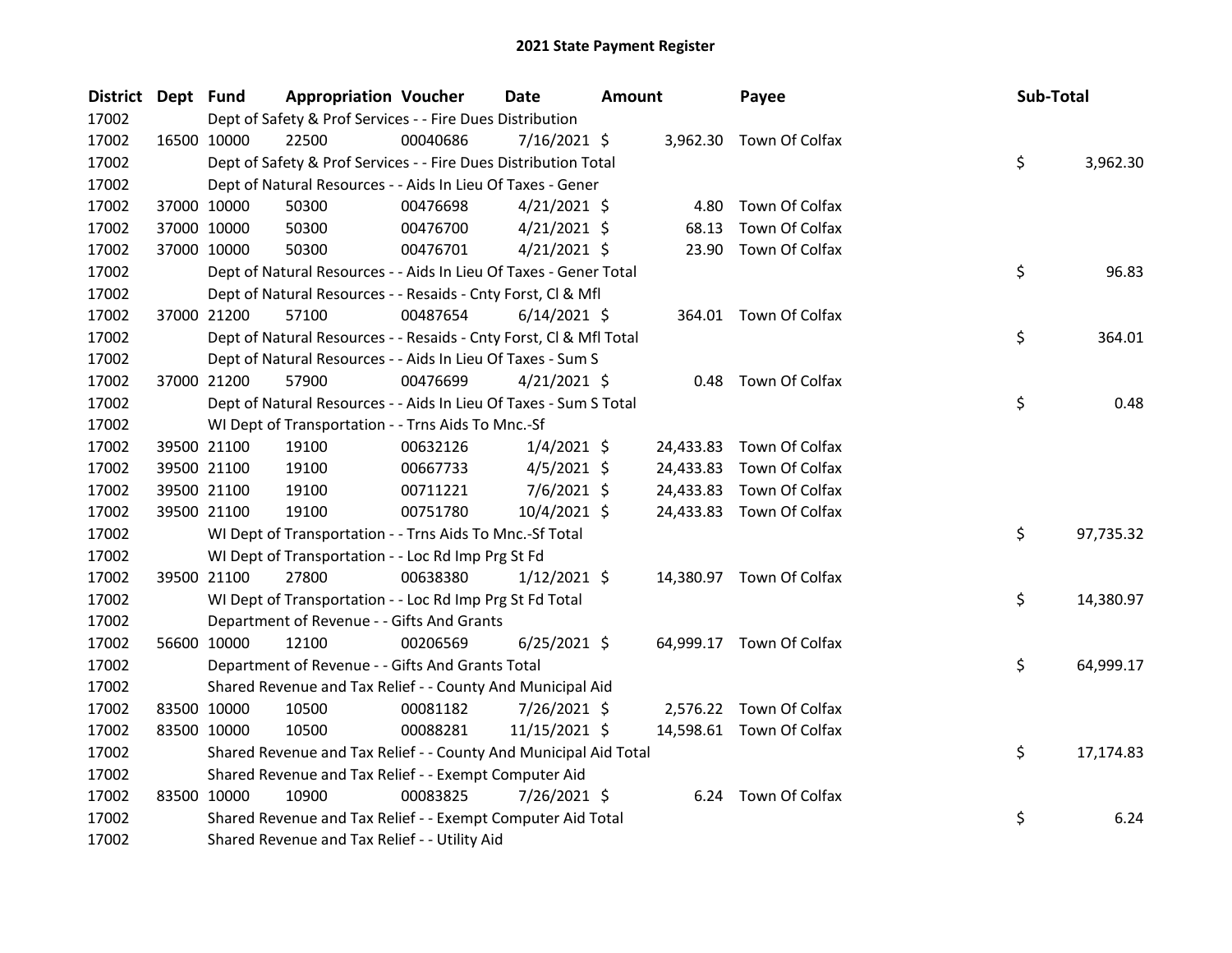# 2021 State Payment Register

| District | Dept | Fund | Appropriation | Voucher | Date | Amount | Payee | Sub-Total |
|---|---|---|---|---|---|---|---|---|
| 17002 | | Dept of Safety & Prof Services - - Fire Dues Distribution | | | | | | |
| 17002 | 16500 | 10000 | 22500 | 00040686 | 7/16/2021 | $ 3,962.30 | Town Of Colfax | |
| 17002 | | Dept of Safety & Prof Services - - Fire Dues Distribution Total | | | | | | $ 3,962.30 |
| 17002 | | Dept of Natural Resources - - Aids In Lieu Of Taxes - Gener | | | | | | |
| 17002 | 37000 | 10000 | 50300 | 00476698 | 4/21/2021 | $ 4.80 | Town Of Colfax | |
| 17002 | 37000 | 10000 | 50300 | 00476700 | 4/21/2021 | $ 68.13 | Town Of Colfax | |
| 17002 | 37000 | 10000 | 50300 | 00476701 | 4/21/2021 | $ 23.90 | Town Of Colfax | |
| 17002 | | Dept of Natural Resources - - Aids In Lieu Of Taxes - Gener Total | | | | | | $ 96.83 |
| 17002 | | Dept of Natural Resources - - Resaids - Cnty Forst, Cl & Mfl | | | | | | |
| 17002 | 37000 | 21200 | 57100 | 00487654 | 6/14/2021 | $ 364.01 | Town Of Colfax | |
| 17002 | | Dept of Natural Resources - - Resaids - Cnty Forst, Cl & Mfl Total | | | | | | $ 364.01 |
| 17002 | | Dept of Natural Resources - - Aids In Lieu Of Taxes - Sum S | | | | | | |
| 17002 | 37000 | 21200 | 57900 | 00476699 | 4/21/2021 | $ 0.48 | Town Of Colfax | |
| 17002 | | Dept of Natural Resources - - Aids In Lieu Of Taxes - Sum S Total | | | | | | $ 0.48 |
| 17002 | | WI Dept of Transportation - - Trns Aids To Mnc.-Sf | | | | | | |
| 17002 | 39500 | 21100 | 19100 | 00632126 | 1/4/2021 | $ 24,433.83 | Town Of Colfax | |
| 17002 | 39500 | 21100 | 19100 | 00667733 | 4/5/2021 | $ 24,433.83 | Town Of Colfax | |
| 17002 | 39500 | 21100 | 19100 | 00711221 | 7/6/2021 | $ 24,433.83 | Town Of Colfax | |
| 17002 | 39500 | 21100 | 19100 | 00751780 | 10/4/2021 | $ 24,433.83 | Town Of Colfax | |
| 17002 | | WI Dept of Transportation - - Trns Aids To Mnc.-Sf Total | | | | | | $ 97,735.32 |
| 17002 | | WI Dept of Transportation - - Loc Rd Imp Prg St Fd | | | | | | |
| 17002 | 39500 | 21100 | 27800 | 00638380 | 1/12/2021 | $ 14,380.97 | Town Of Colfax | |
| 17002 | | WI Dept of Transportation - - Loc Rd Imp Prg St Fd Total | | | | | | $ 14,380.97 |
| 17002 | | Department of Revenue - - Gifts And Grants | | | | | | |
| 17002 | 56600 | 10000 | 12100 | 00206569 | 6/25/2021 | $ 64,999.17 | Town Of Colfax | |
| 17002 | | Department of Revenue - - Gifts And Grants Total | | | | | | $ 64,999.17 |
| 17002 | | Shared Revenue and Tax Relief - - County And Municipal Aid | | | | | | |
| 17002 | 83500 | 10000 | 10500 | 00081182 | 7/26/2021 | $ 2,576.22 | Town Of Colfax | |
| 17002 | 83500 | 10000 | 10500 | 00088281 | 11/15/2021 | $ 14,598.61 | Town Of Colfax | |
| 17002 | | Shared Revenue and Tax Relief - - County And Municipal Aid Total | | | | | | $ 17,174.83 |
| 17002 | | Shared Revenue and Tax Relief - - Exempt Computer Aid | | | | | | |
| 17002 | 83500 | 10000 | 10900 | 00083825 | 7/26/2021 | $ 6.24 | Town Of Colfax | |
| 17002 | | Shared Revenue and Tax Relief - - Exempt Computer Aid Total | | | | | | $ 6.24 |
| 17002 | | Shared Revenue and Tax Relief - - Utility Aid | | | | | | |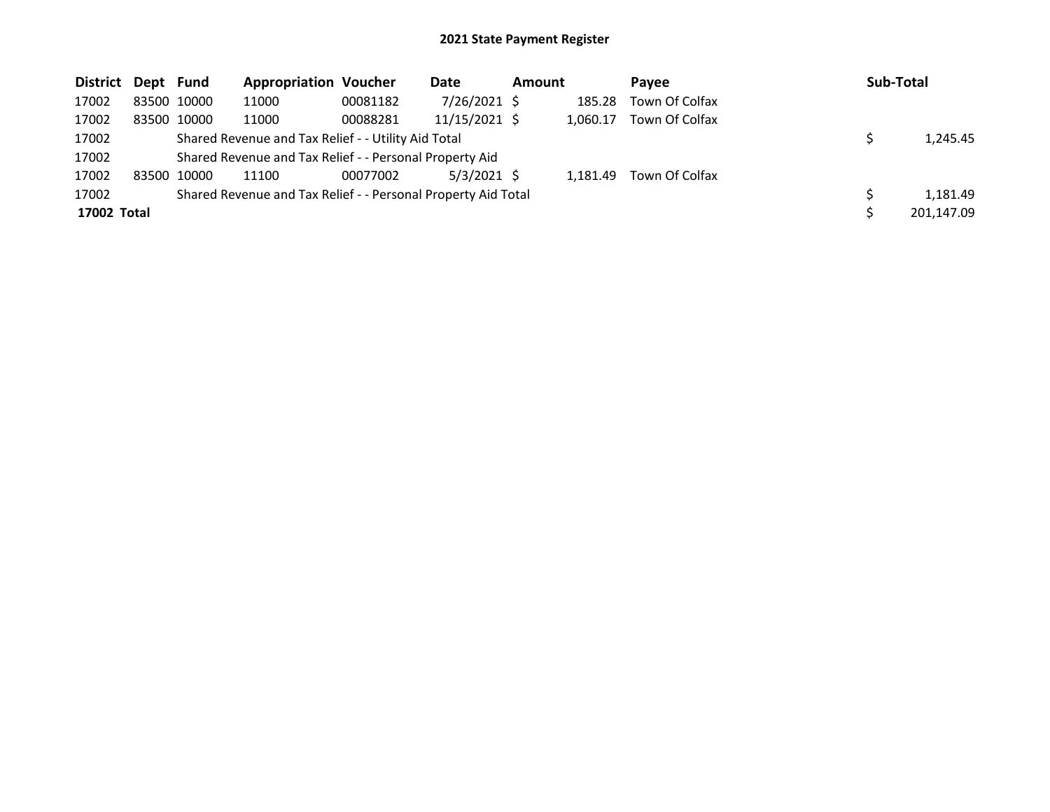# 2021 State Payment Register

| District | Dept | Fund | Appropriation | Voucher | Date | Amount | Payee | Sub-Total |
|---|---|---|---|---|---|---|---|---|
| 17002 | 83500 | 10000 | 11000 | 00081182 | 7/26/2021 | $ 185.28 | Town Of Colfax | |
| 17002 | 83500 | 10000 | 11000 | 00088281 | 11/15/2021 | $ 1,060.17 | Town Of Colfax | |
| 17002 | | Shared Revenue and Tax Relief - - Utility Aid Total | | | | | | $ 1,245.45 |
| 17002 | | Shared Revenue and Tax Relief - - Personal Property Aid | | | | | | |
| 17002 | 83500 | 10000 | 11100 | 00077002 | 5/3/2021 | $ 1,181.49 | Town Of Colfax | |
| 17002 | | Shared Revenue and Tax Relief - - Personal Property Aid Total | | | | | | $ 1,181.49 |
| **17002 Total** | | | | | | | | $ 201,147.09 |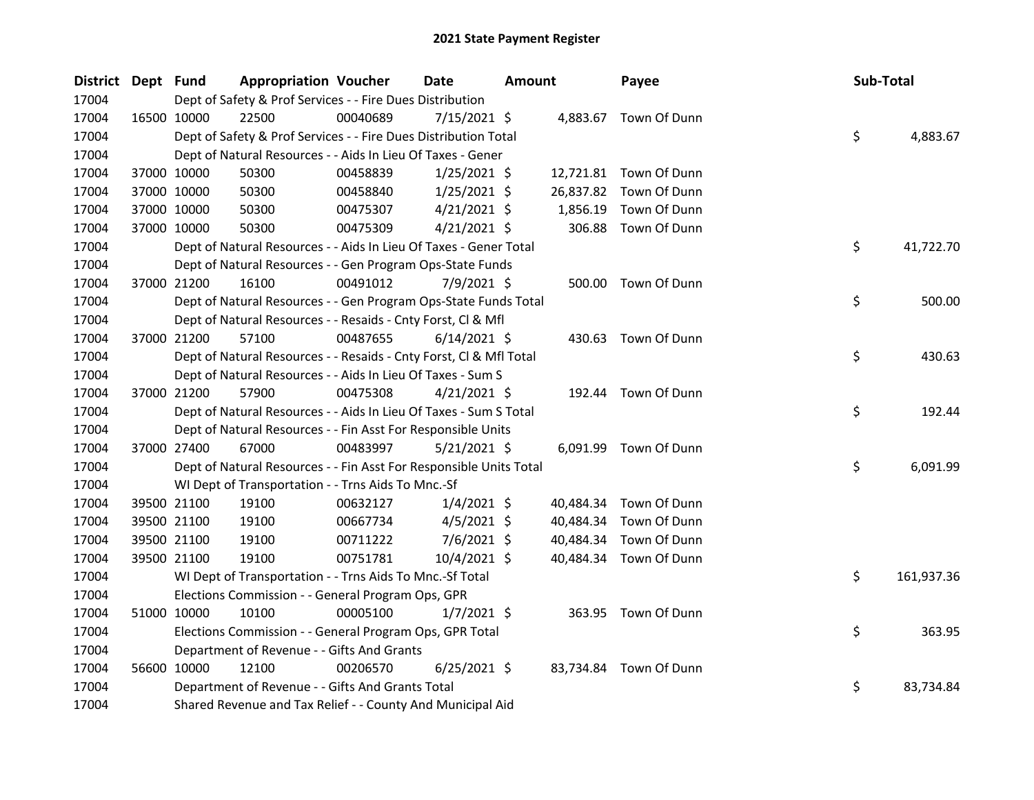# 2021 State Payment Register

| District | Dept | Fund | Appropriation | Voucher | Date | Amount | Payee | Sub-Total |
|---|---|---|---|---|---|---|---|---|
| 17004 | | Dept of Safety & Prof Services - - Fire Dues Distribution | | | | | | |
| 17004 | 16500 | 10000 | 22500 | 00040689 | 7/15/2021 | $ 4,883.67 | Town Of Dunn | |
| 17004 | | Dept of Safety & Prof Services - - Fire Dues Distribution Total | | | | | | $ 4,883.67 |
| 17004 | | Dept of Natural Resources - - Aids In Lieu Of Taxes - Gener | | | | | | |
| 17004 | 37000 | 10000 | 50300 | 00458839 | 1/25/2021 | $ 12,721.81 | Town Of Dunn | |
| 17004 | 37000 | 10000 | 50300 | 00458840 | 1/25/2021 | $ 26,837.82 | Town Of Dunn | |
| 17004 | 37000 | 10000 | 50300 | 00475307 | 4/21/2021 | $ 1,856.19 | Town Of Dunn | |
| 17004 | 37000 | 10000 | 50300 | 00475309 | 4/21/2021 | $ 306.88 | Town Of Dunn | |
| 17004 | | Dept of Natural Resources - - Aids In Lieu Of Taxes - Gener Total | | | | | | $ 41,722.70 |
| 17004 | | Dept of Natural Resources - - Gen Program Ops-State Funds | | | | | | |
| 17004 | 37000 | 21200 | 16100 | 00491012 | 7/9/2021 | $ 500.00 | Town Of Dunn | |
| 17004 | | Dept of Natural Resources - - Gen Program Ops-State Funds Total | | | | | | $ 500.00 |
| 17004 | | Dept of Natural Resources - - Resaids - Cnty Forst, Cl & Mfl | | | | | | |
| 17004 | 37000 | 21200 | 57100 | 00487655 | 6/14/2021 | $ 430.63 | Town Of Dunn | |
| 17004 | | Dept of Natural Resources - - Resaids - Cnty Forst, Cl & Mfl Total | | | | | | $ 430.63 |
| 17004 | | Dept of Natural Resources - - Aids In Lieu Of Taxes - Sum S | | | | | | |
| 17004 | 37000 | 21200 | 57900 | 00475308 | 4/21/2021 | $ 192.44 | Town Of Dunn | |
| 17004 | | Dept of Natural Resources - - Aids In Lieu Of Taxes - Sum S Total | | | | | | $ 192.44 |
| 17004 | | Dept of Natural Resources - - Fin Asst For Responsible Units | | | | | | |
| 17004 | 37000 | 27400 | 67000 | 00483997 | 5/21/2021 | $ 6,091.99 | Town Of Dunn | |
| 17004 | | Dept of Natural Resources - - Fin Asst For Responsible Units Total | | | | | | $ 6,091.99 |
| 17004 | | WI Dept of Transportation - - Trns Aids To Mnc.-Sf | | | | | | |
| 17004 | 39500 | 21100 | 19100 | 00632127 | 1/4/2021 | $ 40,484.34 | Town Of Dunn | |
| 17004 | 39500 | 21100 | 19100 | 00667734 | 4/5/2021 | $ 40,484.34 | Town Of Dunn | |
| 17004 | 39500 | 21100 | 19100 | 00711222 | 7/6/2021 | $ 40,484.34 | Town Of Dunn | |
| 17004 | 39500 | 21100 | 19100 | 00751781 | 10/4/2021 | $ 40,484.34 | Town Of Dunn | |
| 17004 | | WI Dept of Transportation - - Trns Aids To Mnc.-Sf Total | | | | | | $ 161,937.36 |
| 17004 | | Elections Commission - - General Program Ops, GPR | | | | | | |
| 17004 | 51000 | 10000 | 10100 | 00005100 | 1/7/2021 | $ 363.95 | Town Of Dunn | |
| 17004 | | Elections Commission - - General Program Ops, GPR Total | | | | | | $ 363.95 |
| 17004 | | Department of Revenue - - Gifts And Grants | | | | | | |
| 17004 | 56600 | 10000 | 12100 | 00206570 | 6/25/2021 | $ 83,734.84 | Town Of Dunn | |
| 17004 | | Department of Revenue - - Gifts And Grants Total | | | | | | $ 83,734.84 |
| 17004 | | Shared Revenue and Tax Relief - - County And Municipal Aid | | | | | | |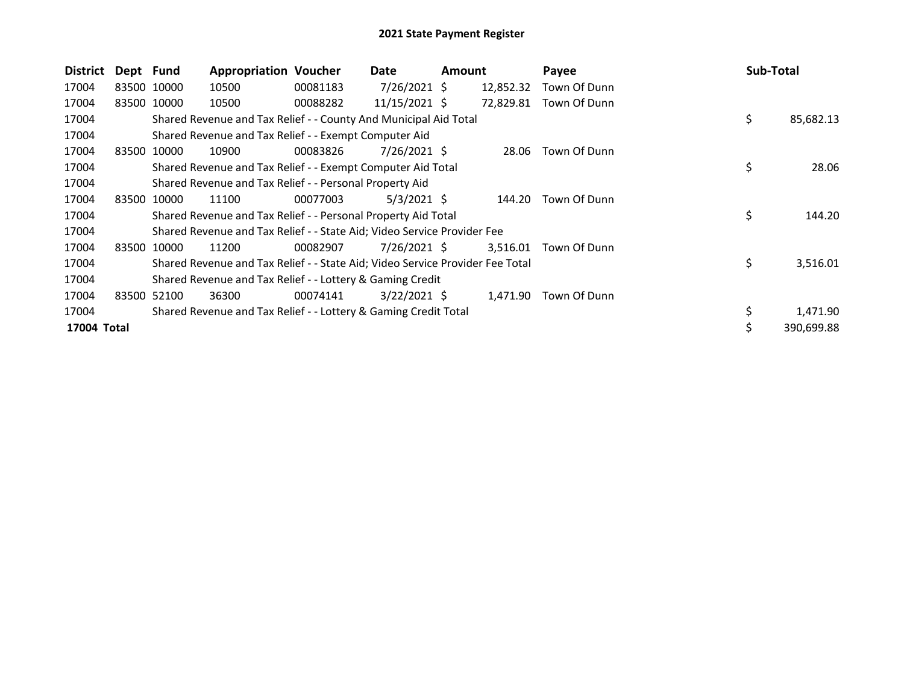# 2021 State Payment Register

| District | Dept | Fund | Appropriation | Voucher | Date | Amount | Payee | Sub-Total |
|---|---|---|---|---|---|---|---|---|
| 17004 | 83500 | 10000 | 10500 | 00081183 | 7/26/2021 | $ 12,852.32 | Town Of Dunn | |
| 17004 | 83500 | 10000 | 10500 | 00088282 | 11/15/2021 | $ 72,829.81 | Town Of Dunn | |
| 17004 | Shared Revenue and Tax Relief - - County And Municipal Aid Total | | | | | | | $ 85,682.13 |
| 17004 | Shared Revenue and Tax Relief - - Exempt Computer Aid | | | | | | | |
| 17004 | 83500 | 10000 | 10900 | 00083826 | 7/26/2021 | $ 28.06 | Town Of Dunn | |
| 17004 | Shared Revenue and Tax Relief - - Exempt Computer Aid Total | | | | | | | $ 28.06 |
| 17004 | Shared Revenue and Tax Relief - - Personal Property Aid | | | | | | | |
| 17004 | 83500 | 10000 | 11100 | 00077003 | 5/3/2021 | $ 144.20 | Town Of Dunn | |
| 17004 | Shared Revenue and Tax Relief - - Personal Property Aid Total | | | | | | | $ 144.20 |
| 17004 | Shared Revenue and Tax Relief - - State Aid; Video Service Provider Fee | | | | | | | |
| 17004 | 83500 | 10000 | 11200 | 00082907 | 7/26/2021 | $ 3,516.01 | Town Of Dunn | |
| 17004 | Shared Revenue and Tax Relief - - State Aid; Video Service Provider Fee Total | | | | | | | $ 3,516.01 |
| 17004 | Shared Revenue and Tax Relief - - Lottery & Gaming Credit | | | | | | | |
| 17004 | 83500 | 52100 | 36300 | 00074141 | 3/22/2021 | $ 1,471.90 | Town Of Dunn | |
| 17004 | Shared Revenue and Tax Relief - - Lottery & Gaming Credit Total | | | | | | | $ 1,471.90 |
| **17004 Total** | | | | | | | | $ 390,699.88 |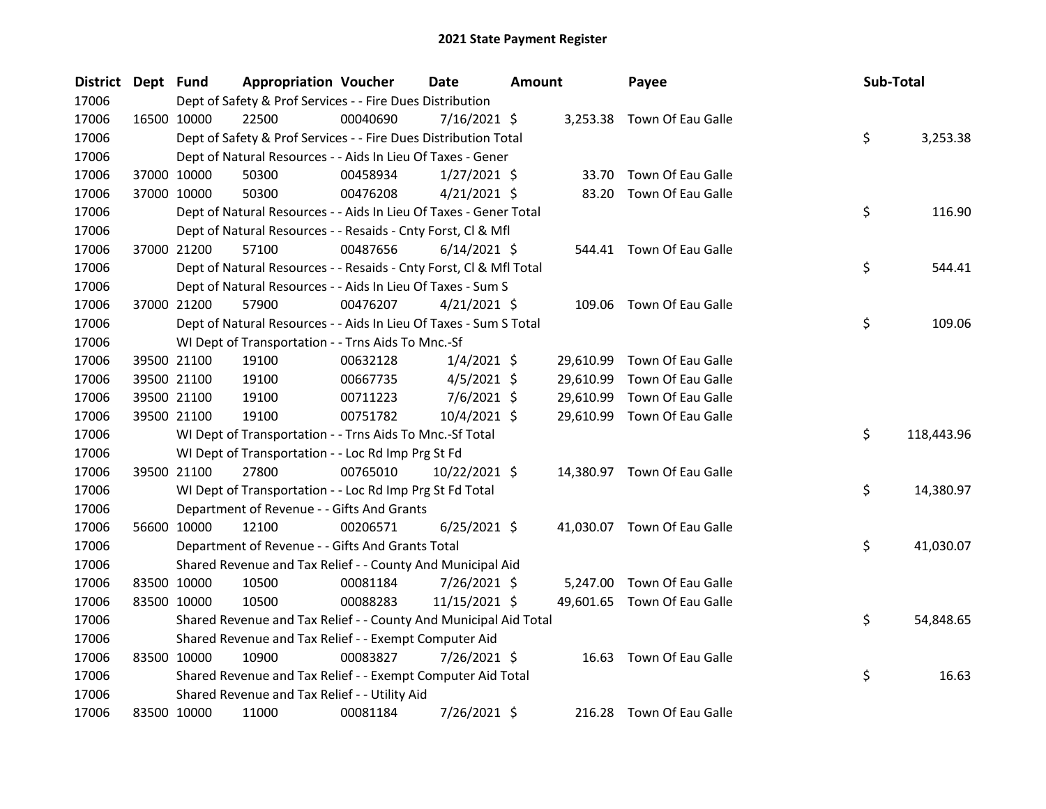# 2021 State Payment Register

| District | Dept | Fund | Appropriation | Voucher | Date | Amount | Payee | Sub-Total |
|---|---|---|---|---|---|---|---|---|
| 17006 | | Dept of Safety & Prof Services - - Fire Dues Distribution | | | | | | |
| 17006 | 16500 | 10000 | 22500 | 00040690 | 7/16/2021 | $ 3,253.38 | Town Of Eau Galle | |
| 17006 | | Dept of Safety & Prof Services - - Fire Dues Distribution Total | | | | | | $ 3,253.38 |
| 17006 | | Dept of Natural Resources - - Aids In Lieu Of Taxes - Gener | | | | | | |
| 17006 | 37000 | 10000 | 50300 | 00458934 | 1/27/2021 | $ 33.70 | Town Of Eau Galle | |
| 17006 | 37000 | 10000 | 50300 | 00476208 | 4/21/2021 | $ 83.20 | Town Of Eau Galle | |
| 17006 | | Dept of Natural Resources - - Aids In Lieu Of Taxes - Gener Total | | | | | | $ 116.90 |
| 17006 | | Dept of Natural Resources - - Resaids - Cnty Forst, Cl & Mfl | | | | | | |
| 17006 | 37000 | 21200 | 57100 | 00487656 | 6/14/2021 | $ 544.41 | Town Of Eau Galle | |
| 17006 | | Dept of Natural Resources - - Resaids - Cnty Forst, Cl & Mfl Total | | | | | | $ 544.41 |
| 17006 | | Dept of Natural Resources - - Aids In Lieu Of Taxes - Sum S | | | | | | |
| 17006 | 37000 | 21200 | 57900 | 00476207 | 4/21/2021 | $ 109.06 | Town Of Eau Galle | |
| 17006 | | Dept of Natural Resources - - Aids In Lieu Of Taxes - Sum S Total | | | | | | $ 109.06 |
| 17006 | | WI Dept of Transportation - - Trns Aids To Mnc.-Sf | | | | | | |
| 17006 | 39500 | 21100 | 19100 | 00632128 | 1/4/2021 | $ 29,610.99 | Town Of Eau Galle | |
| 17006 | 39500 | 21100 | 19100 | 00667735 | 4/5/2021 | $ 29,610.99 | Town Of Eau Galle | |
| 17006 | 39500 | 21100 | 19100 | 00711223 | 7/6/2021 | $ 29,610.99 | Town Of Eau Galle | |
| 17006 | 39500 | 21100 | 19100 | 00751782 | 10/4/2021 | $ 29,610.99 | Town Of Eau Galle | |
| 17006 | | WI Dept of Transportation - - Trns Aids To Mnc.-Sf Total | | | | | | $ 118,443.96 |
| 17006 | | WI Dept of Transportation - - Loc Rd Imp Prg St Fd | | | | | | |
| 17006 | 39500 | 21100 | 27800 | 00765010 | 10/22/2021 | $ 14,380.97 | Town Of Eau Galle | |
| 17006 | | WI Dept of Transportation - - Loc Rd Imp Prg St Fd Total | | | | | | $ 14,380.97 |
| 17006 | | Department of Revenue - - Gifts And Grants | | | | | | |
| 17006 | 56600 | 10000 | 12100 | 00206571 | 6/25/2021 | $ 41,030.07 | Town Of Eau Galle | |
| 17006 | | Department of Revenue - - Gifts And Grants Total | | | | | | $ 41,030.07 |
| 17006 | | Shared Revenue and Tax Relief - - County And Municipal Aid | | | | | | |
| 17006 | 83500 | 10000 | 10500 | 00081184 | 7/26/2021 | $ 5,247.00 | Town Of Eau Galle | |
| 17006 | 83500 | 10000 | 10500 | 00088283 | 11/15/2021 | $ 49,601.65 | Town Of Eau Galle | |
| 17006 | | Shared Revenue and Tax Relief - - County And Municipal Aid Total | | | | | | $ 54,848.65 |
| 17006 | | Shared Revenue and Tax Relief - - Exempt Computer Aid | | | | | | |
| 17006 | 83500 | 10000 | 10900 | 00083827 | 7/26/2021 | $ 16.63 | Town Of Eau Galle | |
| 17006 | | Shared Revenue and Tax Relief - - Exempt Computer Aid Total | | | | | | $ 16.63 |
| 17006 | | Shared Revenue and Tax Relief - - Utility Aid | | | | | | |
| 17006 | 83500 | 10000 | 11000 | 00081184 | 7/26/2021 | $ 216.28 | Town Of Eau Galle | |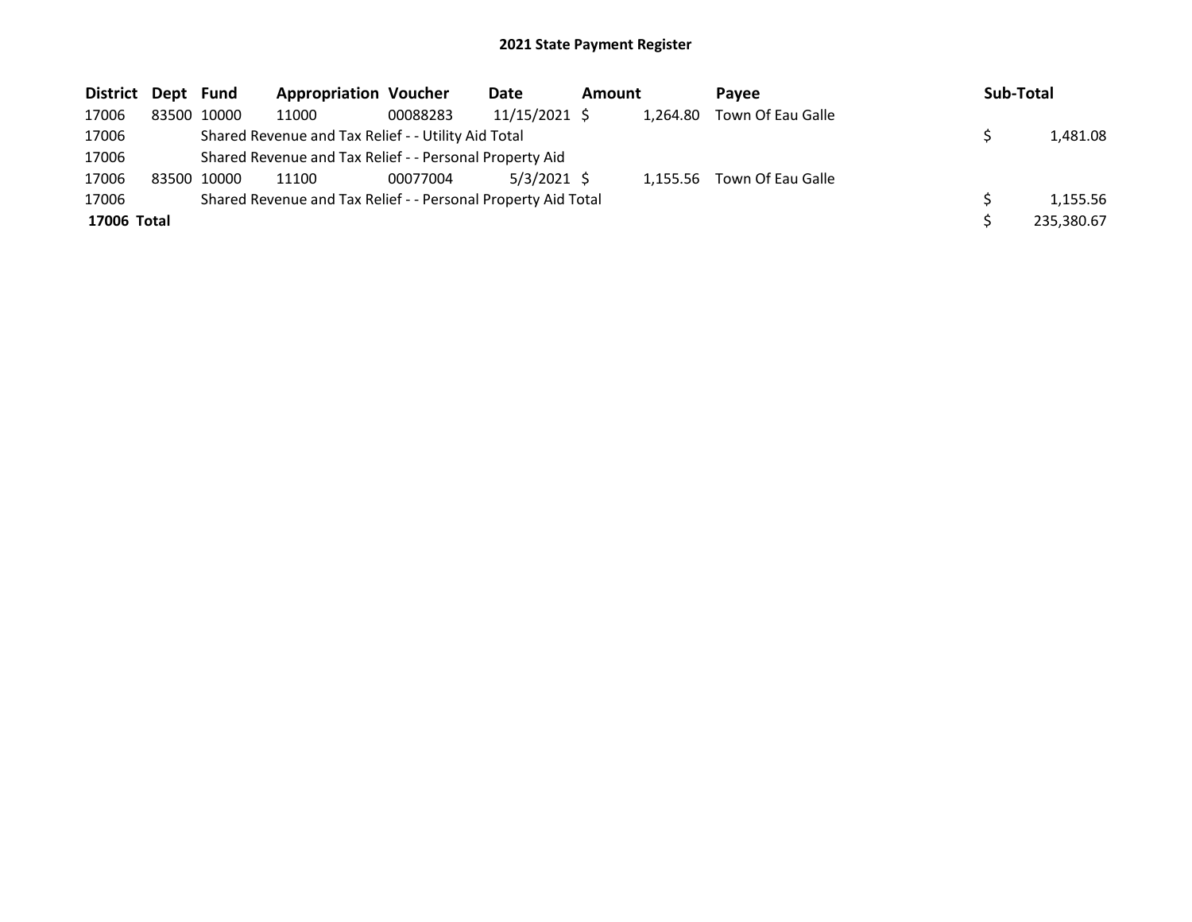## 2021 State Payment Register

| District | Dept | Fund | Appropriation | Voucher | Date | Amount | Payee | Sub-Total |
|---|---|---|---|---|---|---|---|---|
| 17006 | 83500 | 10000 | 11000 | 00088283 | 11/15/2021 | $ 1,264.80 | Town Of Eau Galle | |
| 17006 | | Shared Revenue and Tax Relief - - Utility Aid Total | | | | | | $ 1,481.08 |
| 17006 | | Shared Revenue and Tax Relief - - Personal Property Aid | | | | | | |
| 17006 | 83500 | 10000 | 11100 | 00077004 | 5/3/2021 | $ 1,155.56 | Town Of Eau Galle | |
| 17006 | | Shared Revenue and Tax Relief - - Personal Property Aid Total | | | | | | $ 1,155.56 |
| **17006 Total** | | | | | | | | $ 235,380.67 |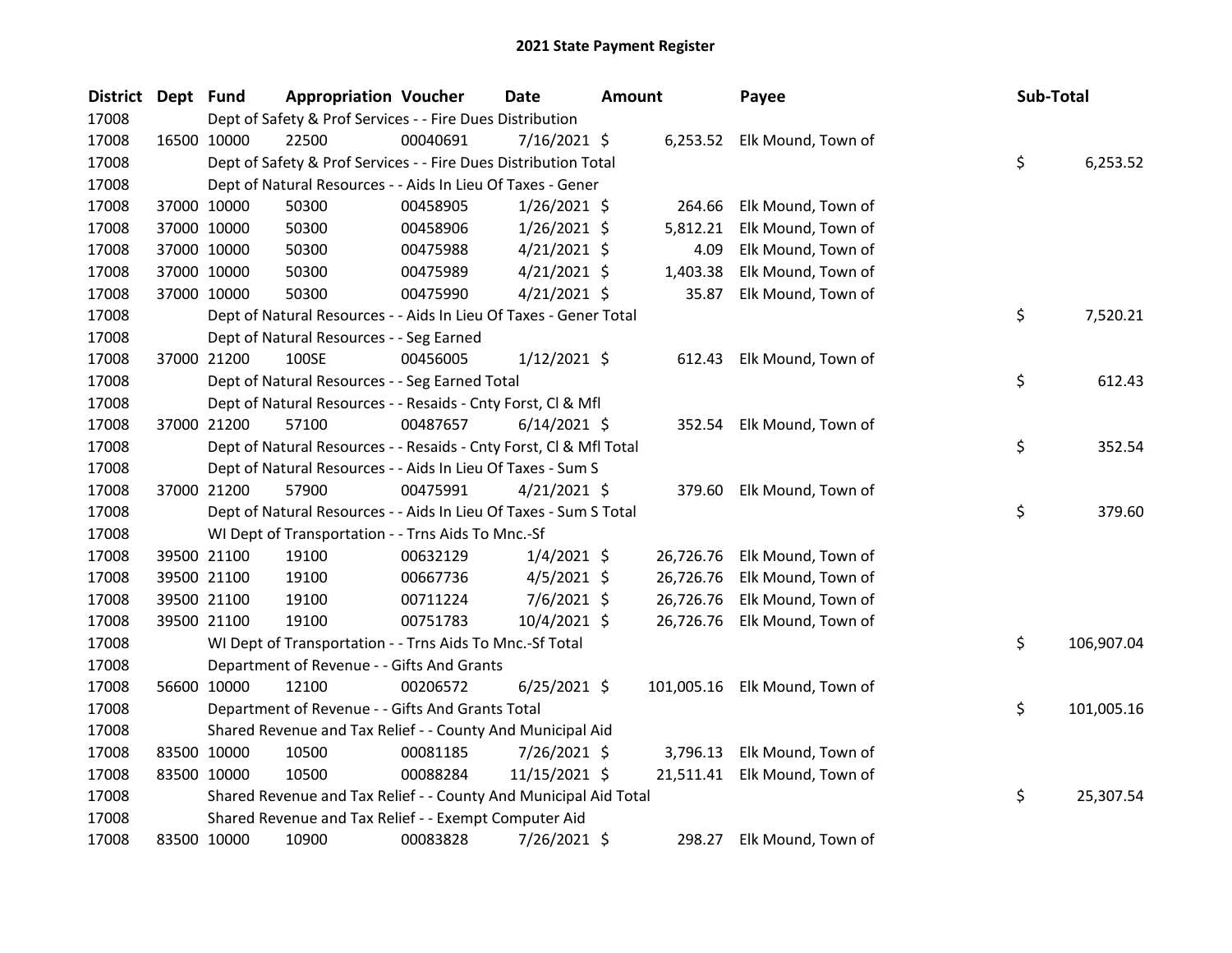# 2021 State Payment Register

| District | Dept | Fund | Appropriation | Voucher | Date | Amount | Payee | Sub-Total |
|---|---|---|---|---|---|---|---|---|
| 17008 | | Dept of Safety & Prof Services - - Fire Dues Distribution | | | | | | |
| 17008 | 16500 | 10000 | 22500 | 00040691 | 7/16/2021 | $ 6,253.52 | Elk Mound, Town of | |
| 17008 | | Dept of Safety & Prof Services - - Fire Dues Distribution Total | | | | | | $ 6,253.52 |
| 17008 | | Dept of Natural Resources - - Aids In Lieu Of Taxes - Gener | | | | | | |
| 17008 | 37000 | 10000 | 50300 | 00458905 | 1/26/2021 | $ 264.66 | Elk Mound, Town of | |
| 17008 | 37000 | 10000 | 50300 | 00458906 | 1/26/2021 | $ 5,812.21 | Elk Mound, Town of | |
| 17008 | 37000 | 10000 | 50300 | 00475988 | 4/21/2021 | $ 4.09 | Elk Mound, Town of | |
| 17008 | 37000 | 10000 | 50300 | 00475989 | 4/21/2021 | $ 1,403.38 | Elk Mound, Town of | |
| 17008 | 37000 | 10000 | 50300 | 00475990 | 4/21/2021 | $ 35.87 | Elk Mound, Town of | |
| 17008 | | Dept of Natural Resources - - Aids In Lieu Of Taxes - Gener Total | | | | | | $ 7,520.21 |
| 17008 | | Dept of Natural Resources - - Seg Earned | | | | | | |
| 17008 | 37000 | 21200 | 100SE | 00456005 | 1/12/2021 | $ 612.43 | Elk Mound, Town of | |
| 17008 | | Dept of Natural Resources - - Seg Earned Total | | | | | | $ 612.43 |
| 17008 | | Dept of Natural Resources - - Resaids - Cnty Forst, Cl & Mfl | | | | | | |
| 17008 | 37000 | 21200 | 57100 | 00487657 | 6/14/2021 | $ 352.54 | Elk Mound, Town of | |
| 17008 | | Dept of Natural Resources - - Resaids - Cnty Forst, Cl & Mfl Total | | | | | | $ 352.54 |
| 17008 | | Dept of Natural Resources - - Aids In Lieu Of Taxes - Sum S | | | | | | |
| 17008 | 37000 | 21200 | 57900 | 00475991 | 4/21/2021 | $ 379.60 | Elk Mound, Town of | |
| 17008 | | Dept of Natural Resources - - Aids In Lieu Of Taxes - Sum S Total | | | | | | $ 379.60 |
| 17008 | | WI Dept of Transportation - - Trns Aids To Mnc.-Sf | | | | | | |
| 17008 | 39500 | 21100 | 19100 | 00632129 | 1/4/2021 | $ 26,726.76 | Elk Mound, Town of | |
| 17008 | 39500 | 21100 | 19100 | 00667736 | 4/5/2021 | $ 26,726.76 | Elk Mound, Town of | |
| 17008 | 39500 | 21100 | 19100 | 00711224 | 7/6/2021 | $ 26,726.76 | Elk Mound, Town of | |
| 17008 | 39500 | 21100 | 19100 | 00751783 | 10/4/2021 | $ 26,726.76 | Elk Mound, Town of | |
| 17008 | | WI Dept of Transportation - - Trns Aids To Mnc.-Sf Total | | | | | | $ 106,907.04 |
| 17008 | | Department of Revenue - - Gifts And Grants | | | | | | |
| 17008 | 56600 | 10000 | 12100 | 00206572 | 6/25/2021 | $ 101,005.16 | Elk Mound, Town of | |
| 17008 | | Department of Revenue - - Gifts And Grants Total | | | | | | $ 101,005.16 |
| 17008 | | Shared Revenue and Tax Relief - - County And Municipal Aid | | | | | | |
| 17008 | 83500 | 10000 | 10500 | 00081185 | 7/26/2021 | $ 3,796.13 | Elk Mound, Town of | |
| 17008 | 83500 | 10000 | 10500 | 00088284 | 11/15/2021 | $ 21,511.41 | Elk Mound, Town of | |
| 17008 | | Shared Revenue and Tax Relief - - County And Municipal Aid Total | | | | | | $ 25,307.54 |
| 17008 | | Shared Revenue and Tax Relief - - Exempt Computer Aid | | | | | | |
| 17008 | 83500 | 10000 | 10900 | 00083828 | 7/26/2021 | $ 298.27 | Elk Mound, Town of | |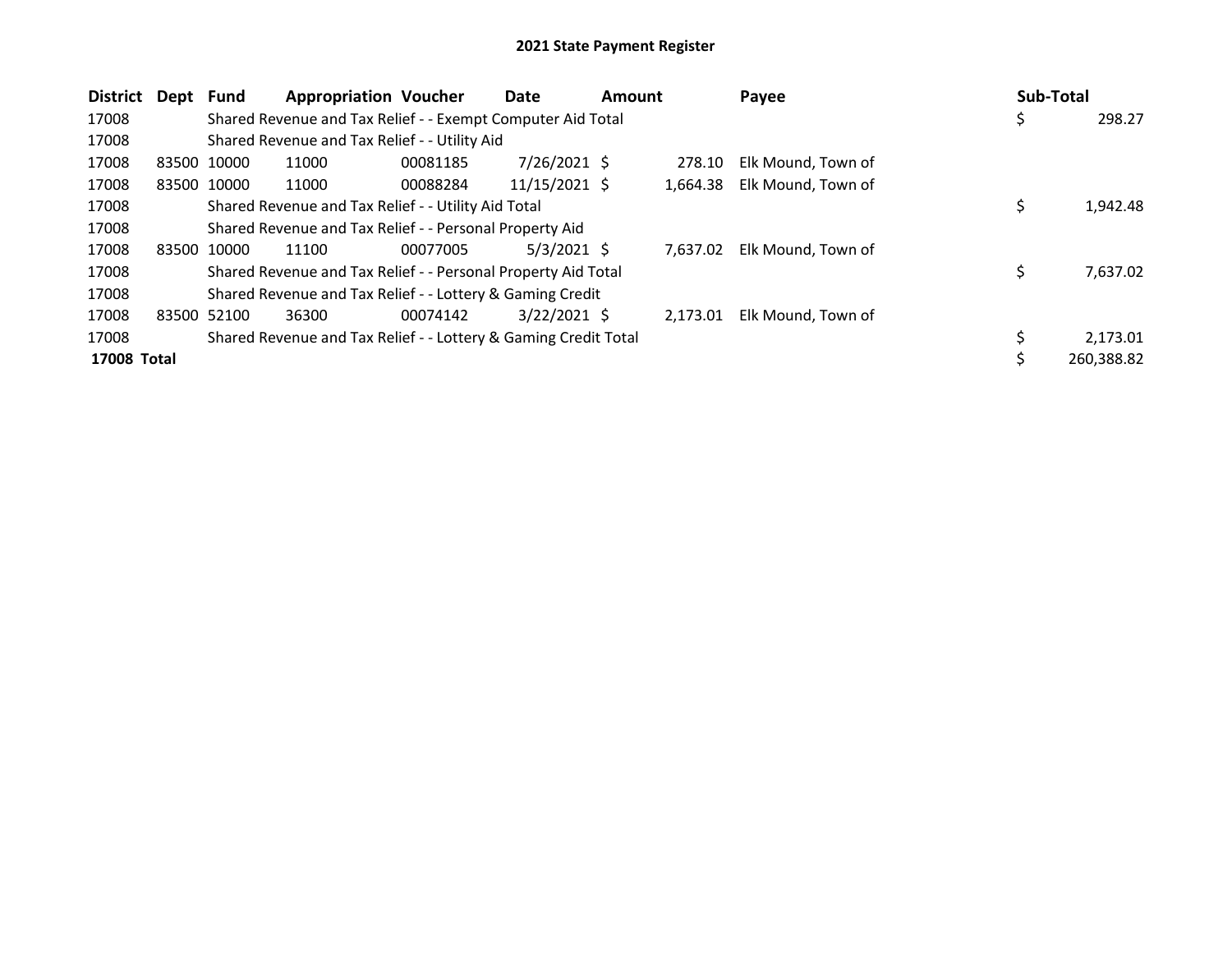# 2021 State Payment Register

| District | Dept | Fund | Appropriation | Voucher | Date | Amount | Payee | Sub-Total |
|---|---|---|---|---|---|---|---|---|
| 17008 | | Shared Revenue and Tax Relief - - Exempt Computer Aid Total | | | | | | $ 298.27 |
| 17008 | | Shared Revenue and Tax Relief - - Utility Aid | | | | | | |
| 17008 | 83500 | 10000 | 11000 | 00081185 | 7/26/2021 | $ 278.10 | Elk Mound, Town of | |
| 17008 | 83500 | 10000 | 11000 | 00088284 | 11/15/2021 | $ 1,664.38 | Elk Mound, Town of | |
| 17008 | | Shared Revenue and Tax Relief - - Utility Aid Total | | | | | | $ 1,942.48 |
| 17008 | | Shared Revenue and Tax Relief - - Personal Property Aid | | | | | | |
| 17008 | 83500 | 10000 | 11100 | 00077005 | 5/3/2021 | $ 7,637.02 | Elk Mound, Town of | |
| 17008 | | Shared Revenue and Tax Relief - - Personal Property Aid Total | | | | | | $ 7,637.02 |
| 17008 | | Shared Revenue and Tax Relief - - Lottery & Gaming Credit | | | | | | |
| 17008 | 83500 | 52100 | 36300 | 00074142 | 3/22/2021 | $ 2,173.01 | Elk Mound, Town of | |
| 17008 | | Shared Revenue and Tax Relief - - Lottery & Gaming Credit Total | | | | | | $ 2,173.01 |
| **17008 Total** | | | | | | | | $ 260,388.82 |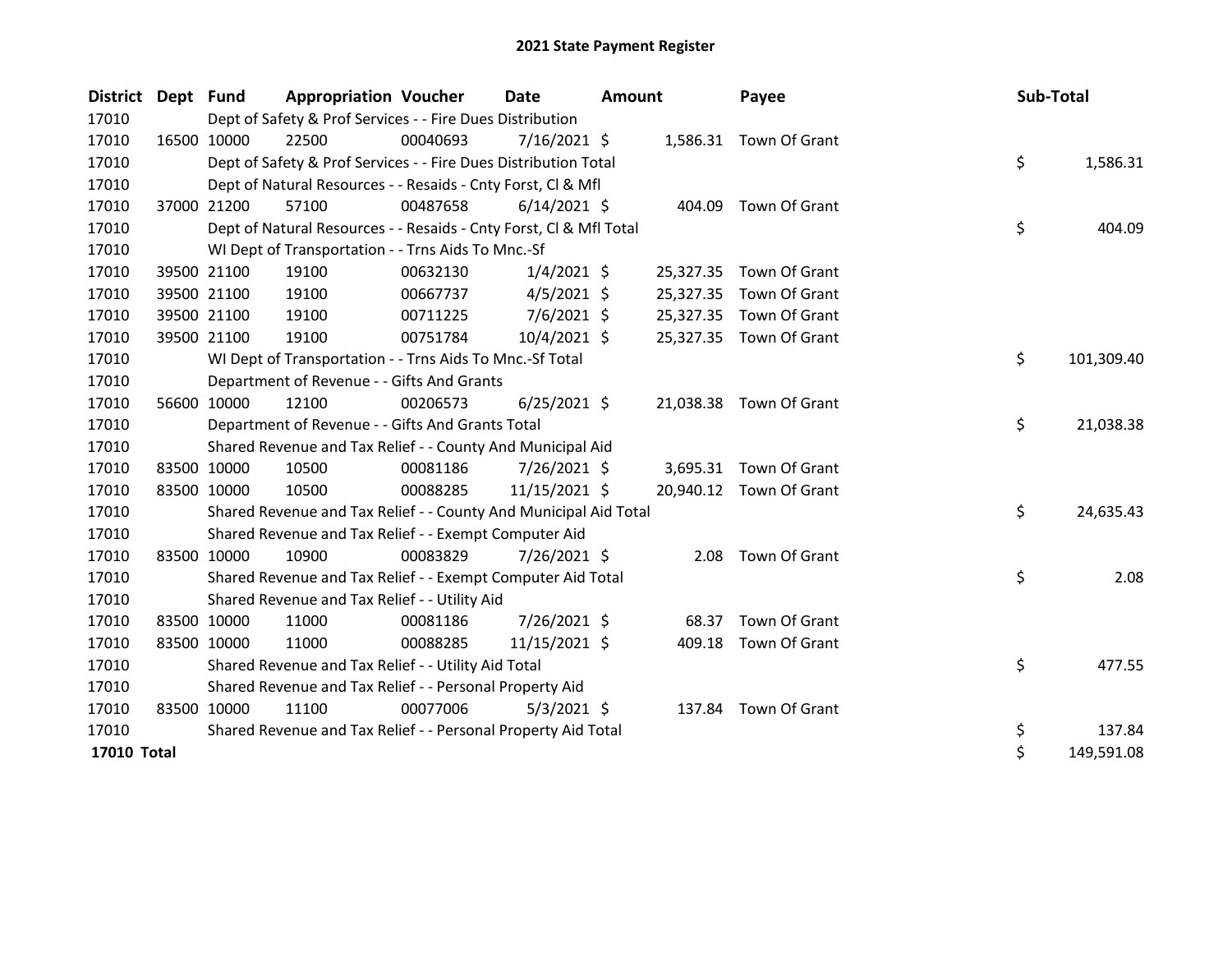# 2021 State Payment Register

| District | Dept | Fund | Appropriation | Voucher | Date | Amount | Payee | Sub-Total |
|---|---|---|---|---|---|---|---|---|
| 17010 | Dept of Safety & Prof Services - - Fire Dues Distribution | | | | | | | |
| 17010 | 16500 | 10000 | 22500 | 00040693 | 7/16/2021 | $ 1,586.31 | Town Of Grant | |
| 17010 | Dept of Safety & Prof Services - - Fire Dues Distribution Total | | | | | | | $ 1,586.31 |
| 17010 | Dept of Natural Resources - - Resaids - Cnty Forst, Cl & Mfl | | | | | | | |
| 17010 | 37000 | 21200 | 57100 | 00487658 | 6/14/2021 | $ 404.09 | Town Of Grant | |
| 17010 | Dept of Natural Resources - - Resaids - Cnty Forst, Cl & Mfl Total | | | | | | | $ 404.09 |
| 17010 | WI Dept of Transportation - - Trns Aids To Mnc.-Sf | | | | | | | |
| 17010 | 39500 | 21100 | 19100 | 00632130 | 1/4/2021 | $ 25,327.35 | Town Of Grant | |
| 17010 | 39500 | 21100 | 19100 | 00667737 | 4/5/2021 | $ 25,327.35 | Town Of Grant | |
| 17010 | 39500 | 21100 | 19100 | 00711225 | 7/6/2021 | $ 25,327.35 | Town Of Grant | |
| 17010 | 39500 | 21100 | 19100 | 00751784 | 10/4/2021 | $ 25,327.35 | Town Of Grant | |
| 17010 | WI Dept of Transportation - - Trns Aids To Mnc.-Sf Total | | | | | | | $ 101,309.40 |
| 17010 | Department of Revenue - - Gifts And Grants | | | | | | | |
| 17010 | 56600 | 10000 | 12100 | 00206573 | 6/25/2021 | $ 21,038.38 | Town Of Grant | |
| 17010 | Department of Revenue - - Gifts And Grants Total | | | | | | | $ 21,038.38 |
| 17010 | Shared Revenue and Tax Relief - - County And Municipal Aid | | | | | | | |
| 17010 | 83500 | 10000 | 10500 | 00081186 | 7/26/2021 | $ 3,695.31 | Town Of Grant | |
| 17010 | 83500 | 10000 | 10500 | 00088285 | 11/15/2021 | $ 20,940.12 | Town Of Grant | |
| 17010 | Shared Revenue and Tax Relief - - County And Municipal Aid Total | | | | | | | $ 24,635.43 |
| 17010 | Shared Revenue and Tax Relief - - Exempt Computer Aid | | | | | | | |
| 17010 | 83500 | 10000 | 10900 | 00083829 | 7/26/2021 | $ 2.08 | Town Of Grant | |
| 17010 | Shared Revenue and Tax Relief - - Exempt Computer Aid Total | | | | | | | $ 2.08 |
| 17010 | Shared Revenue and Tax Relief - - Utility Aid | | | | | | | |
| 17010 | 83500 | 10000 | 11000 | 00081186 | 7/26/2021 | $ 68.37 | Town Of Grant | |
| 17010 | 83500 | 10000 | 11000 | 00088285 | 11/15/2021 | $ 409.18 | Town Of Grant | |
| 17010 | Shared Revenue and Tax Relief - - Utility Aid Total | | | | | | | $ 477.55 |
| 17010 | Shared Revenue and Tax Relief - - Personal Property Aid | | | | | | | |
| 17010 | 83500 | 10000 | 11100 | 00077006 | 5/3/2021 | $ 137.84 | Town Of Grant | |
| 17010 | Shared Revenue and Tax Relief - - Personal Property Aid Total | | | | | | | $ 137.84 |
| **17010 Total** | | | | | | | | $ 149,591.08 |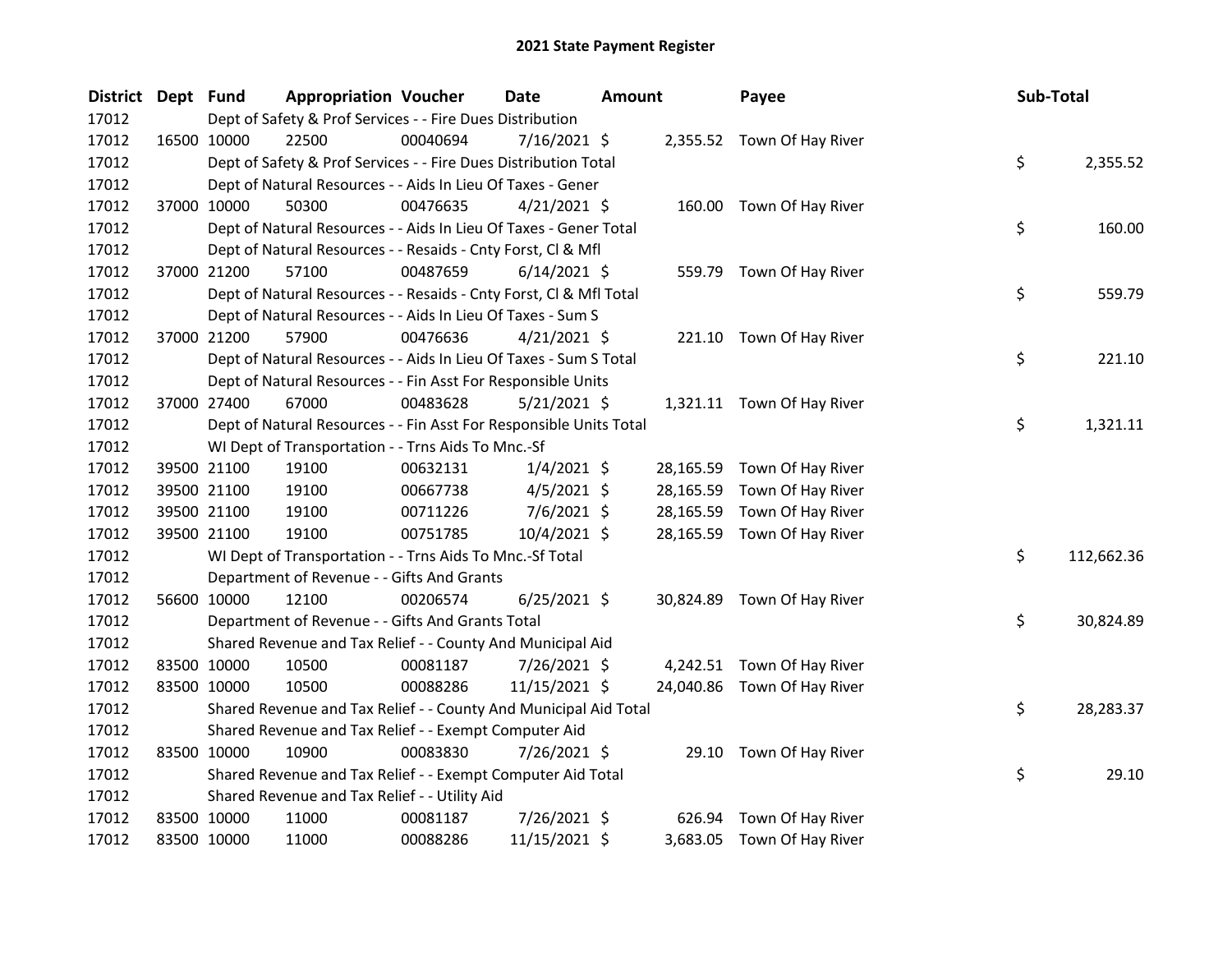# 2021 State Payment Register

| District | Dept | Fund | Appropriation | Voucher | Date | Amount | Payee | Sub-Total |
|---|---|---|---|---|---|---|---|---|
| 17012 | | | Dept of Safety & Prof Services - - Fire Dues Distribution | | | | | |
| 17012 | 16500 | 10000 | 22500 | 00040694 | 7/16/2021 | $ 2,355.52 | Town Of Hay River | |
| 17012 | | | Dept of Safety & Prof Services - - Fire Dues Distribution Total | | | | | $ 2,355.52 |
| 17012 | | | Dept of Natural Resources - - Aids In Lieu Of Taxes - Gener | | | | | |
| 17012 | 37000 | 10000 | 50300 | 00476635 | 4/21/2021 | $ 160.00 | Town Of Hay River | |
| 17012 | | | Dept of Natural Resources - - Aids In Lieu Of Taxes - Gener Total | | | | | $ 160.00 |
| 17012 | | | Dept of Natural Resources - - Resaids - Cnty Forst, Cl & Mfl | | | | | |
| 17012 | 37000 | 21200 | 57100 | 00487659 | 6/14/2021 | $ 559.79 | Town Of Hay River | |
| 17012 | | | Dept of Natural Resources - - Resaids - Cnty Forst, Cl & Mfl Total | | | | | $ 559.79 |
| 17012 | | | Dept of Natural Resources - - Aids In Lieu Of Taxes - Sum S | | | | | |
| 17012 | 37000 | 21200 | 57900 | 00476636 | 4/21/2021 | $ 221.10 | Town Of Hay River | |
| 17012 | | | Dept of Natural Resources - - Aids In Lieu Of Taxes - Sum S Total | | | | | $ 221.10 |
| 17012 | | | Dept of Natural Resources - - Fin Asst For Responsible Units | | | | | |
| 17012 | 37000 | 27400 | 67000 | 00483628 | 5/21/2021 | $ 1,321.11 | Town Of Hay River | |
| 17012 | | | Dept of Natural Resources - - Fin Asst For Responsible Units Total | | | | | $ 1,321.11 |
| 17012 | | | WI Dept of Transportation - - Trns Aids To Mnc.-Sf | | | | | |
| 17012 | 39500 | 21100 | 19100 | 00632131 | 1/4/2021 | $ 28,165.59 | Town Of Hay River | |
| 17012 | 39500 | 21100 | 19100 | 00667738 | 4/5/2021 | $ 28,165.59 | Town Of Hay River | |
| 17012 | 39500 | 21100 | 19100 | 00711226 | 7/6/2021 | $ 28,165.59 | Town Of Hay River | |
| 17012 | 39500 | 21100 | 19100 | 00751785 | 10/4/2021 | $ 28,165.59 | Town Of Hay River | |
| 17012 | | | WI Dept of Transportation - - Trns Aids To Mnc.-Sf Total | | | | | $ 112,662.36 |
| 17012 | | | Department of Revenue - - Gifts And Grants | | | | | |
| 17012 | 56600 | 10000 | 12100 | 00206574 | 6/25/2021 | $ 30,824.89 | Town Of Hay River | |
| 17012 | | | Department of Revenue - - Gifts And Grants Total | | | | | $ 30,824.89 |
| 17012 | | | Shared Revenue and Tax Relief - - County And Municipal Aid | | | | | |
| 17012 | 83500 | 10000 | 10500 | 00081187 | 7/26/2021 | $ 4,242.51 | Town Of Hay River | |
| 17012 | 83500 | 10000 | 10500 | 00088286 | 11/15/2021 | $ 24,040.86 | Town Of Hay River | |
| 17012 | | | Shared Revenue and Tax Relief - - County And Municipal Aid Total | | | | | $ 28,283.37 |
| 17012 | | | Shared Revenue and Tax Relief - - Exempt Computer Aid | | | | | |
| 17012 | 83500 | 10000 | 10900 | 00083830 | 7/26/2021 | $ 29.10 | Town Of Hay River | |
| 17012 | | | Shared Revenue and Tax Relief - - Exempt Computer Aid Total | | | | | $ 29.10 |
| 17012 | | | Shared Revenue and Tax Relief - - Utility Aid | | | | | |
| 17012 | 83500 | 10000 | 11000 | 00081187 | 7/26/2021 | $ 626.94 | Town Of Hay River | |
| 17012 | 83500 | 10000 | 11000 | 00088286 | 11/15/2021 | $ 3,683.05 | Town Of Hay River | |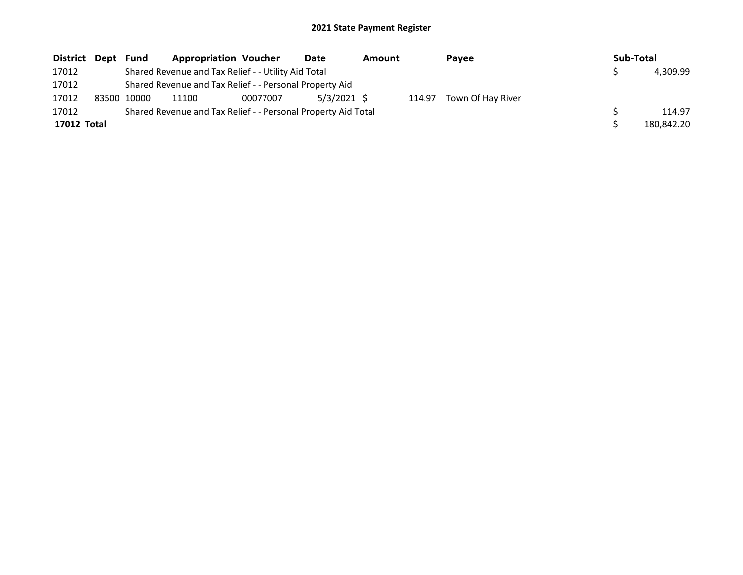# 2021 State Payment Register

| District | Dept | Fund | Appropriation | Voucher | Date | Amount | Payee | Sub-Total |
|---|---|---|---|---|---|---|---|---|
| 17012 | | Shared Revenue and Tax Relief - - Utility Aid Total | | | | | | $ 4,309.99 |
| 17012 | | Shared Revenue and Tax Relief - - Personal Property Aid | | | | | | |
| 17012 | 83500 | 10000 | 11100 | 00077007 | 5/3/2021 | $ 114.97 | Town Of Hay River | |
| 17012 | | Shared Revenue and Tax Relief - - Personal Property Aid Total | | | | | | $ 114.97 |
| **17012 Total** | | | | | | | | $ 180,842.20 |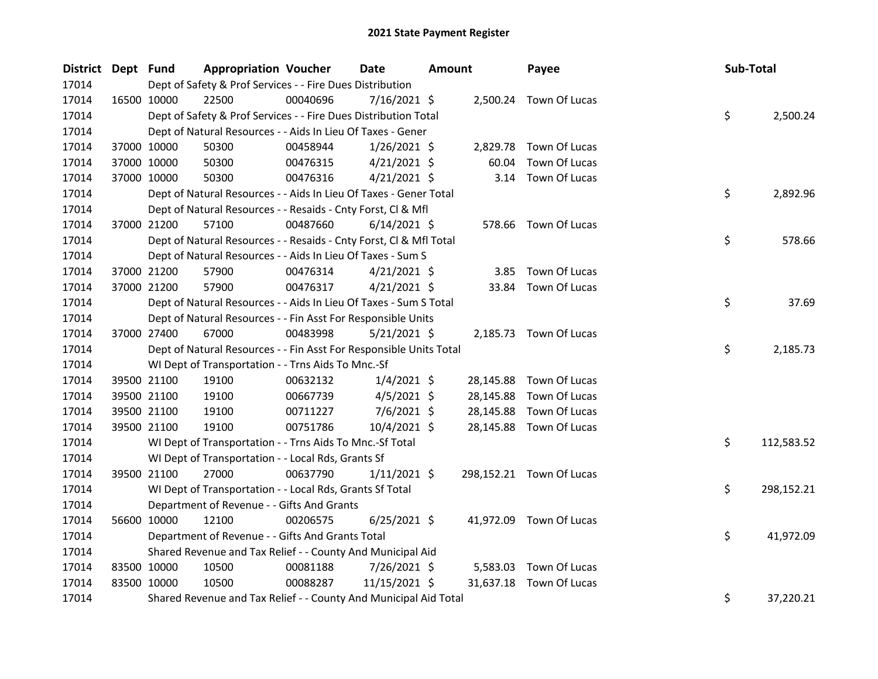# 2021 State Payment Register

| District | Dept | Fund | Appropriation | Voucher | Date | Amount | Payee | Sub-Total |
|---|---|---|---|---|---|---|---|---|
| 17014 | | | Dept of Safety & Prof Services - - Fire Dues Distribution | | | | | |
| 17014 | 16500 | 10000 | 22500 | 00040696 | 7/16/2021 | $ 2,500.24 | Town Of Lucas | |
| 17014 | | | Dept of Safety & Prof Services - - Fire Dues Distribution Total | | | | | $ 2,500.24 |
| 17014 | | | Dept of Natural Resources - - Aids In Lieu Of Taxes - Gener | | | | | |
| 17014 | 37000 | 10000 | 50300 | 00458944 | 1/26/2021 | $ 2,829.78 | Town Of Lucas | |
| 17014 | 37000 | 10000 | 50300 | 00476315 | 4/21/2021 | $ 60.04 | Town Of Lucas | |
| 17014 | 37000 | 10000 | 50300 | 00476316 | 4/21/2021 | $ 3.14 | Town Of Lucas | |
| 17014 | | | Dept of Natural Resources - - Aids In Lieu Of Taxes - Gener Total | | | | | $ 2,892.96 |
| 17014 | | | Dept of Natural Resources - - Resaids - Cnty Forst, Cl & Mfl | | | | | |
| 17014 | 37000 | 21200 | 57100 | 00487660 | 6/14/2021 | $ 578.66 | Town Of Lucas | |
| 17014 | | | Dept of Natural Resources - - Resaids - Cnty Forst, Cl & Mfl Total | | | | | $ 578.66 |
| 17014 | | | Dept of Natural Resources - - Aids In Lieu Of Taxes - Sum S | | | | | |
| 17014 | 37000 | 21200 | 57900 | 00476314 | 4/21/2021 | $ 3.85 | Town Of Lucas | |
| 17014 | 37000 | 21200 | 57900 | 00476317 | 4/21/2021 | $ 33.84 | Town Of Lucas | |
| 17014 | | | Dept of Natural Resources - - Aids In Lieu Of Taxes - Sum S Total | | | | | $ 37.69 |
| 17014 | | | Dept of Natural Resources - - Fin Asst For Responsible Units | | | | | |
| 17014 | 37000 | 27400 | 67000 | 00483998 | 5/21/2021 | $ 2,185.73 | Town Of Lucas | |
| 17014 | | | Dept of Natural Resources - - Fin Asst For Responsible Units Total | | | | | $ 2,185.73 |
| 17014 | | | WI Dept of Transportation - - Trns Aids To Mnc.-Sf | | | | | |
| 17014 | 39500 | 21100 | 19100 | 00632132 | 1/4/2021 | $ 28,145.88 | Town Of Lucas | |
| 17014 | 39500 | 21100 | 19100 | 00667739 | 4/5/2021 | $ 28,145.88 | Town Of Lucas | |
| 17014 | 39500 | 21100 | 19100 | 00711227 | 7/6/2021 | $ 28,145.88 | Town Of Lucas | |
| 17014 | 39500 | 21100 | 19100 | 00751786 | 10/4/2021 | $ 28,145.88 | Town Of Lucas | |
| 17014 | | | WI Dept of Transportation - - Trns Aids To Mnc.-Sf Total | | | | | $ 112,583.52 |
| 17014 | | | WI Dept of Transportation - - Local Rds, Grants Sf | | | | | |
| 17014 | 39500 | 21100 | 27000 | 00637790 | 1/11/2021 | $ 298,152.21 | Town Of Lucas | |
| 17014 | | | WI Dept of Transportation - - Local Rds, Grants Sf Total | | | | | $ 298,152.21 |
| 17014 | | | Department of Revenue - - Gifts And Grants | | | | | |
| 17014 | 56600 | 10000 | 12100 | 00206575 | 6/25/2021 | $ 41,972.09 | Town Of Lucas | |
| 17014 | | | Department of Revenue - - Gifts And Grants Total | | | | | $ 41,972.09 |
| 17014 | | | Shared Revenue and Tax Relief - - County And Municipal Aid | | | | | |
| 17014 | 83500 | 10000 | 10500 | 00081188 | 7/26/2021 | $ 5,583.03 | Town Of Lucas | |
| 17014 | 83500 | 10000 | 10500 | 00088287 | 11/15/2021 | $ 31,637.18 | Town Of Lucas | |
| 17014 | | | Shared Revenue and Tax Relief - - County And Municipal Aid Total | | | | | $ 37,220.21 |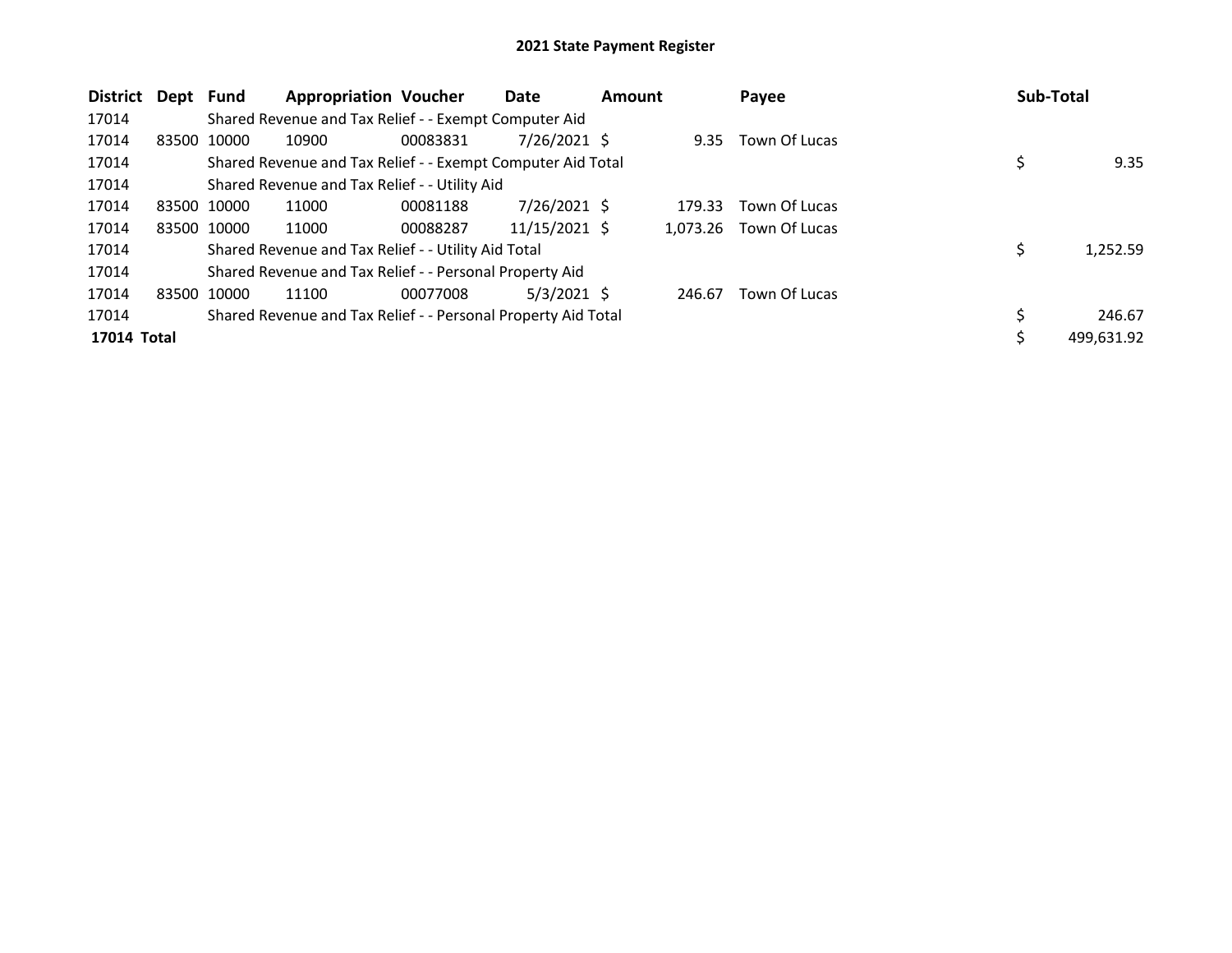# 2021 State Payment Register

| District | Dept | Fund | Appropriation | Voucher | Date | Amount | Payee | Sub-Total |
|---|---|---|---|---|---|---|---|---|
| 17014 | | Shared Revenue and Tax Relief - - Exempt Computer Aid | | | | | | |
| 17014 | 83500 | 10000 | 10900 | 00083831 | 7/26/2021 | $ 9.35 | Town Of Lucas | |
| 17014 | | Shared Revenue and Tax Relief - - Exempt Computer Aid Total | | | | | | $ 9.35 |
| 17014 | | Shared Revenue and Tax Relief - - Utility Aid | | | | | | |
| 17014 | 83500 | 10000 | 11000 | 00081188 | 7/26/2021 | $ 179.33 | Town Of Lucas | |
| 17014 | 83500 | 10000 | 11000 | 00088287 | 11/15/2021 | $ 1,073.26 | Town Of Lucas | |
| 17014 | | Shared Revenue and Tax Relief - - Utility Aid Total | | | | | | $ 1,252.59 |
| 17014 | | Shared Revenue and Tax Relief - - Personal Property Aid | | | | | | |
| 17014 | 83500 | 10000 | 11100 | 00077008 | 5/3/2021 | $ 246.67 | Town Of Lucas | |
| 17014 | | Shared Revenue and Tax Relief - - Personal Property Aid Total | | | | | | $ 246.67 |
| **17014 Total** | | | | | | | | $ 499,631.92 |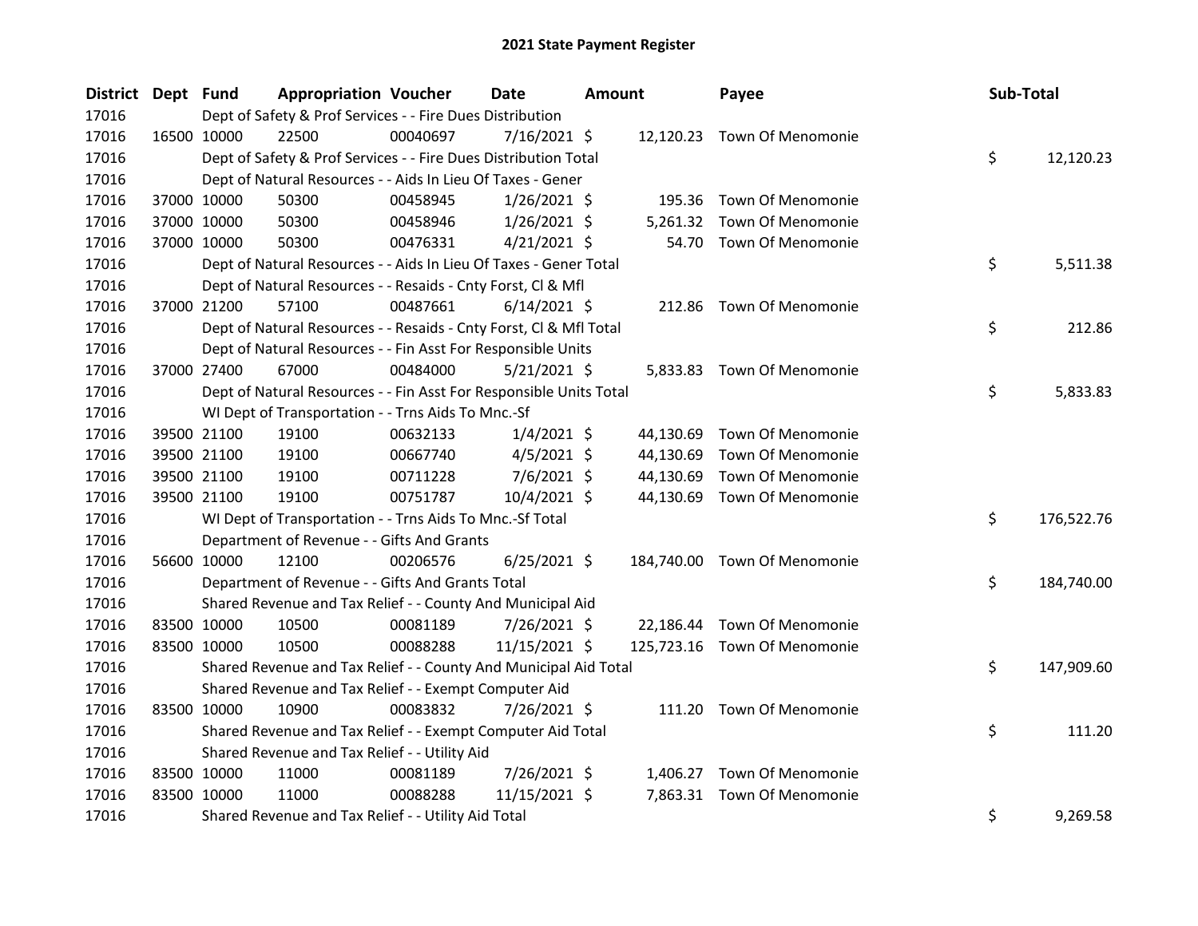# 2021 State Payment Register

| District | Dept | Fund | Appropriation | Voucher | Date | Amount | Payee | Sub-Total |
|---|---|---|---|---|---|---|---|---|
| 17016 | | Dept of Safety & Prof Services - - Fire Dues Distribution | | | | | | |
| 17016 | 16500 | 10000 | 22500 | 00040697 | 7/16/2021 | $ 12,120.23 | Town Of Menomonie | |
| 17016 | | Dept of Safety & Prof Services - - Fire Dues Distribution Total | | | | | | $ 12,120.23 |
| 17016 | | Dept of Natural Resources - - Aids In Lieu Of Taxes - Gener | | | | | | |
| 17016 | 37000 | 10000 | 50300 | 00458945 | 1/26/2021 | $ 195.36 | Town Of Menomonie | |
| 17016 | 37000 | 10000 | 50300 | 00458946 | 1/26/2021 | $ 5,261.32 | Town Of Menomonie | |
| 17016 | 37000 | 10000 | 50300 | 00476331 | 4/21/2021 | $ 54.70 | Town Of Menomonie | |
| 17016 | | Dept of Natural Resources - - Aids In Lieu Of Taxes - Gener Total | | | | | | $ 5,511.38 |
| 17016 | | Dept of Natural Resources - - Resaids - Cnty Forst, Cl & Mfl | | | | | | |
| 17016 | 37000 | 21200 | 57100 | 00487661 | 6/14/2021 | $ 212.86 | Town Of Menomonie | |
| 17016 | | Dept of Natural Resources - - Resaids - Cnty Forst, Cl & Mfl Total | | | | | | $ 212.86 |
| 17016 | | Dept of Natural Resources - - Fin Asst For Responsible Units | | | | | | |
| 17016 | 37000 | 27400 | 67000 | 00484000 | 5/21/2021 | $ 5,833.83 | Town Of Menomonie | |
| 17016 | | Dept of Natural Resources - - Fin Asst For Responsible Units Total | | | | | | $ 5,833.83 |
| 17016 | | WI Dept of Transportation - - Trns Aids To Mnc.-Sf | | | | | | |
| 17016 | 39500 | 21100 | 19100 | 00632133 | 1/4/2021 | $ 44,130.69 | Town Of Menomonie | |
| 17016 | 39500 | 21100 | 19100 | 00667740 | 4/5/2021 | $ 44,130.69 | Town Of Menomonie | |
| 17016 | 39500 | 21100 | 19100 | 00711228 | 7/6/2021 | $ 44,130.69 | Town Of Menomonie | |
| 17016 | 39500 | 21100 | 19100 | 00751787 | 10/4/2021 | $ 44,130.69 | Town Of Menomonie | |
| 17016 | | WI Dept of Transportation - - Trns Aids To Mnc.-Sf Total | | | | | | $ 176,522.76 |
| 17016 | | Department of Revenue - - Gifts And Grants | | | | | | |
| 17016 | 56600 | 10000 | 12100 | 00206576 | 6/25/2021 | $ 184,740.00 | Town Of Menomonie | |
| 17016 | | Department of Revenue - - Gifts And Grants Total | | | | | | $ 184,740.00 |
| 17016 | | Shared Revenue and Tax Relief - - County And Municipal Aid | | | | | | |
| 17016 | 83500 | 10000 | 10500 | 00081189 | 7/26/2021 | $ 22,186.44 | Town Of Menomonie | |
| 17016 | 83500 | 10000 | 10500 | 00088288 | 11/15/2021 | $ 125,723.16 | Town Of Menomonie | |
| 17016 | | Shared Revenue and Tax Relief - - County And Municipal Aid Total | | | | | | $ 147,909.60 |
| 17016 | | Shared Revenue and Tax Relief - - Exempt Computer Aid | | | | | | |
| 17016 | 83500 | 10000 | 10900 | 00083832 | 7/26/2021 | $ 111.20 | Town Of Menomonie | |
| 17016 | | Shared Revenue and Tax Relief - - Exempt Computer Aid Total | | | | | | $ 111.20 |
| 17016 | | Shared Revenue and Tax Relief - - Utility Aid | | | | | | |
| 17016 | 83500 | 10000 | 11000 | 00081189 | 7/26/2021 | $ 1,406.27 | Town Of Menomonie | |
| 17016 | 83500 | 10000 | 11000 | 00088288 | 11/15/2021 | $ 7,863.31 | Town Of Menomonie | |
| 17016 | | Shared Revenue and Tax Relief - - Utility Aid Total | | | | | | $ 9,269.58 |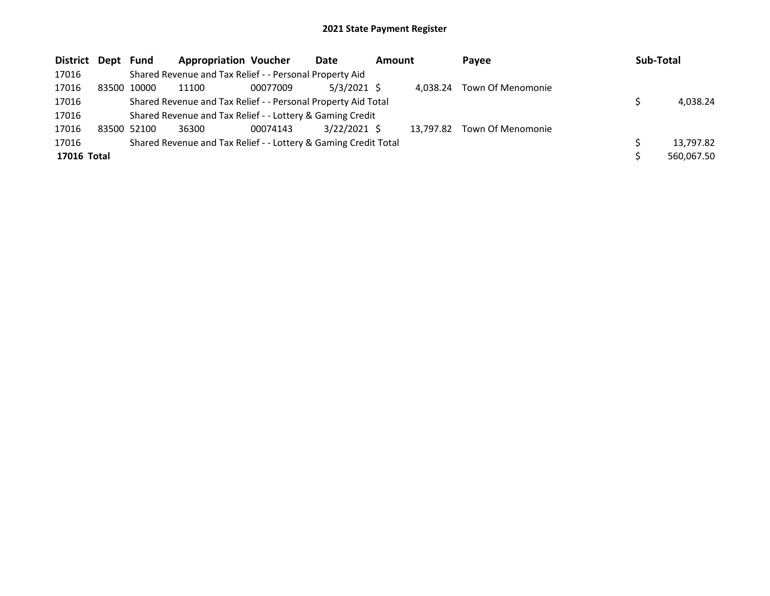# 2021 State Payment Register

| District | Dept | Fund | Appropriation | Voucher | Date | Amount | Payee | Sub-Total |
|---|---|---|---|---|---|---|---|---|
| 17016 | | Shared Revenue and Tax Relief - - Personal Property Aid | | | | | | |
| 17016 | 83500 | 10000 | 11100 | 00077009 | 5/3/2021 | $ 4,038.24 | Town Of Menomonie | |
| 17016 | | Shared Revenue and Tax Relief - - Personal Property Aid Total | | | | | | $ 4,038.24 |
| 17016 | | Shared Revenue and Tax Relief - - Lottery & Gaming Credit | | | | | | |
| 17016 | 83500 | 52100 | 36300 | 00074143 | 3/22/2021 | $ 13,797.82 | Town Of Menomonie | |
| 17016 | | Shared Revenue and Tax Relief - - Lottery & Gaming Credit Total | | | | | | $ 13,797.82 |
| **17016 Total** | | | | | | | | $ 560,067.50 |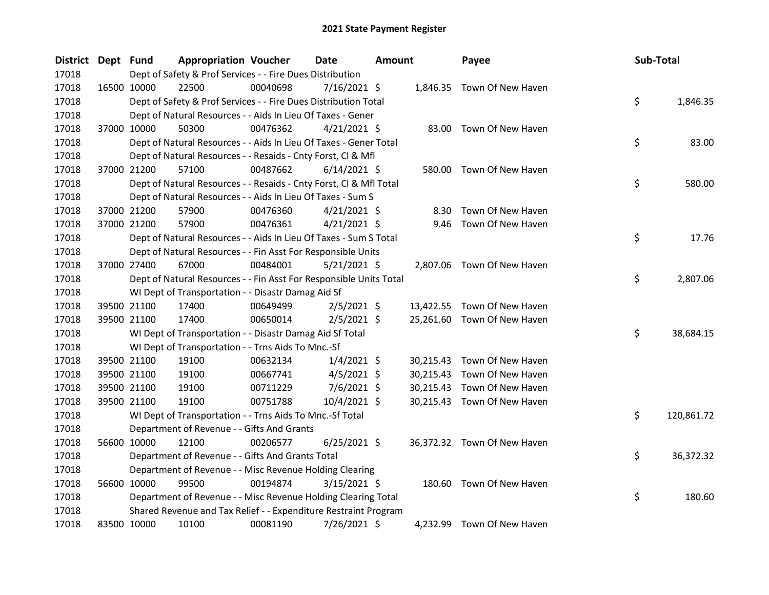# 2021 State Payment Register

| District | Dept | Fund | Appropriation | Voucher | Date | Amount | Payee | Sub-Total |
|---|---|---|---|---|---|---|---|---|
| 17018 | | Dept of Safety & Prof Services - - Fire Dues Distribution | | | | | | |
| 17018 | 16500 | 10000 | 22500 | 00040698 | 7/16/2021 | $ 1,846.35 | Town Of New Haven | |
| 17018 | | Dept of Safety & Prof Services - - Fire Dues Distribution Total | | | | | | $ 1,846.35 |
| 17018 | | Dept of Natural Resources - - Aids In Lieu Of Taxes - Gener | | | | | | |
| 17018 | 37000 | 10000 | 50300 | 00476362 | 4/21/2021 | $ 83.00 | Town Of New Haven | |
| 17018 | | Dept of Natural Resources - - Aids In Lieu Of Taxes - Gener Total | | | | | | $ 83.00 |
| 17018 | | Dept of Natural Resources - - Resaids - Cnty Forst, Cl & Mfl | | | | | | |
| 17018 | 37000 | 21200 | 57100 | 00487662 | 6/14/2021 | $ 580.00 | Town Of New Haven | |
| 17018 | | Dept of Natural Resources - - Resaids - Cnty Forst, Cl & Mfl Total | | | | | | $ 580.00 |
| 17018 | | Dept of Natural Resources - - Aids In Lieu Of Taxes - Sum S | | | | | | |
| 17018 | 37000 | 21200 | 57900 | 00476360 | 4/21/2021 | $ 8.30 | Town Of New Haven | |
| 17018 | 37000 | 21200 | 57900 | 00476361 | 4/21/2021 | $ 9.46 | Town Of New Haven | |
| 17018 | | Dept of Natural Resources - - Aids In Lieu Of Taxes - Sum S Total | | | | | | $ 17.76 |
| 17018 | | Dept of Natural Resources - - Fin Asst For Responsible Units | | | | | | |
| 17018 | 37000 | 27400 | 67000 | 00484001 | 5/21/2021 | $ 2,807.06 | Town Of New Haven | |
| 17018 | | Dept of Natural Resources - - Fin Asst For Responsible Units Total | | | | | | $ 2,807.06 |
| 17018 | | WI Dept of Transportation - - Disastr Damag Aid Sf | | | | | | |
| 17018 | 39500 | 21100 | 17400 | 00649499 | 2/5/2021 | $ 13,422.55 | Town Of New Haven | |
| 17018 | 39500 | 21100 | 17400 | 00650014 | 2/5/2021 | $ 25,261.60 | Town Of New Haven | |
| 17018 | | WI Dept of Transportation - - Disastr Damag Aid Sf Total | | | | | | $ 38,684.15 |
| 17018 | | WI Dept of Transportation - - Trns Aids To Mnc.-Sf | | | | | | |
| 17018 | 39500 | 21100 | 19100 | 00632134 | 1/4/2021 | $ 30,215.43 | Town Of New Haven | |
| 17018 | 39500 | 21100 | 19100 | 00667741 | 4/5/2021 | $ 30,215.43 | Town Of New Haven | |
| 17018 | 39500 | 21100 | 19100 | 00711229 | 7/6/2021 | $ 30,215.43 | Town Of New Haven | |
| 17018 | 39500 | 21100 | 19100 | 00751788 | 10/4/2021 | $ 30,215.43 | Town Of New Haven | |
| 17018 | | WI Dept of Transportation - - Trns Aids To Mnc.-Sf Total | | | | | | $ 120,861.72 |
| 17018 | | Department of Revenue - - Gifts And Grants | | | | | | |
| 17018 | 56600 | 10000 | 12100 | 00206577 | 6/25/2021 | $ 36,372.32 | Town Of New Haven | |
| 17018 | | Department of Revenue - - Gifts And Grants Total | | | | | | $ 36,372.32 |
| 17018 | | Department of Revenue - - Misc Revenue Holding Clearing | | | | | | |
| 17018 | 56600 | 10000 | 99500 | 00194874 | 3/15/2021 | $ 180.60 | Town Of New Haven | |
| 17018 | | Department of Revenue - - Misc Revenue Holding Clearing Total | | | | | | $ 180.60 |
| 17018 | | Shared Revenue and Tax Relief - - Expenditure Restraint Program | | | | | | |
| 17018 | 83500 | 10000 | 10100 | 00081190 | 7/26/2021 | $ 4,232.99 | Town Of New Haven | |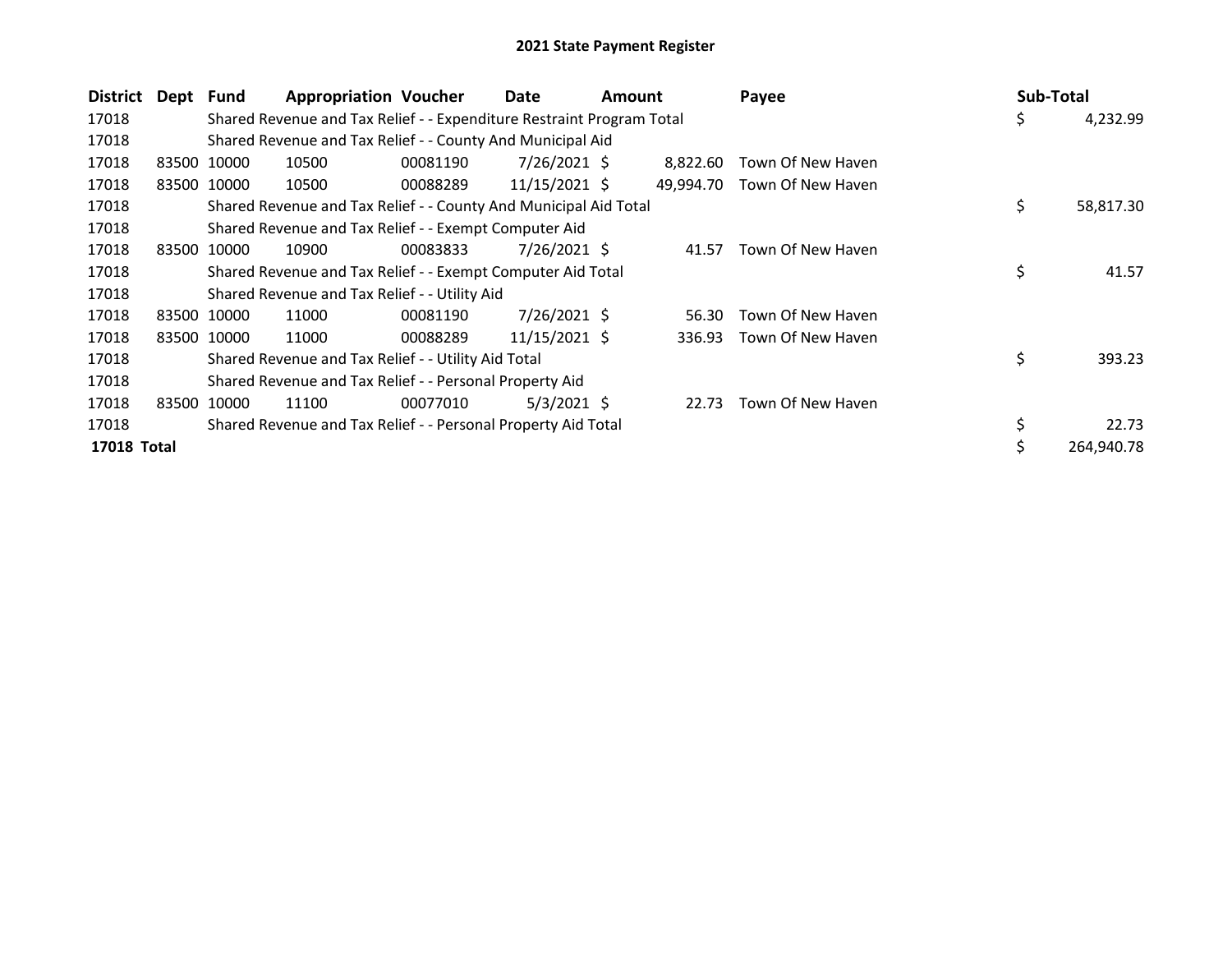# 2021 State Payment Register

| District | Dept | Fund | Appropriation | Voucher | Date | Amount | Payee | Sub-Total |
|---|---|---|---|---|---|---|---|---|
| 17018 | | Shared Revenue and Tax Relief - - Expenditure Restraint Program Total | | | | | | $ 4,232.99 |
| 17018 | | Shared Revenue and Tax Relief - - County And Municipal Aid | | | | | | |
| 17018 | 83500 | 10000 | 10500 | 00081190 | 7/26/2021 | $ 8,822.60 | Town Of New Haven | |
| 17018 | 83500 | 10000 | 10500 | 00088289 | 11/15/2021 | $ 49,994.70 | Town Of New Haven | |
| 17018 | | Shared Revenue and Tax Relief - - County And Municipal Aid Total | | | | | | $ 58,817.30 |
| 17018 | | Shared Revenue and Tax Relief - - Exempt Computer Aid | | | | | | |
| 17018 | 83500 | 10000 | 10900 | 00083833 | 7/26/2021 | $ 41.57 | Town Of New Haven | |
| 17018 | | Shared Revenue and Tax Relief - - Exempt Computer Aid Total | | | | | | $ 41.57 |
| 17018 | | Shared Revenue and Tax Relief - - Utility Aid | | | | | | |
| 17018 | 83500 | 10000 | 11000 | 00081190 | 7/26/2021 | $ 56.30 | Town Of New Haven | |
| 17018 | 83500 | 10000 | 11000 | 00088289 | 11/15/2021 | $ 336.93 | Town Of New Haven | |
| 17018 | | Shared Revenue and Tax Relief - - Utility Aid Total | | | | | | $ 393.23 |
| 17018 | | Shared Revenue and Tax Relief - - Personal Property Aid | | | | | | |
| 17018 | 83500 | 10000 | 11100 | 00077010 | 5/3/2021 | $ 22.73 | Town Of New Haven | |
| 17018 | | Shared Revenue and Tax Relief - - Personal Property Aid Total | | | | | | $ 22.73 |
| **17018 Total** | | | | | | | | $ 264,940.78 |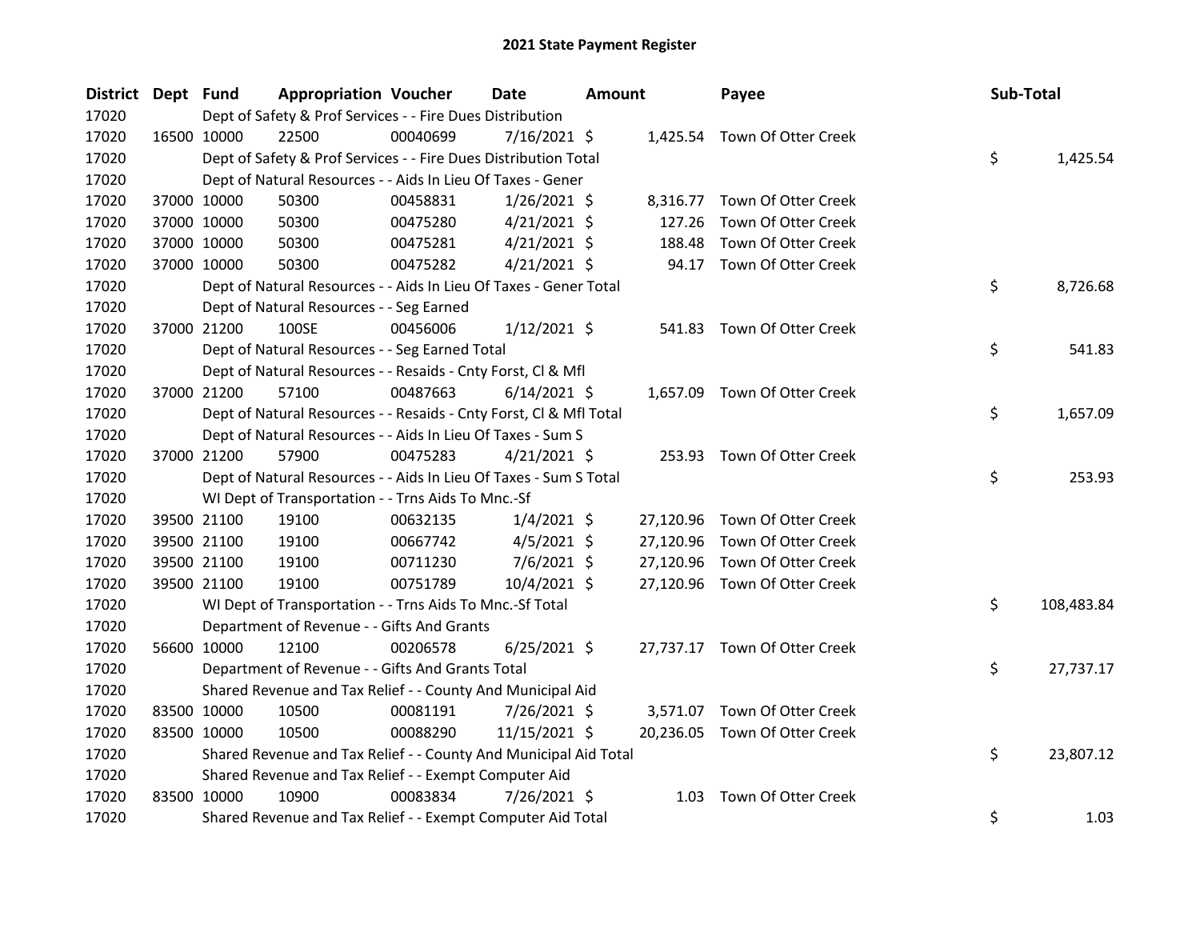# 2021 State Payment Register

| District | Dept | Fund | Appropriation | Voucher | Date | Amount | Payee | Sub-Total |
|---|---|---|---|---|---|---|---|---|
| 17020 | | | Dept of Safety & Prof Services - - Fire Dues Distribution | | | | | |
| 17020 | 16500 | 10000 | 22500 | 00040699 | 7/16/2021 | $ 1,425.54 | Town Of Otter Creek | |
| 17020 | | | Dept of Safety & Prof Services - - Fire Dues Distribution Total | | | | | $ 1,425.54 |
| 17020 | | | Dept of Natural Resources - - Aids In Lieu Of Taxes - Gener | | | | | |
| 17020 | 37000 | 10000 | 50300 | 00458831 | 1/26/2021 | $ 8,316.77 | Town Of Otter Creek | |
| 17020 | 37000 | 10000 | 50300 | 00475280 | 4/21/2021 | $ 127.26 | Town Of Otter Creek | |
| 17020 | 37000 | 10000 | 50300 | 00475281 | 4/21/2021 | $ 188.48 | Town Of Otter Creek | |
| 17020 | 37000 | 10000 | 50300 | 00475282 | 4/21/2021 | $ 94.17 | Town Of Otter Creek | |
| 17020 | | | Dept of Natural Resources - - Aids In Lieu Of Taxes - Gener Total | | | | | $ 8,726.68 |
| 17020 | | | Dept of Natural Resources - - Seg Earned | | | | | |
| 17020 | 37000 | 21200 | 100SE | 00456006 | 1/12/2021 | $ 541.83 | Town Of Otter Creek | |
| 17020 | | | Dept of Natural Resources - - Seg Earned Total | | | | | $ 541.83 |
| 17020 | | | Dept of Natural Resources - - Resaids - Cnty Forst, Cl & Mfl | | | | | |
| 17020 | 37000 | 21200 | 57100 | 00487663 | 6/14/2021 | $ 1,657.09 | Town Of Otter Creek | |
| 17020 | | | Dept of Natural Resources - - Resaids - Cnty Forst, Cl & Mfl Total | | | | | $ 1,657.09 |
| 17020 | | | Dept of Natural Resources - - Aids In Lieu Of Taxes - Sum S | | | | | |
| 17020 | 37000 | 21200 | 57900 | 00475283 | 4/21/2021 | $ 253.93 | Town Of Otter Creek | |
| 17020 | | | Dept of Natural Resources - - Aids In Lieu Of Taxes - Sum S Total | | | | | $ 253.93 |
| 17020 | | | WI Dept of Transportation - - Trns Aids To Mnc.-Sf | | | | | |
| 17020 | 39500 | 21100 | 19100 | 00632135 | 1/4/2021 | $ 27,120.96 | Town Of Otter Creek | |
| 17020 | 39500 | 21100 | 19100 | 00667742 | 4/5/2021 | $ 27,120.96 | Town Of Otter Creek | |
| 17020 | 39500 | 21100 | 19100 | 00711230 | 7/6/2021 | $ 27,120.96 | Town Of Otter Creek | |
| 17020 | 39500 | 21100 | 19100 | 00751789 | 10/4/2021 | $ 27,120.96 | Town Of Otter Creek | |
| 17020 | | | WI Dept of Transportation - - Trns Aids To Mnc.-Sf Total | | | | | $ 108,483.84 |
| 17020 | | | Department of Revenue - - Gifts And Grants | | | | | |
| 17020 | 56600 | 10000 | 12100 | 00206578 | 6/25/2021 | $ 27,737.17 | Town Of Otter Creek | |
| 17020 | | | Department of Revenue - - Gifts And Grants Total | | | | | $ 27,737.17 |
| 17020 | | | Shared Revenue and Tax Relief - - County And Municipal Aid | | | | | |
| 17020 | 83500 | 10000 | 10500 | 00081191 | 7/26/2021 | $ 3,571.07 | Town Of Otter Creek | |
| 17020 | 83500 | 10000 | 10500 | 00088290 | 11/15/2021 | $ 20,236.05 | Town Of Otter Creek | |
| 17020 | | | Shared Revenue and Tax Relief - - County And Municipal Aid Total | | | | | $ 23,807.12 |
| 17020 | | | Shared Revenue and Tax Relief - - Exempt Computer Aid | | | | | |
| 17020 | 83500 | 10000 | 10900 | 00083834 | 7/26/2021 | $ 1.03 | Town Of Otter Creek | |
| 17020 | | | Shared Revenue and Tax Relief - - Exempt Computer Aid Total | | | | | $ 1.03 |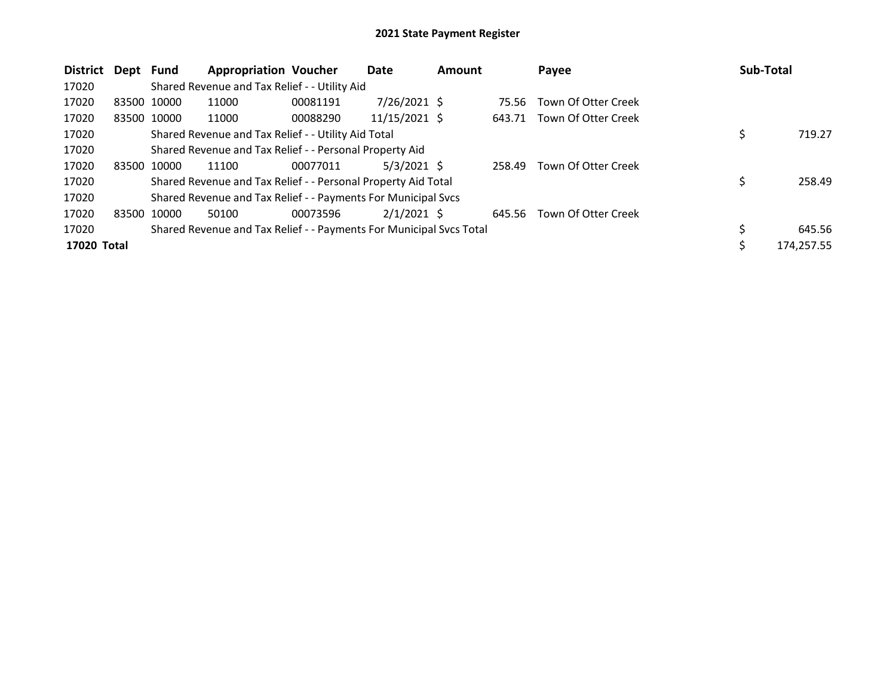# 2021 State Payment Register

| District | Dept | Fund | Appropriation | Voucher | Date | Amount | Payee | Sub-Total |
|---|---|---|---|---|---|---|---|---|
| 17020 | | Shared Revenue and Tax Relief - - Utility Aid | | | | | | |
| 17020 | 83500 | 10000 | 11000 | 00081191 | 7/26/2021 | $ 75.56 | Town Of Otter Creek | |
| 17020 | 83500 | 10000 | 11000 | 00088290 | 11/15/2021 | $ 643.71 | Town Of Otter Creek | |
| 17020 | | Shared Revenue and Tax Relief - - Utility Aid Total | | | | | | $ 719.27 |
| 17020 | | Shared Revenue and Tax Relief - - Personal Property Aid | | | | | | |
| 17020 | 83500 | 10000 | 11100 | 00077011 | 5/3/2021 | $ 258.49 | Town Of Otter Creek | |
| 17020 | | Shared Revenue and Tax Relief - - Personal Property Aid Total | | | | | | $ 258.49 |
| 17020 | | Shared Revenue and Tax Relief - - Payments For Municipal Svcs | | | | | | |
| 17020 | 83500 | 10000 | 50100 | 00073596 | 2/1/2021 | $ 645.56 | Town Of Otter Creek | |
| 17020 | | Shared Revenue and Tax Relief - - Payments For Municipal Svcs Total | | | | | | $ 645.56 |
| **17020 Total** | | | | | | | | $ 174,257.55 |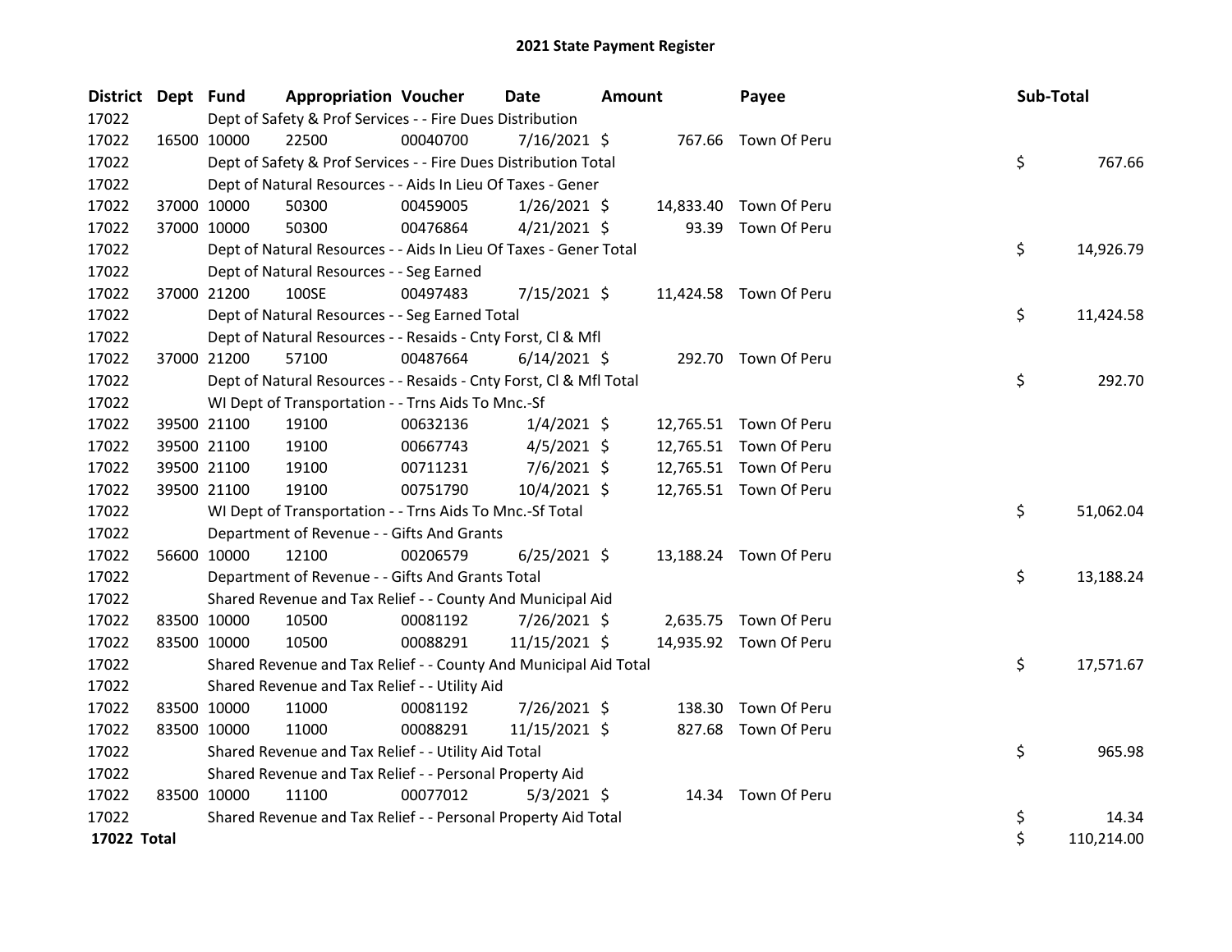# 2021 State Payment Register

| District | Dept | Fund | Appropriation | Voucher | Date | Amount | Payee | Sub-Total |
|---|---|---|---|---|---|---|---|---|
| 17022 | | Dept of Safety & Prof Services - - Fire Dues Distribution | | | | | | |
| 17022 | 16500 | 10000 | 22500 | 00040700 | 7/16/2021 | $ 767.66 | Town Of Peru | |
| 17022 | | Dept of Safety & Prof Services - - Fire Dues Distribution Total | | | | | | $ 767.66 |
| 17022 | | Dept of Natural Resources - - Aids In Lieu Of Taxes - Gener | | | | | | |
| 17022 | 37000 | 10000 | 50300 | 00459005 | 1/26/2021 | $ 14,833.40 | Town Of Peru | |
| 17022 | 37000 | 10000 | 50300 | 00476864 | 4/21/2021 | $ 93.39 | Town Of Peru | |
| 17022 | | Dept of Natural Resources - - Aids In Lieu Of Taxes - Gener Total | | | | | | $ 14,926.79 |
| 17022 | | Dept of Natural Resources - - Seg Earned | | | | | | |
| 17022 | 37000 | 21200 | 100SE | 00497483 | 7/15/2021 | $ 11,424.58 | Town Of Peru | |
| 17022 | | Dept of Natural Resources - - Seg Earned Total | | | | | | $ 11,424.58 |
| 17022 | | Dept of Natural Resources - - Resaids - Cnty Forst, Cl & Mfl | | | | | | |
| 17022 | 37000 | 21200 | 57100 | 00487664 | 6/14/2021 | $ 292.70 | Town Of Peru | |
| 17022 | | Dept of Natural Resources - - Resaids - Cnty Forst, Cl & Mfl Total | | | | | | $ 292.70 |
| 17022 | | WI Dept of Transportation - - Trns Aids To Mnc.-Sf | | | | | | |
| 17022 | 39500 | 21100 | 19100 | 00632136 | 1/4/2021 | $ 12,765.51 | Town Of Peru | |
| 17022 | 39500 | 21100 | 19100 | 00667743 | 4/5/2021 | $ 12,765.51 | Town Of Peru | |
| 17022 | 39500 | 21100 | 19100 | 00711231 | 7/6/2021 | $ 12,765.51 | Town Of Peru | |
| 17022 | 39500 | 21100 | 19100 | 00751790 | 10/4/2021 | $ 12,765.51 | Town Of Peru | |
| 17022 | | WI Dept of Transportation - - Trns Aids To Mnc.-Sf Total | | | | | | $ 51,062.04 |
| 17022 | | Department of Revenue - - Gifts And Grants | | | | | | |
| 17022 | 56600 | 10000 | 12100 | 00206579 | 6/25/2021 | $ 13,188.24 | Town Of Peru | |
| 17022 | | Department of Revenue - - Gifts And Grants Total | | | | | | $ 13,188.24 |
| 17022 | | Shared Revenue and Tax Relief - - County And Municipal Aid | | | | | | |
| 17022 | 83500 | 10000 | 10500 | 00081192 | 7/26/2021 | $ 2,635.75 | Town Of Peru | |
| 17022 | 83500 | 10000 | 10500 | 00088291 | 11/15/2021 | $ 14,935.92 | Town Of Peru | |
| 17022 | | Shared Revenue and Tax Relief - - County And Municipal Aid Total | | | | | | $ 17,571.67 |
| 17022 | | Shared Revenue and Tax Relief - - Utility Aid | | | | | | |
| 17022 | 83500 | 10000 | 11000 | 00081192 | 7/26/2021 | $ 138.30 | Town Of Peru | |
| 17022 | 83500 | 10000 | 11000 | 00088291 | 11/15/2021 | $ 827.68 | Town Of Peru | |
| 17022 | | Shared Revenue and Tax Relief - - Utility Aid Total | | | | | | $ 965.98 |
| 17022 | | Shared Revenue and Tax Relief - - Personal Property Aid | | | | | | |
| 17022 | 83500 | 10000 | 11100 | 00077012 | 5/3/2021 | $ 14.34 | Town Of Peru | |
| 17022 | | Shared Revenue and Tax Relief - - Personal Property Aid Total | | | | | | $ 14.34 |
| **17022 Total** | | | | | | | | $ 110,214.00 |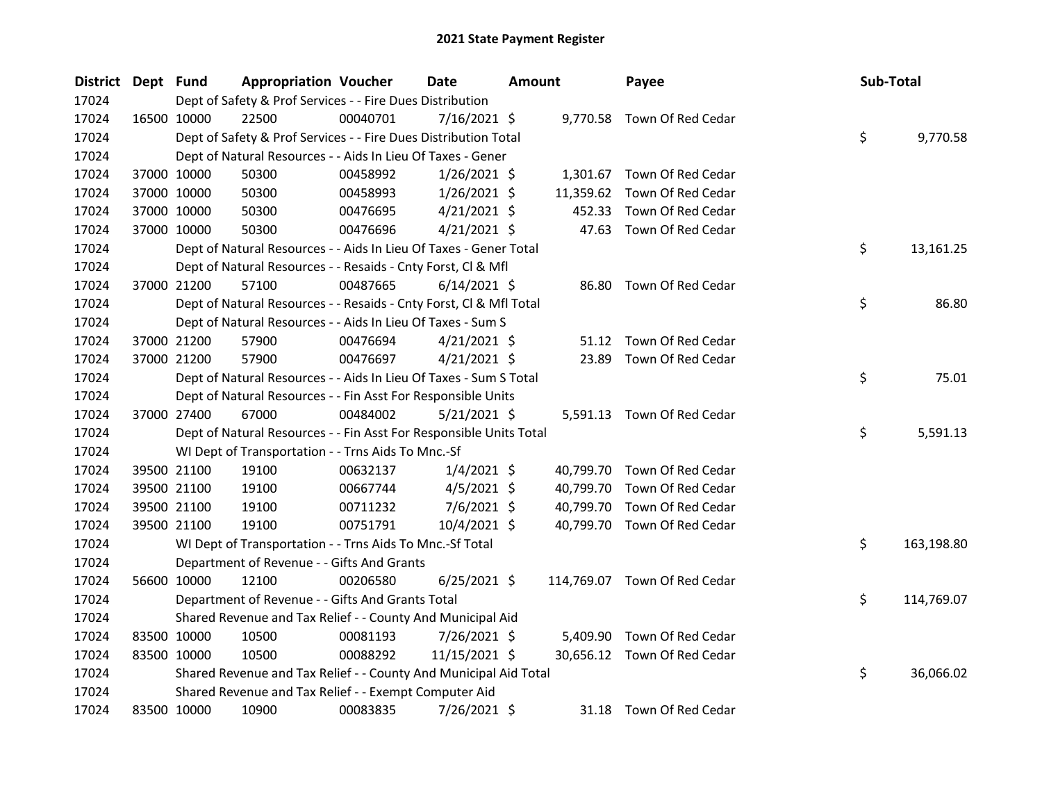# 2021 State Payment Register

| District | Dept | Fund | Appropriation | Voucher | Date | Amount | Payee | Sub-Total |
|---|---|---|---|---|---|---|---|---|
| 17024 | | Dept of Safety & Prof Services - - Fire Dues Distribution | | | | | | |
| 17024 | 16500 | 10000 | 22500 | 00040701 | 7/16/2021 | $ 9,770.58 | Town Of Red Cedar | |
| 17024 | | Dept of Safety & Prof Services - - Fire Dues Distribution Total | | | | | | $ 9,770.58 |
| 17024 | | Dept of Natural Resources - - Aids In Lieu Of Taxes - Gener | | | | | | |
| 17024 | 37000 | 10000 | 50300 | 00458992 | 1/26/2021 | $ 1,301.67 | Town Of Red Cedar | |
| 17024 | 37000 | 10000 | 50300 | 00458993 | 1/26/2021 | $ 11,359.62 | Town Of Red Cedar | |
| 17024 | 37000 | 10000 | 50300 | 00476695 | 4/21/2021 | $ 452.33 | Town Of Red Cedar | |
| 17024 | 37000 | 10000 | 50300 | 00476696 | 4/21/2021 | $ 47.63 | Town Of Red Cedar | |
| 17024 | | Dept of Natural Resources - - Aids In Lieu Of Taxes - Gener Total | | | | | | $ 13,161.25 |
| 17024 | | Dept of Natural Resources - - Resaids - Cnty Forst, Cl & Mfl | | | | | | |
| 17024 | 37000 | 21200 | 57100 | 00487665 | 6/14/2021 | $ 86.80 | Town Of Red Cedar | |
| 17024 | | Dept of Natural Resources - - Resaids - Cnty Forst, Cl & Mfl Total | | | | | | $ 86.80 |
| 17024 | | Dept of Natural Resources - - Aids In Lieu Of Taxes - Sum S | | | | | | |
| 17024 | 37000 | 21200 | 57900 | 00476694 | 4/21/2021 | $ 51.12 | Town Of Red Cedar | |
| 17024 | 37000 | 21200 | 57900 | 00476697 | 4/21/2021 | $ 23.89 | Town Of Red Cedar | |
| 17024 | | Dept of Natural Resources - - Aids In Lieu Of Taxes - Sum S Total | | | | | | $ 75.01 |
| 17024 | | Dept of Natural Resources - - Fin Asst For Responsible Units | | | | | | |
| 17024 | 37000 | 27400 | 67000 | 00484002 | 5/21/2021 | $ 5,591.13 | Town Of Red Cedar | |
| 17024 | | Dept of Natural Resources - - Fin Asst For Responsible Units Total | | | | | | $ 5,591.13 |
| 17024 | | WI Dept of Transportation - - Trns Aids To Mnc.-Sf | | | | | | |
| 17024 | 39500 | 21100 | 19100 | 00632137 | 1/4/2021 | $ 40,799.70 | Town Of Red Cedar | |
| 17024 | 39500 | 21100 | 19100 | 00667744 | 4/5/2021 | $ 40,799.70 | Town Of Red Cedar | |
| 17024 | 39500 | 21100 | 19100 | 00711232 | 7/6/2021 | $ 40,799.70 | Town Of Red Cedar | |
| 17024 | 39500 | 21100 | 19100 | 00751791 | 10/4/2021 | $ 40,799.70 | Town Of Red Cedar | |
| 17024 | | WI Dept of Transportation - - Trns Aids To Mnc.-Sf Total | | | | | | $ 163,198.80 |
| 17024 | | Department of Revenue - - Gifts And Grants | | | | | | |
| 17024 | 56600 | 10000 | 12100 | 00206580 | 6/25/2021 | $ 114,769.07 | Town Of Red Cedar | |
| 17024 | | Department of Revenue - - Gifts And Grants Total | | | | | | $ 114,769.07 |
| 17024 | | Shared Revenue and Tax Relief - - County And Municipal Aid | | | | | | |
| 17024 | 83500 | 10000 | 10500 | 00081193 | 7/26/2021 | $ 5,409.90 | Town Of Red Cedar | |
| 17024 | 83500 | 10000 | 10500 | 00088292 | 11/15/2021 | $ 30,656.12 | Town Of Red Cedar | |
| 17024 | | Shared Revenue and Tax Relief - - County And Municipal Aid Total | | | | | | $ 36,066.02 |
| 17024 | | Shared Revenue and Tax Relief - - Exempt Computer Aid | | | | | | |
| 17024 | 83500 | 10000 | 10900 | 00083835 | 7/26/2021 | $ 31.18 | Town Of Red Cedar | |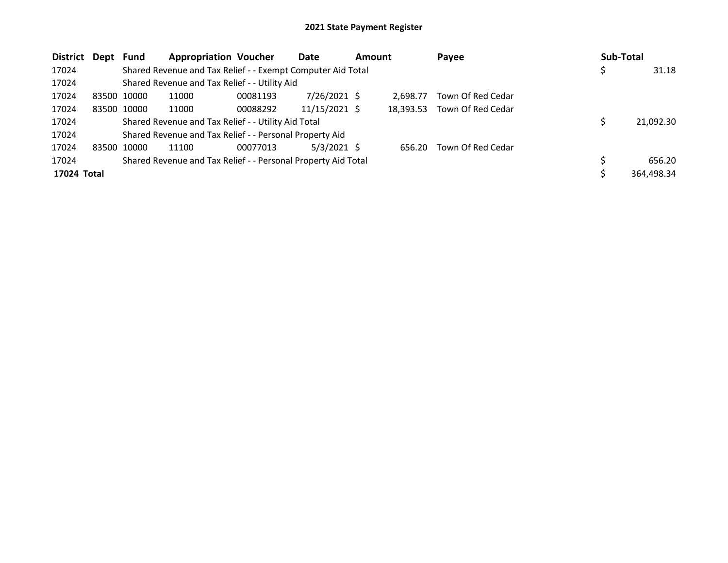# 2021 State Payment Register

| District | Dept | Fund | Appropriation | Voucher | Date | Amount | Payee | Sub-Total |
|---|---|---|---|---|---|---|---|---|
| 17024 | | Shared Revenue and Tax Relief - - Exempt Computer Aid Total | | | | | | $ 31.18 |
| 17024 | | Shared Revenue and Tax Relief - - Utility Aid | | | | | | |
| 17024 | 83500 | 10000 | 11000 | 00081193 | 7/26/2021 | $ 2,698.77 | Town Of Red Cedar | |
| 17024 | 83500 | 10000 | 11000 | 00088292 | 11/15/2021 | $ 18,393.53 | Town Of Red Cedar | |
| 17024 | | Shared Revenue and Tax Relief - - Utility Aid Total | | | | | | $ 21,092.30 |
| 17024 | | Shared Revenue and Tax Relief - - Personal Property Aid | | | | | | |
| 17024 | 83500 | 10000 | 11100 | 00077013 | 5/3/2021 | $ 656.20 | Town Of Red Cedar | |
| 17024 | | Shared Revenue and Tax Relief - - Personal Property Aid Total | | | | | | $ 656.20 |
| **17024 Total** | | | | | | | | $ 364,498.34 |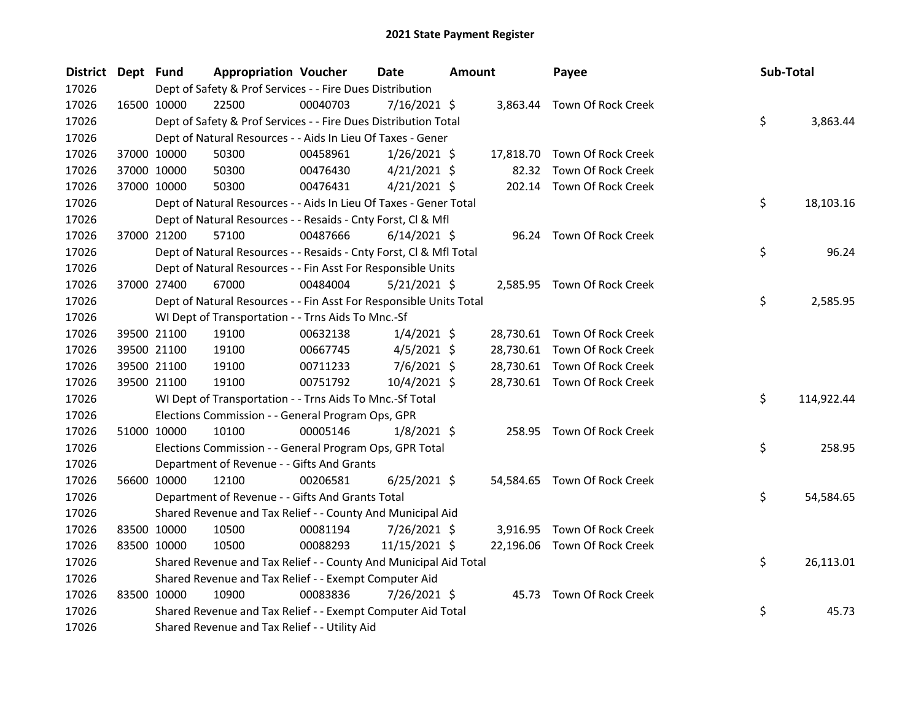# 2021 State Payment Register

| District | Dept | Fund | Appropriation | Voucher | Date | Amount | Payee | Sub-Total |
|---|---|---|---|---|---|---|---|---|
| 17026 | | Dept of Safety & Prof Services - - Fire Dues Distribution | | | | | | |
| 17026 | 16500 | 10000 | 22500 | 00040703 | 7/16/2021 | $ 3,863.44 | Town Of Rock Creek | |
| 17026 | | Dept of Safety & Prof Services - - Fire Dues Distribution Total | | | | | | $ 3,863.44 |
| 17026 | | Dept of Natural Resources - - Aids In Lieu Of Taxes - Gener | | | | | | |
| 17026 | 37000 | 10000 | 50300 | 00458961 | 1/26/2021 | $ 17,818.70 | Town Of Rock Creek | |
| 17026 | 37000 | 10000 | 50300 | 00476430 | 4/21/2021 | $ 82.32 | Town Of Rock Creek | |
| 17026 | 37000 | 10000 | 50300 | 00476431 | 4/21/2021 | $ 202.14 | Town Of Rock Creek | |
| 17026 | | Dept of Natural Resources - - Aids In Lieu Of Taxes - Gener Total | | | | | | $ 18,103.16 |
| 17026 | | Dept of Natural Resources - - Resaids - Cnty Forst, Cl & Mfl | | | | | | |
| 17026 | 37000 | 21200 | 57100 | 00487666 | 6/14/2021 | $ 96.24 | Town Of Rock Creek | |
| 17026 | | Dept of Natural Resources - - Resaids - Cnty Forst, Cl & Mfl Total | | | | | | $ 96.24 |
| 17026 | | Dept of Natural Resources - - Fin Asst For Responsible Units | | | | | | |
| 17026 | 37000 | 27400 | 67000 | 00484004 | 5/21/2021 | $ 2,585.95 | Town Of Rock Creek | |
| 17026 | | Dept of Natural Resources - - Fin Asst For Responsible Units Total | | | | | | $ 2,585.95 |
| 17026 | | WI Dept of Transportation - - Trns Aids To Mnc.-Sf | | | | | | |
| 17026 | 39500 | 21100 | 19100 | 00632138 | 1/4/2021 | $ 28,730.61 | Town Of Rock Creek | |
| 17026 | 39500 | 21100 | 19100 | 00667745 | 4/5/2021 | $ 28,730.61 | Town Of Rock Creek | |
| 17026 | 39500 | 21100 | 19100 | 00711233 | 7/6/2021 | $ 28,730.61 | Town Of Rock Creek | |
| 17026 | 39500 | 21100 | 19100 | 00751792 | 10/4/2021 | $ 28,730.61 | Town Of Rock Creek | |
| 17026 | | WI Dept of Transportation - - Trns Aids To Mnc.-Sf Total | | | | | | $ 114,922.44 |
| 17026 | | Elections Commission - - General Program Ops, GPR | | | | | | |
| 17026 | 51000 | 10000 | 10100 | 00005146 | 1/8/2021 | $ 258.95 | Town Of Rock Creek | |
| 17026 | | Elections Commission - - General Program Ops, GPR Total | | | | | | $ 258.95 |
| 17026 | | Department of Revenue - - Gifts And Grants | | | | | | |
| 17026 | 56600 | 10000 | 12100 | 00206581 | 6/25/2021 | $ 54,584.65 | Town Of Rock Creek | |
| 17026 | | Department of Revenue - - Gifts And Grants Total | | | | | | $ 54,584.65 |
| 17026 | | Shared Revenue and Tax Relief - - County And Municipal Aid | | | | | | |
| 17026 | 83500 | 10000 | 10500 | 00081194 | 7/26/2021 | $ 3,916.95 | Town Of Rock Creek | |
| 17026 | 83500 | 10000 | 10500 | 00088293 | 11/15/2021 | $ 22,196.06 | Town Of Rock Creek | |
| 17026 | | Shared Revenue and Tax Relief - - County And Municipal Aid Total | | | | | | $ 26,113.01 |
| 17026 | | Shared Revenue and Tax Relief - - Exempt Computer Aid | | | | | | |
| 17026 | 83500 | 10000 | 10900 | 00083836 | 7/26/2021 | $ 45.73 | Town Of Rock Creek | |
| 17026 | | Shared Revenue and Tax Relief - - Exempt Computer Aid Total | | | | | | $ 45.73 |
| 17026 | | Shared Revenue and Tax Relief - - Utility Aid | | | | | | |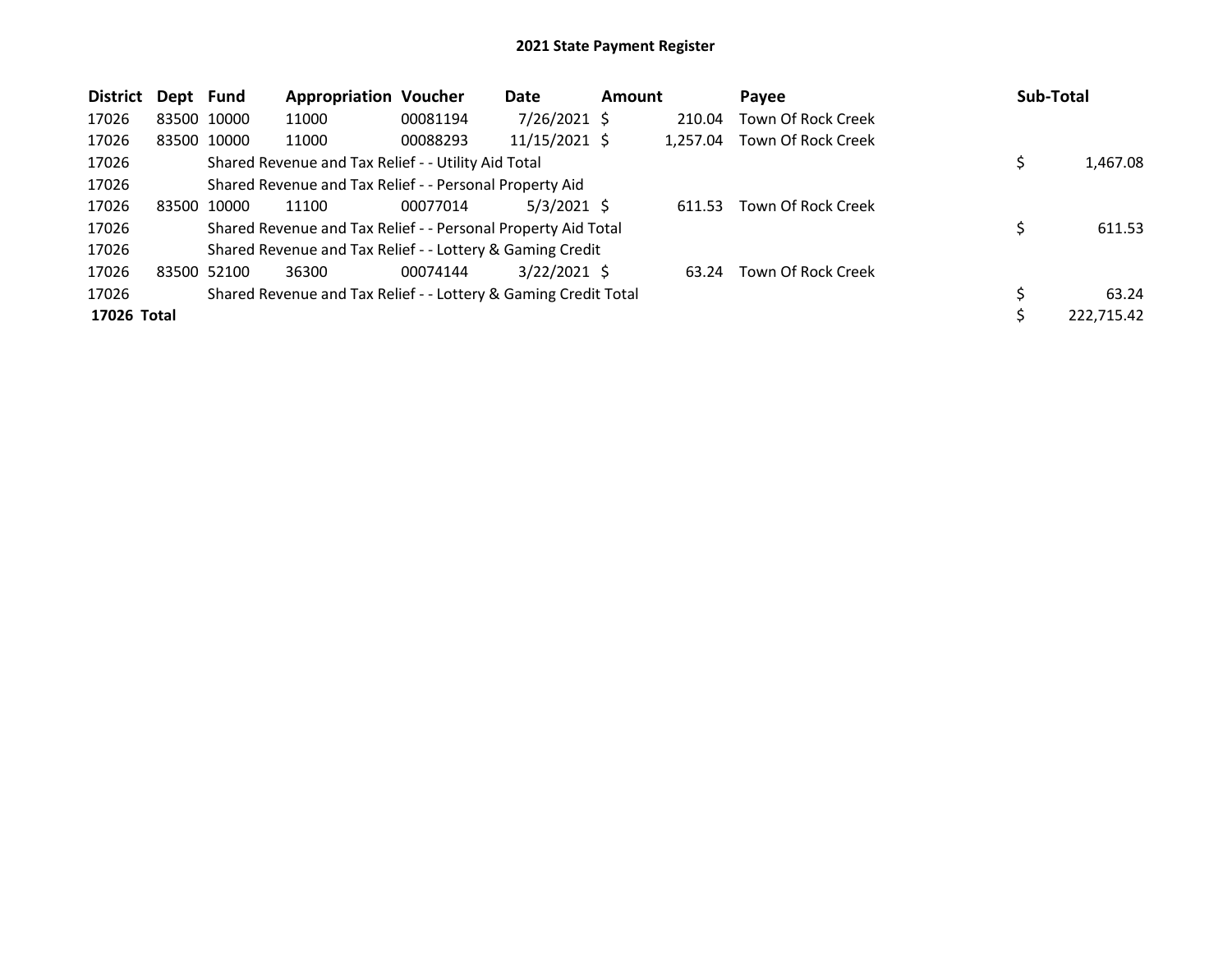# 2021 State Payment Register

| District | Dept | Fund | Appropriation | Voucher | Date | Amount | Payee | Sub-Total |
|---|---|---|---|---|---|---|---|---|
| 17026 | 83500 | 10000 | 11000 | 00081194 | 7/26/2021 | $ 210.04 | Town Of Rock Creek | |
| 17026 | 83500 | 10000 | 11000 | 00088293 | 11/15/2021 | $ 1,257.04 | Town Of Rock Creek | |
| 17026 | | Shared Revenue and Tax Relief - - Utility Aid Total | | | | | | $ 1,467.08 |
| 17026 | | Shared Revenue and Tax Relief - - Personal Property Aid | | | | | | |
| 17026 | 83500 | 10000 | 11100 | 00077014 | 5/3/2021 | $ 611.53 | Town Of Rock Creek | |
| 17026 | | Shared Revenue and Tax Relief - - Personal Property Aid Total | | | | | | $ 611.53 |
| 17026 | | Shared Revenue and Tax Relief - - Lottery & Gaming Credit | | | | | | |
| 17026 | 83500 | 52100 | 36300 | 00074144 | 3/22/2021 | $ 63.24 | Town Of Rock Creek | |
| 17026 | | Shared Revenue and Tax Relief - - Lottery & Gaming Credit Total | | | | | | $ 63.24 |
| **17026 Total** | | | | | | | | $ 222,715.42 |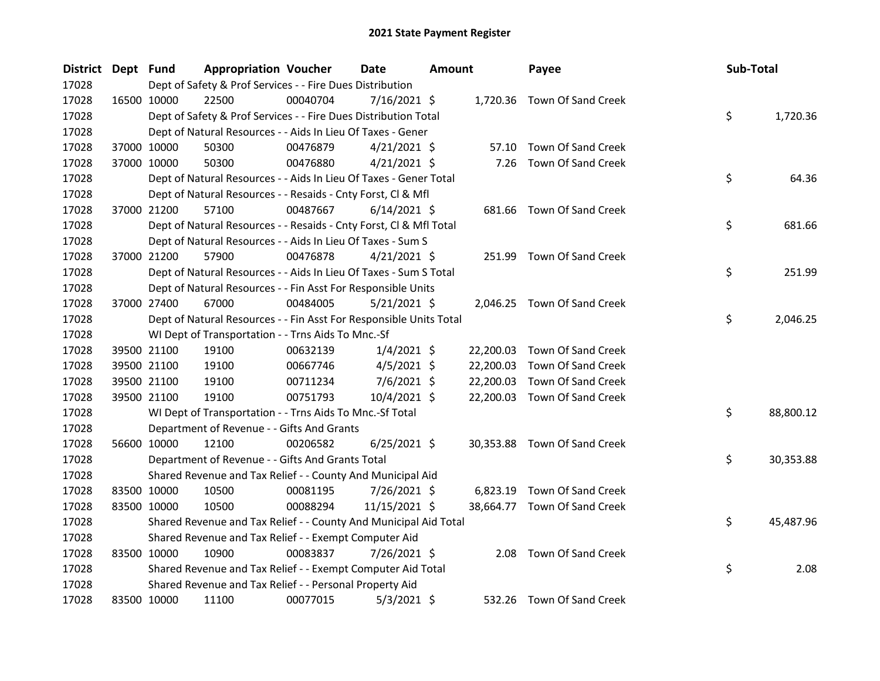# 2021 State Payment Register

| District | Dept | Fund | Appropriation | Voucher | Date | Amount | Payee | Sub-Total |
|---|---|---|---|---|---|---|---|---|
| 17028 | | Dept of Safety & Prof Services - - Fire Dues Distribution | | | | | | |
| 17028 | 16500 | 10000 | 22500 | 00040704 | 7/16/2021 | $ 1,720.36 | Town Of Sand Creek | |
| 17028 | | Dept of Safety & Prof Services - - Fire Dues Distribution Total | | | | | | $ 1,720.36 |
| 17028 | | Dept of Natural Resources - - Aids In Lieu Of Taxes - Gener | | | | | | |
| 17028 | 37000 | 10000 | 50300 | 00476879 | 4/21/2021 | $ 57.10 | Town Of Sand Creek | |
| 17028 | 37000 | 10000 | 50300 | 00476880 | 4/21/2021 | $ 7.26 | Town Of Sand Creek | |
| 17028 | | Dept of Natural Resources - - Aids In Lieu Of Taxes - Gener Total | | | | | | $ 64.36 |
| 17028 | | Dept of Natural Resources - - Resaids - Cnty Forst, Cl & Mfl | | | | | | |
| 17028 | 37000 | 21200 | 57100 | 00487667 | 6/14/2021 | $ 681.66 | Town Of Sand Creek | |
| 17028 | | Dept of Natural Resources - - Resaids - Cnty Forst, Cl & Mfl Total | | | | | | $ 681.66 |
| 17028 | | Dept of Natural Resources - - Aids In Lieu Of Taxes - Sum S | | | | | | |
| 17028 | 37000 | 21200 | 57900 | 00476878 | 4/21/2021 | $ 251.99 | Town Of Sand Creek | |
| 17028 | | Dept of Natural Resources - - Aids In Lieu Of Taxes - Sum S Total | | | | | | $ 251.99 |
| 17028 | | Dept of Natural Resources - - Fin Asst For Responsible Units | | | | | | |
| 17028 | 37000 | 27400 | 67000 | 00484005 | 5/21/2021 | $ 2,046.25 | Town Of Sand Creek | |
| 17028 | | Dept of Natural Resources - - Fin Asst For Responsible Units Total | | | | | | $ 2,046.25 |
| 17028 | | WI Dept of Transportation - - Trns Aids To Mnc.-Sf | | | | | | |
| 17028 | 39500 | 21100 | 19100 | 00632139 | 1/4/2021 | $ 22,200.03 | Town Of Sand Creek | |
| 17028 | 39500 | 21100 | 19100 | 00667746 | 4/5/2021 | $ 22,200.03 | Town Of Sand Creek | |
| 17028 | 39500 | 21100 | 19100 | 00711234 | 7/6/2021 | $ 22,200.03 | Town Of Sand Creek | |
| 17028 | 39500 | 21100 | 19100 | 00751793 | 10/4/2021 | $ 22,200.03 | Town Of Sand Creek | |
| 17028 | | WI Dept of Transportation - - Trns Aids To Mnc.-Sf Total | | | | | | $ 88,800.12 |
| 17028 | | Department of Revenue - - Gifts And Grants | | | | | | |
| 17028 | 56600 | 10000 | 12100 | 00206582 | 6/25/2021 | $ 30,353.88 | Town Of Sand Creek | |
| 17028 | | Department of Revenue - - Gifts And Grants Total | | | | | | $ 30,353.88 |
| 17028 | | Shared Revenue and Tax Relief - - County And Municipal Aid | | | | | | |
| 17028 | 83500 | 10000 | 10500 | 00081195 | 7/26/2021 | $ 6,823.19 | Town Of Sand Creek | |
| 17028 | 83500 | 10000 | 10500 | 00088294 | 11/15/2021 | $ 38,664.77 | Town Of Sand Creek | |
| 17028 | | Shared Revenue and Tax Relief - - County And Municipal Aid Total | | | | | | $ 45,487.96 |
| 17028 | | Shared Revenue and Tax Relief - - Exempt Computer Aid | | | | | | |
| 17028 | 83500 | 10000 | 10900 | 00083837 | 7/26/2021 | $ 2.08 | Town Of Sand Creek | |
| 17028 | | Shared Revenue and Tax Relief - - Exempt Computer Aid Total | | | | | | $ 2.08 |
| 17028 | | Shared Revenue and Tax Relief - - Personal Property Aid | | | | | | |
| 17028 | 83500 | 10000 | 11100 | 00077015 | 5/3/2021 | $ 532.26 | Town Of Sand Creek | |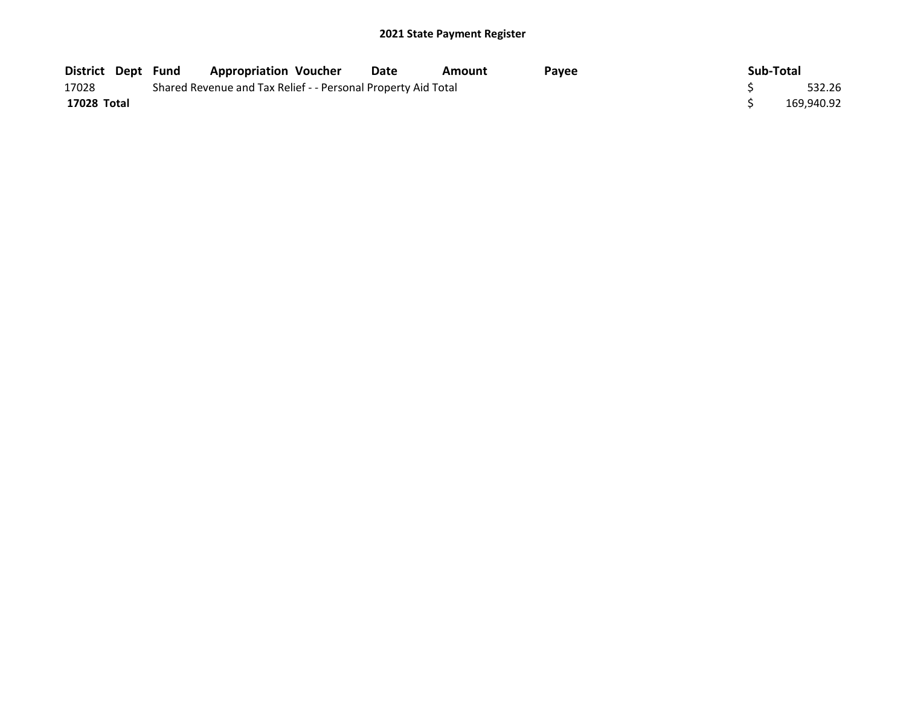# 2021 State Payment Register

| District | Dept | Fund | Appropriation | Voucher | Date | Amount | Payee | Sub-Total |
|---|---|---|---|---|---|---|---|---|
| 17028 | | Shared Revenue and Tax Relief - - Personal Property Aid Total | | | | | | $ 532.26 |
| **17028 Total** | | | | | | | | $ 169,940.92 |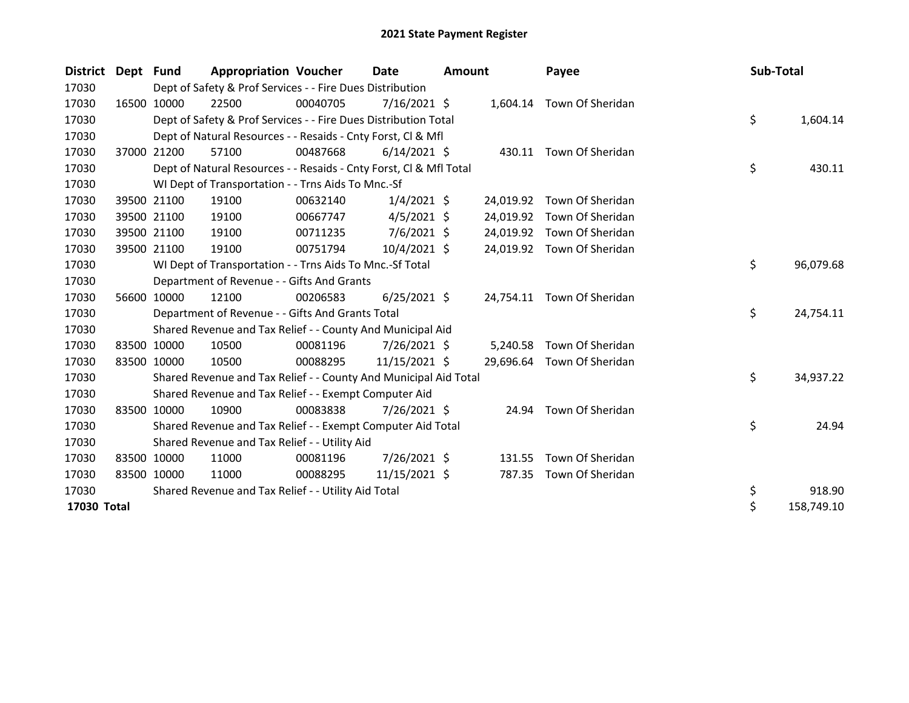# 2021 State Payment Register

| District | Dept | Fund | Appropriation | Voucher | Date | Amount | Payee | Sub-Total |
|---|---|---|---|---|---|---|---|---|
| 17030 | Dept of Safety & Prof Services - - Fire Dues Distribution | | | | | | | |
| 17030 | 16500 | 10000 | 22500 | 00040705 | 7/16/2021 | $ 1,604.14 | Town Of Sheridan | |
| 17030 | Dept of Safety & Prof Services - - Fire Dues Distribution Total | | | | | | | $ 1,604.14 |
| 17030 | Dept of Natural Resources - - Resaids - Cnty Forst, Cl & Mfl | | | | | | | |
| 17030 | 37000 | 21200 | 57100 | 00487668 | 6/14/2021 | $ 430.11 | Town Of Sheridan | |
| 17030 | Dept of Natural Resources - - Resaids - Cnty Forst, Cl & Mfl Total | | | | | | | $ 430.11 |
| 17030 | WI Dept of Transportation - - Trns Aids To Mnc.-Sf | | | | | | | |
| 17030 | 39500 | 21100 | 19100 | 00632140 | 1/4/2021 | $ 24,019.92 | Town Of Sheridan | |
| 17030 | 39500 | 21100 | 19100 | 00667747 | 4/5/2021 | $ 24,019.92 | Town Of Sheridan | |
| 17030 | 39500 | 21100 | 19100 | 00711235 | 7/6/2021 | $ 24,019.92 | Town Of Sheridan | |
| 17030 | 39500 | 21100 | 19100 | 00751794 | 10/4/2021 | $ 24,019.92 | Town Of Sheridan | |
| 17030 | WI Dept of Transportation - - Trns Aids To Mnc.-Sf Total | | | | | | | $ 96,079.68 |
| 17030 | Department of Revenue - - Gifts And Grants | | | | | | | |
| 17030 | 56600 | 10000 | 12100 | 00206583 | 6/25/2021 | $ 24,754.11 | Town Of Sheridan | |
| 17030 | Department of Revenue - - Gifts And Grants Total | | | | | | | $ 24,754.11 |
| 17030 | Shared Revenue and Tax Relief - - County And Municipal Aid | | | | | | | |
| 17030 | 83500 | 10000 | 10500 | 00081196 | 7/26/2021 | $ 5,240.58 | Town Of Sheridan | |
| 17030 | 83500 | 10000 | 10500 | 00088295 | 11/15/2021 | $ 29,696.64 | Town Of Sheridan | |
| 17030 | Shared Revenue and Tax Relief - - County And Municipal Aid Total | | | | | | | $ 34,937.22 |
| 17030 | Shared Revenue and Tax Relief - - Exempt Computer Aid | | | | | | | |
| 17030 | 83500 | 10000 | 10900 | 00083838 | 7/26/2021 | $ 24.94 | Town Of Sheridan | |
| 17030 | Shared Revenue and Tax Relief - - Exempt Computer Aid Total | | | | | | | $ 24.94 |
| 17030 | Shared Revenue and Tax Relief - - Utility Aid | | | | | | | |
| 17030 | 83500 | 10000 | 11000 | 00081196 | 7/26/2021 | $ 131.55 | Town Of Sheridan | |
| 17030 | 83500 | 10000 | 11000 | 00088295 | 11/15/2021 | $ 787.35 | Town Of Sheridan | |
| 17030 | Shared Revenue and Tax Relief - - Utility Aid Total | | | | | | | $ 918.90 |
| **17030 Total** | | | | | | | | $ 158,749.10 |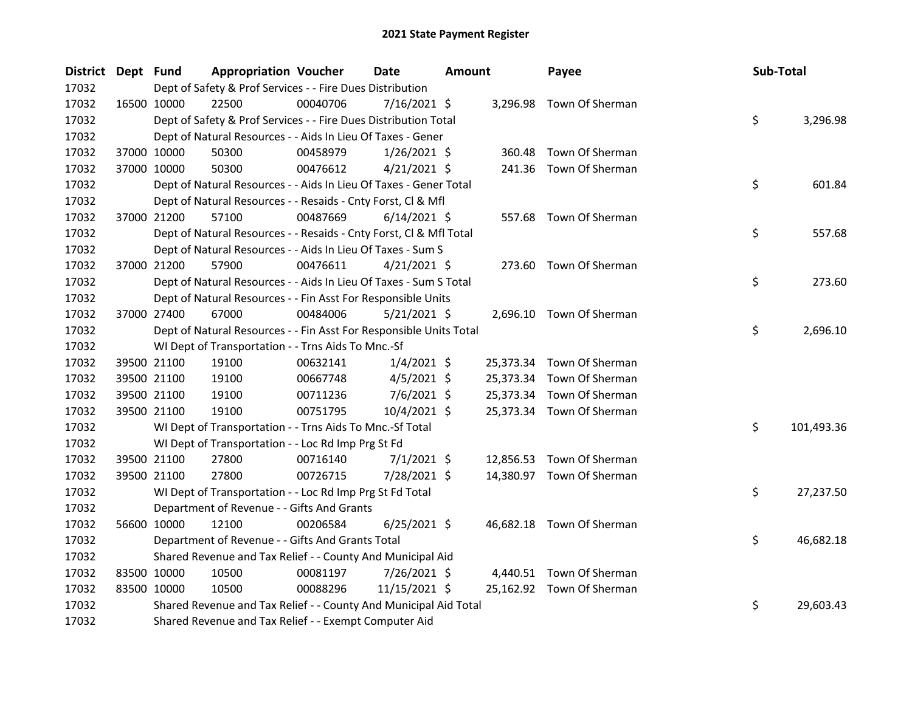# 2021 State Payment Register

| District | Dept | Fund | Appropriation | Voucher | Date | Amount | Payee | Sub-Total |
|---|---|---|---|---|---|---|---|---|
| 17032 | | Dept of Safety & Prof Services - - Fire Dues Distribution | | | | | | |
| 17032 | 16500 | 10000 | 22500 | 00040706 | 7/16/2021 | $ 3,296.98 | Town Of Sherman | |
| 17032 | | Dept of Safety & Prof Services - - Fire Dues Distribution Total | | | | | | $ 3,296.98 |
| 17032 | | Dept of Natural Resources - - Aids In Lieu Of Taxes - Gener | | | | | | |
| 17032 | 37000 | 10000 | 50300 | 00458979 | 1/26/2021 | $ 360.48 | Town Of Sherman | |
| 17032 | 37000 | 10000 | 50300 | 00476612 | 4/21/2021 | $ 241.36 | Town Of Sherman | |
| 17032 | | Dept of Natural Resources - - Aids In Lieu Of Taxes - Gener Total | | | | | | $ 601.84 |
| 17032 | | Dept of Natural Resources - - Resaids - Cnty Forst, Cl & Mfl | | | | | | |
| 17032 | 37000 | 21200 | 57100 | 00487669 | 6/14/2021 | $ 557.68 | Town Of Sherman | |
| 17032 | | Dept of Natural Resources - - Resaids - Cnty Forst, Cl & Mfl Total | | | | | | $ 557.68 |
| 17032 | | Dept of Natural Resources - - Aids In Lieu Of Taxes - Sum S | | | | | | |
| 17032 | 37000 | 21200 | 57900 | 00476611 | 4/21/2021 | $ 273.60 | Town Of Sherman | |
| 17032 | | Dept of Natural Resources - - Aids In Lieu Of Taxes - Sum S Total | | | | | | $ 273.60 |
| 17032 | | Dept of Natural Resources - - Fin Asst For Responsible Units | | | | | | |
| 17032 | 37000 | 27400 | 67000 | 00484006 | 5/21/2021 | $ 2,696.10 | Town Of Sherman | |
| 17032 | | Dept of Natural Resources - - Fin Asst For Responsible Units Total | | | | | | $ 2,696.10 |
| 17032 | | WI Dept of Transportation - - Trns Aids To Mnc.-Sf | | | | | | |
| 17032 | 39500 | 21100 | 19100 | 00632141 | 1/4/2021 | $ 25,373.34 | Town Of Sherman | |
| 17032 | 39500 | 21100 | 19100 | 00667748 | 4/5/2021 | $ 25,373.34 | Town Of Sherman | |
| 17032 | 39500 | 21100 | 19100 | 00711236 | 7/6/2021 | $ 25,373.34 | Town Of Sherman | |
| 17032 | 39500 | 21100 | 19100 | 00751795 | 10/4/2021 | $ 25,373.34 | Town Of Sherman | |
| 17032 | | WI Dept of Transportation - - Trns Aids To Mnc.-Sf Total | | | | | | $ 101,493.36 |
| 17032 | | WI Dept of Transportation - - Loc Rd Imp Prg St Fd | | | | | | |
| 17032 | 39500 | 21100 | 27800 | 00716140 | 7/1/2021 | $ 12,856.53 | Town Of Sherman | |
| 17032 | 39500 | 21100 | 27800 | 00726715 | 7/28/2021 | $ 14,380.97 | Town Of Sherman | |
| 17032 | | WI Dept of Transportation - - Loc Rd Imp Prg St Fd Total | | | | | | $ 27,237.50 |
| 17032 | | Department of Revenue - - Gifts And Grants | | | | | | |
| 17032 | 56600 | 10000 | 12100 | 00206584 | 6/25/2021 | $ 46,682.18 | Town Of Sherman | |
| 17032 | | Department of Revenue - - Gifts And Grants Total | | | | | | $ 46,682.18 |
| 17032 | | Shared Revenue and Tax Relief - - County And Municipal Aid | | | | | | |
| 17032 | 83500 | 10000 | 10500 | 00081197 | 7/26/2021 | $ 4,440.51 | Town Of Sherman | |
| 17032 | 83500 | 10000 | 10500 | 00088296 | 11/15/2021 | $ 25,162.92 | Town Of Sherman | |
| 17032 | | Shared Revenue and Tax Relief - - County And Municipal Aid Total | | | | | | $ 29,603.43 |
| 17032 | | Shared Revenue and Tax Relief - - Exempt Computer Aid | | | | | | |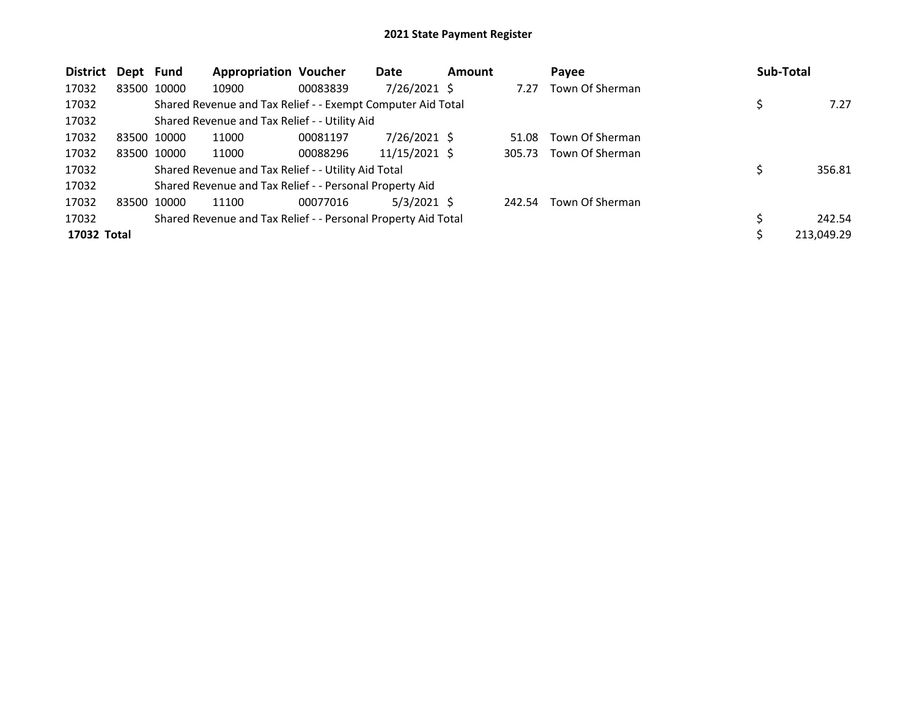## 2021 State Payment Register

| District | Dept | Fund | Appropriation | Voucher | Date | Amount | Payee | Sub-Total |
|---|---|---|---|---|---|---|---|---|
| 17032 | 83500 | 10000 | 10900 | 00083839 | 7/26/2021 | $ 7.27 | Town Of Sherman | |
| 17032 | | Shared Revenue and Tax Relief - - Exempt Computer Aid Total | | | | | | $ 7.27 |
| 17032 | | Shared Revenue and Tax Relief - - Utility Aid | | | | | | |
| 17032 | 83500 | 10000 | 11000 | 00081197 | 7/26/2021 | $ 51.08 | Town Of Sherman | |
| 17032 | 83500 | 10000 | 11000 | 00088296 | 11/15/2021 | $ 305.73 | Town Of Sherman | |
| 17032 | | Shared Revenue and Tax Relief - - Utility Aid Total | | | | | | $ 356.81 |
| 17032 | | Shared Revenue and Tax Relief - - Personal Property Aid | | | | | | |
| 17032 | 83500 | 10000 | 11100 | 00077016 | 5/3/2021 | $ 242.54 | Town Of Sherman | |
| 17032 | | Shared Revenue and Tax Relief - - Personal Property Aid Total | | | | | | $ 242.54 |
| **17032 Total** | | | | | | | | $ 213,049.29 |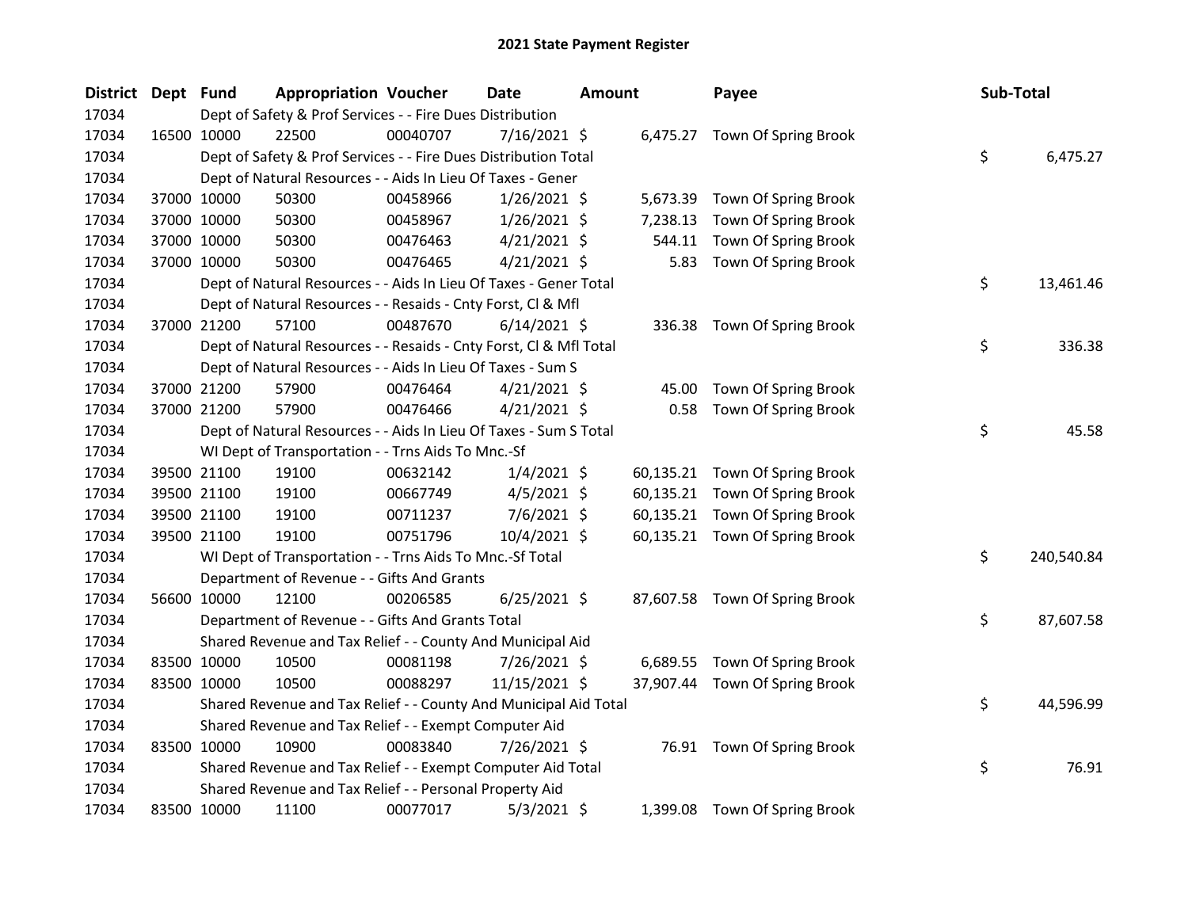# 2021 State Payment Register

| District | Dept | Fund | Appropriation | Voucher | Date | Amount | Payee | Sub-Total |
|---|---|---|---|---|---|---|---|---|
| 17034 | | Dept of Safety & Prof Services - - Fire Dues Distribution | | | | | | |
| 17034 | 16500 | 10000 | 22500 | 00040707 | 7/16/2021 | $ 6,475.27 | Town Of Spring Brook | |
| 17034 | | Dept of Safety & Prof Services - - Fire Dues Distribution Total | | | | | | $ 6,475.27 |
| 17034 | | Dept of Natural Resources - - Aids In Lieu Of Taxes - Gener | | | | | | |
| 17034 | 37000 | 10000 | 50300 | 00458966 | 1/26/2021 | $ 5,673.39 | Town Of Spring Brook | |
| 17034 | 37000 | 10000 | 50300 | 00458967 | 1/26/2021 | $ 7,238.13 | Town Of Spring Brook | |
| 17034 | 37000 | 10000 | 50300 | 00476463 | 4/21/2021 | $ 544.11 | Town Of Spring Brook | |
| 17034 | 37000 | 10000 | 50300 | 00476465 | 4/21/2021 | $ 5.83 | Town Of Spring Brook | |
| 17034 | | Dept of Natural Resources - - Aids In Lieu Of Taxes - Gener Total | | | | | | $ 13,461.46 |
| 17034 | | Dept of Natural Resources - - Resaids - Cnty Forst, Cl & Mfl | | | | | | |
| 17034 | 37000 | 21200 | 57100 | 00487670 | 6/14/2021 | $ 336.38 | Town Of Spring Brook | |
| 17034 | | Dept of Natural Resources - - Resaids - Cnty Forst, Cl & Mfl Total | | | | | | $ 336.38 |
| 17034 | | Dept of Natural Resources - - Aids In Lieu Of Taxes - Sum S | | | | | | |
| 17034 | 37000 | 21200 | 57900 | 00476464 | 4/21/2021 | $ 45.00 | Town Of Spring Brook | |
| 17034 | 37000 | 21200 | 57900 | 00476466 | 4/21/2021 | $ 0.58 | Town Of Spring Brook | |
| 17034 | | Dept of Natural Resources - - Aids In Lieu Of Taxes - Sum S Total | | | | | | $ 45.58 |
| 17034 | | WI Dept of Transportation - - Trns Aids To Mnc.-Sf | | | | | | |
| 17034 | 39500 | 21100 | 19100 | 00632142 | 1/4/2021 | $ 60,135.21 | Town Of Spring Brook | |
| 17034 | 39500 | 21100 | 19100 | 00667749 | 4/5/2021 | $ 60,135.21 | Town Of Spring Brook | |
| 17034 | 39500 | 21100 | 19100 | 00711237 | 7/6/2021 | $ 60,135.21 | Town Of Spring Brook | |
| 17034 | 39500 | 21100 | 19100 | 00751796 | 10/4/2021 | $ 60,135.21 | Town Of Spring Brook | |
| 17034 | | WI Dept of Transportation - - Trns Aids To Mnc.-Sf Total | | | | | | $ 240,540.84 |
| 17034 | | Department of Revenue - - Gifts And Grants | | | | | | |
| 17034 | 56600 | 10000 | 12100 | 00206585 | 6/25/2021 | $ 87,607.58 | Town Of Spring Brook | |
| 17034 | | Department of Revenue - - Gifts And Grants Total | | | | | | $ 87,607.58 |
| 17034 | | Shared Revenue and Tax Relief - - County And Municipal Aid | | | | | | |
| 17034 | 83500 | 10000 | 10500 | 00081198 | 7/26/2021 | $ 6,689.55 | Town Of Spring Brook | |
| 17034 | 83500 | 10000 | 10500 | 00088297 | 11/15/2021 | $ 37,907.44 | Town Of Spring Brook | |
| 17034 | | Shared Revenue and Tax Relief - - County And Municipal Aid Total | | | | | | $ 44,596.99 |
| 17034 | | Shared Revenue and Tax Relief - - Exempt Computer Aid | | | | | | |
| 17034 | 83500 | 10000 | 10900 | 00083840 | 7/26/2021 | $ 76.91 | Town Of Spring Brook | |
| 17034 | | Shared Revenue and Tax Relief - - Exempt Computer Aid Total | | | | | | $ 76.91 |
| 17034 | | Shared Revenue and Tax Relief - - Personal Property Aid | | | | | | |
| 17034 | 83500 | 10000 | 11100 | 00077017 | 5/3/2021 | $ 1,399.08 | Town Of Spring Brook | |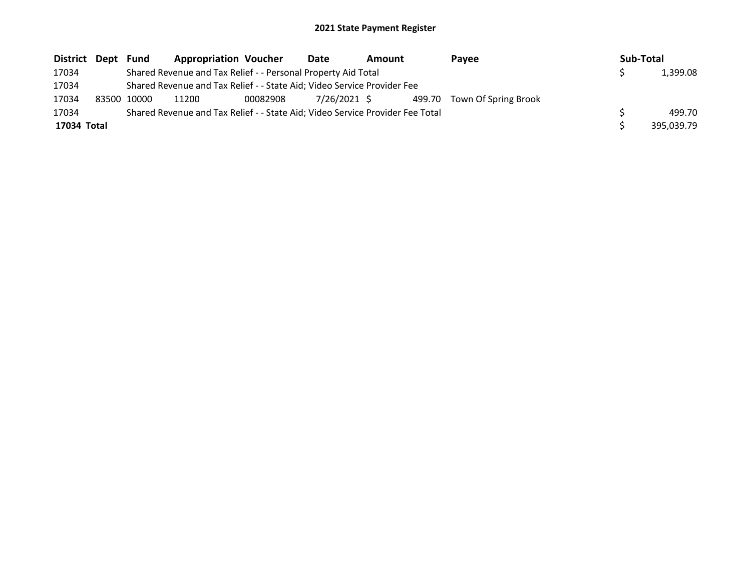# 2021 State Payment Register

| District | Dept | Fund | Appropriation | Voucher | Date | Amount | Payee | Sub-Total |
|---|---|---|---|---|---|---|---|---|
| 17034 | | Shared Revenue and Tax Relief - - Personal Property Aid Total | | | | | | $ 1,399.08 |
| 17034 | | Shared Revenue and Tax Relief - - State Aid; Video Service Provider Fee | | | | | | |
| 17034 | 83500 | 10000 | 11200 | 00082908 | 7/26/2021 | $ 499.70 | Town Of Spring Brook | |
| 17034 | | Shared Revenue and Tax Relief - - State Aid; Video Service Provider Fee Total | | | | | | $ 499.70 |
| **17034 Total** | | | | | | | | $ 395,039.79 |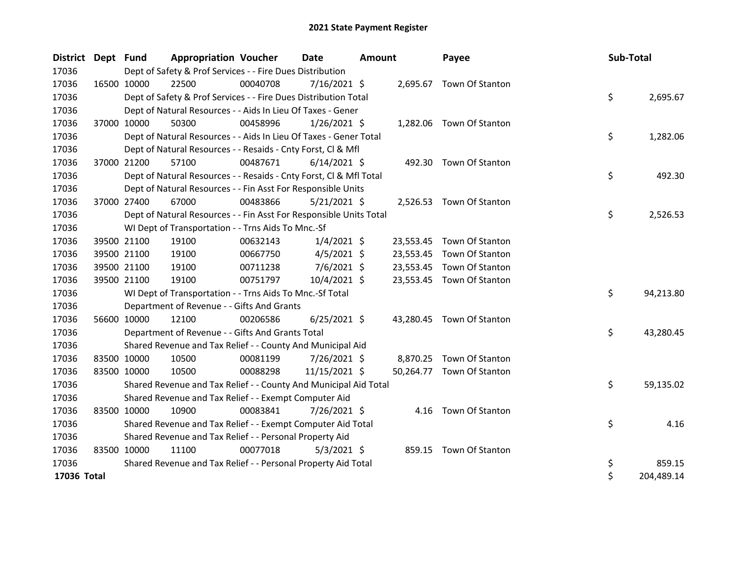# 2021 State Payment Register

| District | Dept | Fund | Appropriation | Voucher | Date | Amount | Payee | Sub-Total |
|---|---|---|---|---|---|---|---|---|
| 17036 | | Dept of Safety & Prof Services - - Fire Dues Distribution | | | | | | |
| 17036 | 16500 | 10000 | 22500 | 00040708 | 7/16/2021 | $ 2,695.67 | Town Of Stanton | |
| 17036 | | Dept of Safety & Prof Services - - Fire Dues Distribution Total | | | | | | $ 2,695.67 |
| 17036 | | Dept of Natural Resources - - Aids In Lieu Of Taxes - Gener | | | | | | |
| 17036 | 37000 | 10000 | 50300 | 00458996 | 1/26/2021 | $ 1,282.06 | Town Of Stanton | |
| 17036 | | Dept of Natural Resources - - Aids In Lieu Of Taxes - Gener Total | | | | | | $ 1,282.06 |
| 17036 | | Dept of Natural Resources - - Resaids - Cnty Forst, Cl & Mfl | | | | | | |
| 17036 | 37000 | 21200 | 57100 | 00487671 | 6/14/2021 | $ 492.30 | Town Of Stanton | |
| 17036 | | Dept of Natural Resources - - Resaids - Cnty Forst, Cl & Mfl Total | | | | | | $ 492.30 |
| 17036 | | Dept of Natural Resources - - Fin Asst For Responsible Units | | | | | | |
| 17036 | 37000 | 27400 | 67000 | 00483866 | 5/21/2021 | $ 2,526.53 | Town Of Stanton | |
| 17036 | | Dept of Natural Resources - - Fin Asst For Responsible Units Total | | | | | | $ 2,526.53 |
| 17036 | | WI Dept of Transportation - - Trns Aids To Mnc.-Sf | | | | | | |
| 17036 | 39500 | 21100 | 19100 | 00632143 | 1/4/2021 | $ 23,553.45 | Town Of Stanton | |
| 17036 | 39500 | 21100 | 19100 | 00667750 | 4/5/2021 | $ 23,553.45 | Town Of Stanton | |
| 17036 | 39500 | 21100 | 19100 | 00711238 | 7/6/2021 | $ 23,553.45 | Town Of Stanton | |
| 17036 | 39500 | 21100 | 19100 | 00751797 | 10/4/2021 | $ 23,553.45 | Town Of Stanton | |
| 17036 | | WI Dept of Transportation - - Trns Aids To Mnc.-Sf Total | | | | | | $ 94,213.80 |
| 17036 | | Department of Revenue - - Gifts And Grants | | | | | | |
| 17036 | 56600 | 10000 | 12100 | 00206586 | 6/25/2021 | $ 43,280.45 | Town Of Stanton | |
| 17036 | | Department of Revenue - - Gifts And Grants Total | | | | | | $ 43,280.45 |
| 17036 | | Shared Revenue and Tax Relief - - County And Municipal Aid | | | | | | |
| 17036 | 83500 | 10000 | 10500 | 00081199 | 7/26/2021 | $ 8,870.25 | Town Of Stanton | |
| 17036 | 83500 | 10000 | 10500 | 00088298 | 11/15/2021 | $ 50,264.77 | Town Of Stanton | |
| 17036 | | Shared Revenue and Tax Relief - - County And Municipal Aid Total | | | | | | $ 59,135.02 |
| 17036 | | Shared Revenue and Tax Relief - - Exempt Computer Aid | | | | | | |
| 17036 | 83500 | 10000 | 10900 | 00083841 | 7/26/2021 | $ 4.16 | Town Of Stanton | |
| 17036 | | Shared Revenue and Tax Relief - - Exempt Computer Aid Total | | | | | | $ 4.16 |
| 17036 | | Shared Revenue and Tax Relief - - Personal Property Aid | | | | | | |
| 17036 | 83500 | 10000 | 11100 | 00077018 | 5/3/2021 | $ 859.15 | Town Of Stanton | |
| 17036 | | Shared Revenue and Tax Relief - - Personal Property Aid Total | | | | | | $ 859.15 |
| **17036 Total** | | | | | | | | $ 204,489.14 |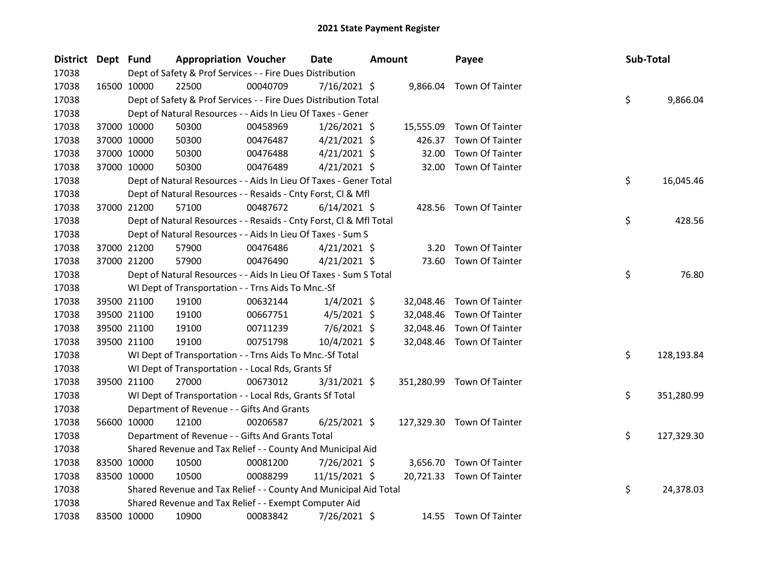# 2021 State Payment Register

| District | Dept | Fund | Appropriation | Voucher | Date | Amount | Payee | Sub-Total |
|---|---|---|---|---|---|---|---|---|
| 17038 | | Dept of Safety & Prof Services - - Fire Dues Distribution | | | | | | |
| 17038 | 16500 | 10000 | 22500 | 00040709 | 7/16/2021 | $ 9,866.04 | Town Of Tainter | |
| 17038 | | Dept of Safety & Prof Services - - Fire Dues Distribution Total | | | | | | $ 9,866.04 |
| 17038 | | Dept of Natural Resources - - Aids In Lieu Of Taxes - Gener | | | | | | |
| 17038 | 37000 | 10000 | 50300 | 00458969 | 1/26/2021 | $ 15,555.09 | Town Of Tainter | |
| 17038 | 37000 | 10000 | 50300 | 00476487 | 4/21/2021 | $ 426.37 | Town Of Tainter | |
| 17038 | 37000 | 10000 | 50300 | 00476488 | 4/21/2021 | $ 32.00 | Town Of Tainter | |
| 17038 | 37000 | 10000 | 50300 | 00476489 | 4/21/2021 | $ 32.00 | Town Of Tainter | |
| 17038 | | Dept of Natural Resources - - Aids In Lieu Of Taxes - Gener Total | | | | | | $ 16,045.46 |
| 17038 | | Dept of Natural Resources - - Resaids - Cnty Forst, Cl & Mfl | | | | | | |
| 17038 | 37000 | 21200 | 57100 | 00487672 | 6/14/2021 | $ 428.56 | Town Of Tainter | |
| 17038 | | Dept of Natural Resources - - Resaids - Cnty Forst, Cl & Mfl Total | | | | | | $ 428.56 |
| 17038 | | Dept of Natural Resources - - Aids In Lieu Of Taxes - Sum S | | | | | | |
| 17038 | 37000 | 21200 | 57900 | 00476486 | 4/21/2021 | $ 3.20 | Town Of Tainter | |
| 17038 | 37000 | 21200 | 57900 | 00476490 | 4/21/2021 | $ 73.60 | Town Of Tainter | |
| 17038 | | Dept of Natural Resources - - Aids In Lieu Of Taxes - Sum S Total | | | | | | $ 76.80 |
| 17038 | | WI Dept of Transportation - - Trns Aids To Mnc.-Sf | | | | | | |
| 17038 | 39500 | 21100 | 19100 | 00632144 | 1/4/2021 | $ 32,048.46 | Town Of Tainter | |
| 17038 | 39500 | 21100 | 19100 | 00667751 | 4/5/2021 | $ 32,048.46 | Town Of Tainter | |
| 17038 | 39500 | 21100 | 19100 | 00711239 | 7/6/2021 | $ 32,048.46 | Town Of Tainter | |
| 17038 | 39500 | 21100 | 19100 | 00751798 | 10/4/2021 | $ 32,048.46 | Town Of Tainter | |
| 17038 | | WI Dept of Transportation - - Trns Aids To Mnc.-Sf Total | | | | | | $ 128,193.84 |
| 17038 | | WI Dept of Transportation - - Local Rds, Grants Sf | | | | | | |
| 17038 | 39500 | 21100 | 27000 | 00673012 | 3/31/2021 | $ 351,280.99 | Town Of Tainter | |
| 17038 | | WI Dept of Transportation - - Local Rds, Grants Sf Total | | | | | | $ 351,280.99 |
| 17038 | | Department of Revenue - - Gifts And Grants | | | | | | |
| 17038 | 56600 | 10000 | 12100 | 00206587 | 6/25/2021 | $ 127,329.30 | Town Of Tainter | |
| 17038 | | Department of Revenue - - Gifts And Grants Total | | | | | | $ 127,329.30 |
| 17038 | | Shared Revenue and Tax Relief - - County And Municipal Aid | | | | | | |
| 17038 | 83500 | 10000 | 10500 | 00081200 | 7/26/2021 | $ 3,656.70 | Town Of Tainter | |
| 17038 | 83500 | 10000 | 10500 | 00088299 | 11/15/2021 | $ 20,721.33 | Town Of Tainter | |
| 17038 | | Shared Revenue and Tax Relief - - County And Municipal Aid Total | | | | | | $ 24,378.03 |
| 17038 | | Shared Revenue and Tax Relief - - Exempt Computer Aid | | | | | | |
| 17038 | 83500 | 10000 | 10900 | 00083842 | 7/26/2021 | $ 14.55 | Town Of Tainter | |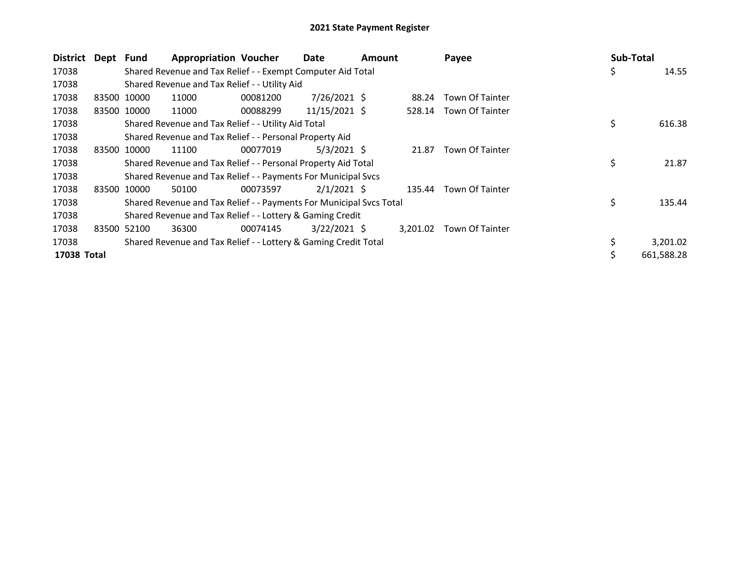# 2021 State Payment Register

| District | Dept | Fund | Appropriation | Voucher | Date | Amount | Payee | Sub-Total |
|---|---|---|---|---|---|---|---|---|
| 17038 | | Shared Revenue and Tax Relief - - Exempt Computer Aid Total | | | | | | $ 14.55 |
| 17038 | | Shared Revenue and Tax Relief - - Utility Aid | | | | | | |
| 17038 | 83500 | 10000 | 11000 | 00081200 | 7/26/2021 | $ 88.24 | Town Of Tainter | |
| 17038 | 83500 | 10000 | 11000 | 00088299 | 11/15/2021 | $ 528.14 | Town Of Tainter | |
| 17038 | | Shared Revenue and Tax Relief - - Utility Aid Total | | | | | | $ 616.38 |
| 17038 | | Shared Revenue and Tax Relief - - Personal Property Aid | | | | | | |
| 17038 | 83500 | 10000 | 11100 | 00077019 | 5/3/2021 | $ 21.87 | Town Of Tainter | |
| 17038 | | Shared Revenue and Tax Relief - - Personal Property Aid Total | | | | | | $ 21.87 |
| 17038 | | Shared Revenue and Tax Relief - - Payments For Municipal Svcs | | | | | | |
| 17038 | 83500 | 10000 | 50100 | 00073597 | 2/1/2021 | $ 135.44 | Town Of Tainter | |
| 17038 | | Shared Revenue and Tax Relief - - Payments For Municipal Svcs Total | | | | | | $ 135.44 |
| 17038 | | Shared Revenue and Tax Relief - - Lottery & Gaming Credit | | | | | | |
| 17038 | 83500 | 52100 | 36300 | 00074145 | 3/22/2021 | $ 3,201.02 | Town Of Tainter | |
| 17038 | | Shared Revenue and Tax Relief - - Lottery & Gaming Credit Total | | | | | | $ 3,201.02 |
| **17038 Total** | | | | | | | | $ 661,588.28 |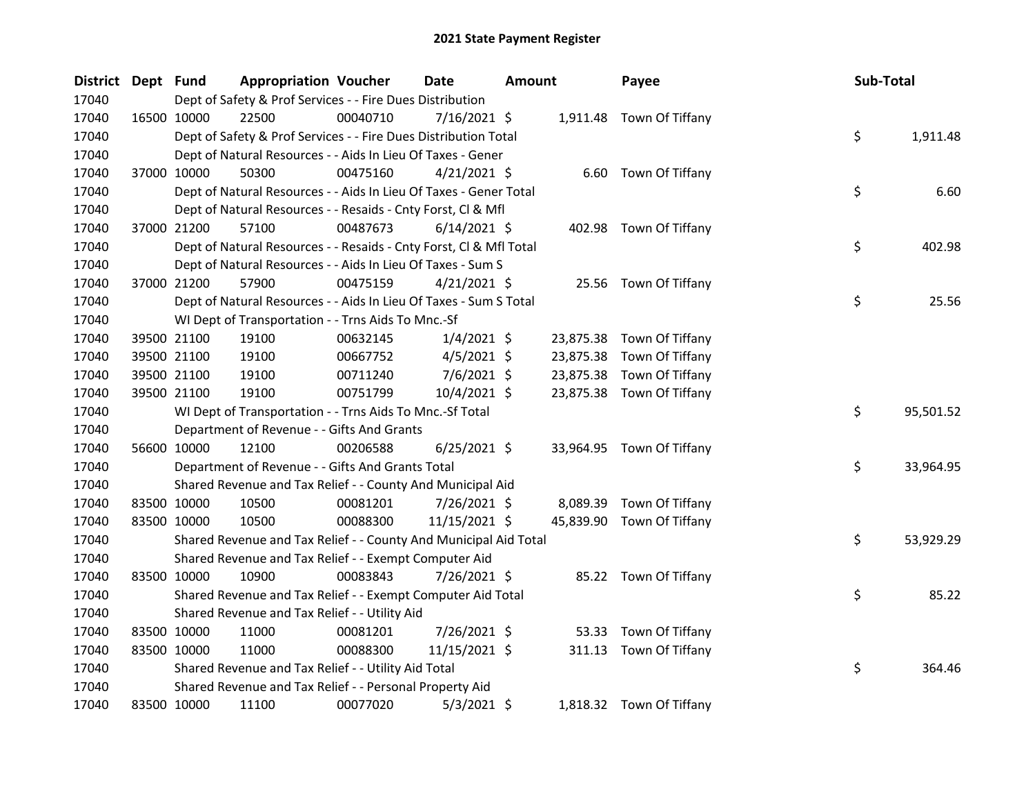# 2021 State Payment Register

| District | Dept | Fund | Appropriation | Voucher | Date | Amount | Payee | Sub-Total |
|---|---|---|---|---|---|---|---|---|
| 17040 | Dept of Safety & Prof Services - - Fire Dues Distribution | | | | | | | |
| 17040 | 16500 | 10000 | 22500 | 00040710 | 7/16/2021 | $ 1,911.48 | Town Of Tiffany | |
| 17040 | Dept of Safety & Prof Services - - Fire Dues Distribution Total | | | | | | | $ 1,911.48 |
| 17040 | Dept of Natural Resources - - Aids In Lieu Of Taxes - Gener | | | | | | | |
| 17040 | 37000 | 10000 | 50300 | 00475160 | 4/21/2021 | $ 6.60 | Town Of Tiffany | |
| 17040 | Dept of Natural Resources - - Aids In Lieu Of Taxes - Gener Total | | | | | | | $ 6.60 |
| 17040 | Dept of Natural Resources - - Resaids - Cnty Forst, Cl & Mfl | | | | | | | |
| 17040 | 37000 | 21200 | 57100 | 00487673 | 6/14/2021 | $ 402.98 | Town Of Tiffany | |
| 17040 | Dept of Natural Resources - - Resaids - Cnty Forst, Cl & Mfl Total | | | | | | | $ 402.98 |
| 17040 | Dept of Natural Resources - - Aids In Lieu Of Taxes - Sum S | | | | | | | |
| 17040 | 37000 | 21200 | 57900 | 00475159 | 4/21/2021 | $ 25.56 | Town Of Tiffany | |
| 17040 | Dept of Natural Resources - - Aids In Lieu Of Taxes - Sum S Total | | | | | | | $ 25.56 |
| 17040 | WI Dept of Transportation - - Trns Aids To Mnc.-Sf | | | | | | | |
| 17040 | 39500 | 21100 | 19100 | 00632145 | 1/4/2021 | $ 23,875.38 | Town Of Tiffany | |
| 17040 | 39500 | 21100 | 19100 | 00667752 | 4/5/2021 | $ 23,875.38 | Town Of Tiffany | |
| 17040 | 39500 | 21100 | 19100 | 00711240 | 7/6/2021 | $ 23,875.38 | Town Of Tiffany | |
| 17040 | 39500 | 21100 | 19100 | 00751799 | 10/4/2021 | $ 23,875.38 | Town Of Tiffany | |
| 17040 | WI Dept of Transportation - - Trns Aids To Mnc.-Sf Total | | | | | | | $ 95,501.52 |
| 17040 | Department of Revenue - - Gifts And Grants | | | | | | | |
| 17040 | 56600 | 10000 | 12100 | 00206588 | 6/25/2021 | $ 33,964.95 | Town Of Tiffany | |
| 17040 | Department of Revenue - - Gifts And Grants Total | | | | | | | $ 33,964.95 |
| 17040 | Shared Revenue and Tax Relief - - County And Municipal Aid | | | | | | | |
| 17040 | 83500 | 10000 | 10500 | 00081201 | 7/26/2021 | $ 8,089.39 | Town Of Tiffany | |
| 17040 | 83500 | 10000 | 10500 | 00088300 | 11/15/2021 | $ 45,839.90 | Town Of Tiffany | |
| 17040 | Shared Revenue and Tax Relief - - County And Municipal Aid Total | | | | | | | $ 53,929.29 |
| 17040 | Shared Revenue and Tax Relief - - Exempt Computer Aid | | | | | | | |
| 17040 | 83500 | 10000 | 10900 | 00083843 | 7/26/2021 | $ 85.22 | Town Of Tiffany | |
| 17040 | Shared Revenue and Tax Relief - - Exempt Computer Aid Total | | | | | | | $ 85.22 |
| 17040 | Shared Revenue and Tax Relief - - Utility Aid | | | | | | | |
| 17040 | 83500 | 10000 | 11000 | 00081201 | 7/26/2021 | $ 53.33 | Town Of Tiffany | |
| 17040 | 83500 | 10000 | 11000 | 00088300 | 11/15/2021 | $ 311.13 | Town Of Tiffany | |
| 17040 | Shared Revenue and Tax Relief - - Utility Aid Total | | | | | | | $ 364.46 |
| 17040 | Shared Revenue and Tax Relief - - Personal Property Aid | | | | | | | |
| 17040 | 83500 | 10000 | 11100 | 00077020 | 5/3/2021 | $ 1,818.32 | Town Of Tiffany | |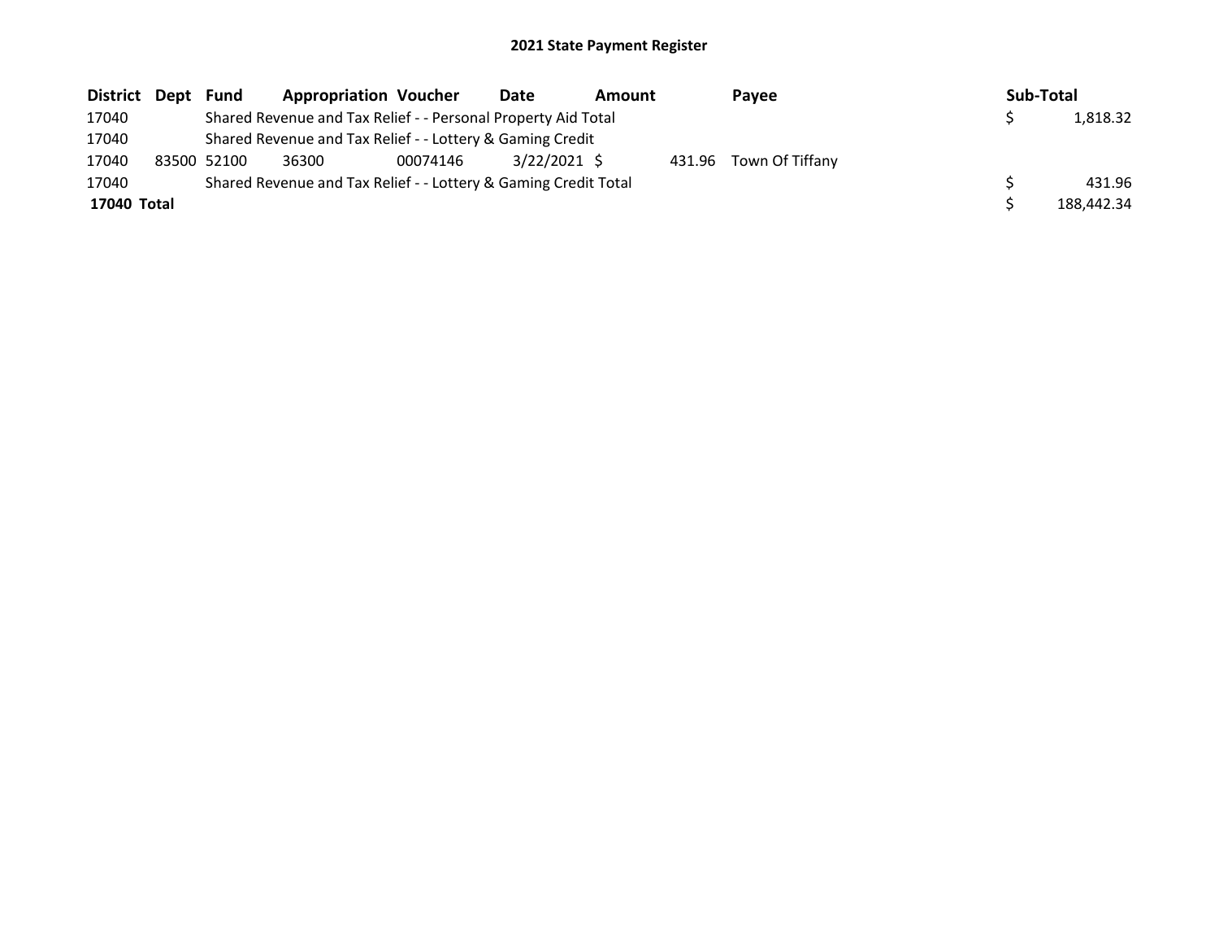## 2021 State Payment Register

| District | Dept | Fund | Appropriation | Voucher | Date | Amount | Payee | Sub-Total |
|---|---|---|---|---|---|---|---|---|
| 17040 | | Shared Revenue and Tax Relief - - Personal Property Aid Total | | | | | | $ 1,818.32 |
| 17040 | | Shared Revenue and Tax Relief - - Lottery & Gaming Credit | | | | | | |
| 17040 | 83500 | 52100 | 36300 | 00074146 | 3/22/2021 | $ 431.96 | Town Of Tiffany | |
| 17040 | | Shared Revenue and Tax Relief - - Lottery & Gaming Credit Total | | | | | | $ 431.96 |
| **17040 Total** | | | | | | | | $ 188,442.34 |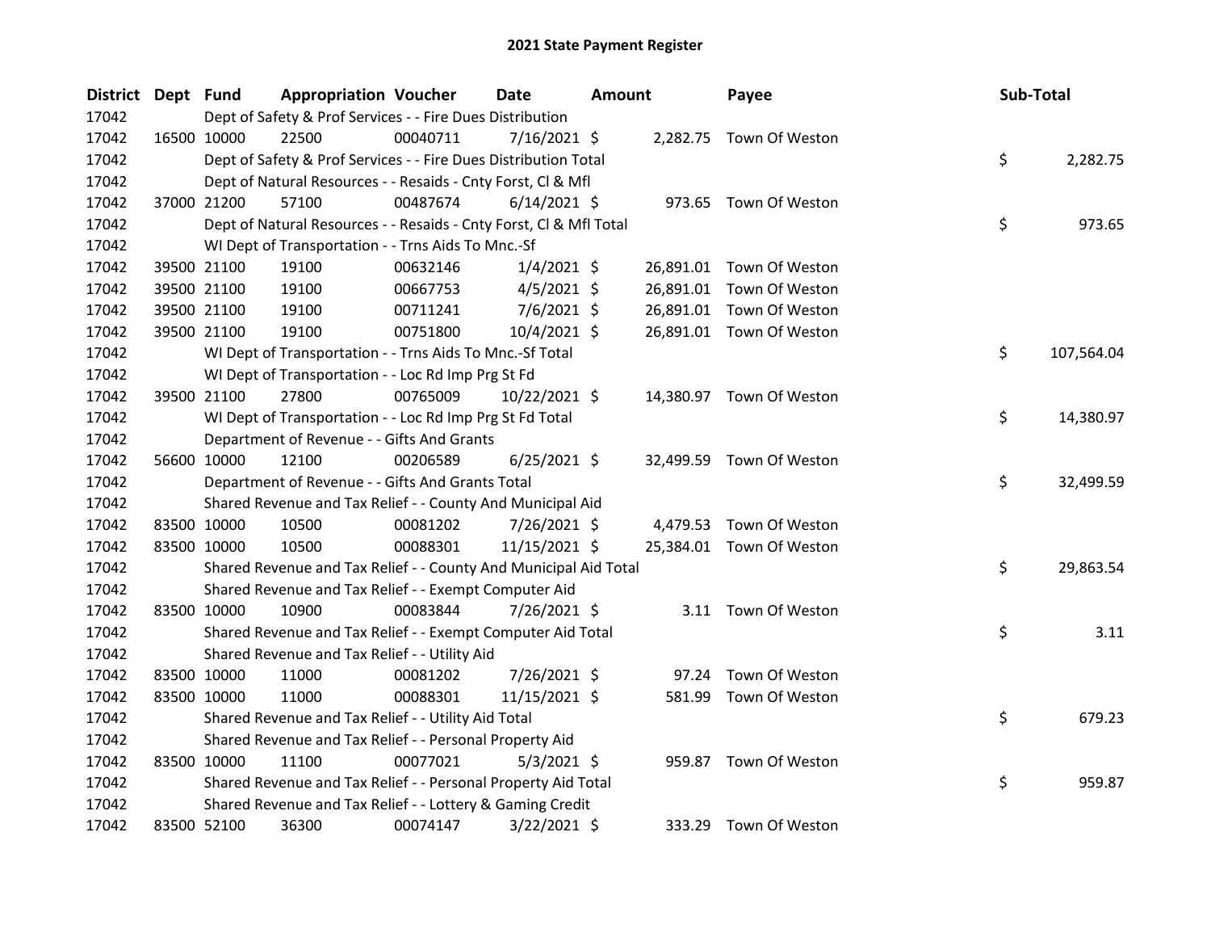# 2021 State Payment Register

| District | Dept | Fund | Appropriation | Voucher | Date | Amount | Payee | Sub-Total |
|---|---|---|---|---|---|---|---|---|
| 17042 | | Dept of Safety & Prof Services - - Fire Dues Distribution | | | | | | |
| 17042 | 16500 | 10000 | 22500 | 00040711 | 7/16/2021 | $ 2,282.75 | Town Of Weston | |
| 17042 | | Dept of Safety & Prof Services - - Fire Dues Distribution Total | | | | | | $ 2,282.75 |
| 17042 | | Dept of Natural Resources - - Resaids - Cnty Forst, Cl & Mfl | | | | | | |
| 17042 | 37000 | 21200 | 57100 | 00487674 | 6/14/2021 | $ 973.65 | Town Of Weston | |
| 17042 | | Dept of Natural Resources - - Resaids - Cnty Forst, Cl & Mfl Total | | | | | | $ 973.65 |
| 17042 | | WI Dept of Transportation - - Trns Aids To Mnc.-Sf | | | | | | |
| 17042 | 39500 | 21100 | 19100 | 00632146 | 1/4/2021 | $ 26,891.01 | Town Of Weston | |
| 17042 | 39500 | 21100 | 19100 | 00667753 | 4/5/2021 | $ 26,891.01 | Town Of Weston | |
| 17042 | 39500 | 21100 | 19100 | 00711241 | 7/6/2021 | $ 26,891.01 | Town Of Weston | |
| 17042 | 39500 | 21100 | 19100 | 00751800 | 10/4/2021 | $ 26,891.01 | Town Of Weston | |
| 17042 | | WI Dept of Transportation - - Trns Aids To Mnc.-Sf Total | | | | | | $ 107,564.04 |
| 17042 | | WI Dept of Transportation - - Loc Rd Imp Prg St Fd | | | | | | |
| 17042 | 39500 | 21100 | 27800 | 00765009 | 10/22/2021 | $ 14,380.97 | Town Of Weston | |
| 17042 | | WI Dept of Transportation - - Loc Rd Imp Prg St Fd Total | | | | | | $ 14,380.97 |
| 17042 | | Department of Revenue - - Gifts And Grants | | | | | | |
| 17042 | 56600 | 10000 | 12100 | 00206589 | 6/25/2021 | $ 32,499.59 | Town Of Weston | |
| 17042 | | Department of Revenue - - Gifts And Grants Total | | | | | | $ 32,499.59 |
| 17042 | | Shared Revenue and Tax Relief - - County And Municipal Aid | | | | | | |
| 17042 | 83500 | 10000 | 10500 | 00081202 | 7/26/2021 | $ 4,479.53 | Town Of Weston | |
| 17042 | 83500 | 10000 | 10500 | 00088301 | 11/15/2021 | $ 25,384.01 | Town Of Weston | |
| 17042 | | Shared Revenue and Tax Relief - - County And Municipal Aid Total | | | | | | $ 29,863.54 |
| 17042 | | Shared Revenue and Tax Relief - - Exempt Computer Aid | | | | | | |
| 17042 | 83500 | 10000 | 10900 | 00083844 | 7/26/2021 | $ 3.11 | Town Of Weston | |
| 17042 | | Shared Revenue and Tax Relief - - Exempt Computer Aid Total | | | | | | $ 3.11 |
| 17042 | | Shared Revenue and Tax Relief - - Utility Aid | | | | | | |
| 17042 | 83500 | 10000 | 11000 | 00081202 | 7/26/2021 | $ 97.24 | Town Of Weston | |
| 17042 | 83500 | 10000 | 11000 | 00088301 | 11/15/2021 | $ 581.99 | Town Of Weston | |
| 17042 | | Shared Revenue and Tax Relief - - Utility Aid Total | | | | | | $ 679.23 |
| 17042 | | Shared Revenue and Tax Relief - - Personal Property Aid | | | | | | |
| 17042 | 83500 | 10000 | 11100 | 00077021 | 5/3/2021 | $ 959.87 | Town Of Weston | |
| 17042 | | Shared Revenue and Tax Relief - - Personal Property Aid Total | | | | | | $ 959.87 |
| 17042 | | Shared Revenue and Tax Relief - - Lottery & Gaming Credit | | | | | | |
| 17042 | 83500 | 52100 | 36300 | 00074147 | 3/22/2021 | $ 333.29 | Town Of Weston | |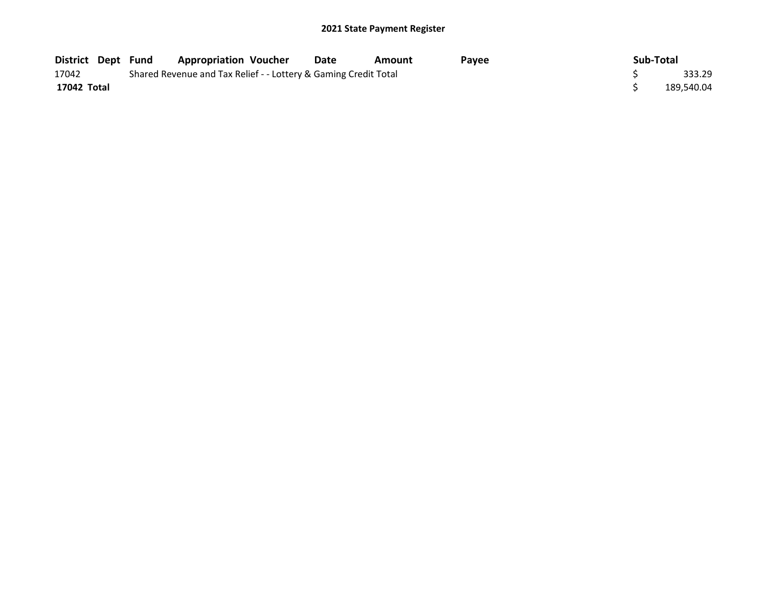## 2021 State Payment Register

| District | Dept | Fund | Appropriation | Voucher | Date | Amount | Payee | Sub-Total |
|---|---|---|---|---|---|---|---|---|
| 17042 | | Shared Revenue and Tax Relief - - Lottery & Gaming Credit Total | | | | | | $ 333.29 |
| **17042 Total** | | | | | | | | $ 189,540.04 |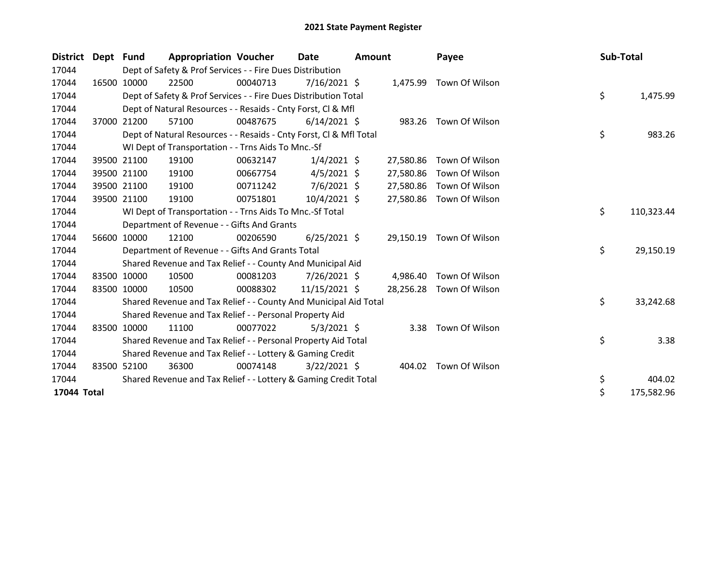# 2021 State Payment Register

| District | Dept | Fund | Appropriation | Voucher | Date | Amount | Payee | Sub-Total |
|---|---|---|---|---|---|---|---|---|
| 17044 | | Dept of Safety & Prof Services - - Fire Dues Distribution | | | | | | |
| 17044 | 16500 | 10000 | 22500 | 00040713 | 7/16/2021 | $ 1,475.99 | Town Of Wilson | |
| 17044 | | Dept of Safety & Prof Services - - Fire Dues Distribution Total | | | | | | $ 1,475.99 |
| 17044 | | Dept of Natural Resources - - Resaids - Cnty Forst, Cl & Mfl | | | | | | |
| 17044 | 37000 | 21200 | 57100 | 00487675 | 6/14/2021 | $ 983.26 | Town Of Wilson | |
| 17044 | | Dept of Natural Resources - - Resaids - Cnty Forst, Cl & Mfl Total | | | | | | $ 983.26 |
| 17044 | | WI Dept of Transportation - - Trns Aids To Mnc.-Sf | | | | | | |
| 17044 | 39500 | 21100 | 19100 | 00632147 | 1/4/2021 | $ 27,580.86 | Town Of Wilson | |
| 17044 | 39500 | 21100 | 19100 | 00667754 | 4/5/2021 | $ 27,580.86 | Town Of Wilson | |
| 17044 | 39500 | 21100 | 19100 | 00711242 | 7/6/2021 | $ 27,580.86 | Town Of Wilson | |
| 17044 | 39500 | 21100 | 19100 | 00751801 | 10/4/2021 | $ 27,580.86 | Town Of Wilson | |
| 17044 | | WI Dept of Transportation - - Trns Aids To Mnc.-Sf Total | | | | | | $ 110,323.44 |
| 17044 | | Department of Revenue - - Gifts And Grants | | | | | | |
| 17044 | 56600 | 10000 | 12100 | 00206590 | 6/25/2021 | $ 29,150.19 | Town Of Wilson | |
| 17044 | | Department of Revenue - - Gifts And Grants Total | | | | | | $ 29,150.19 |
| 17044 | | Shared Revenue and Tax Relief - - County And Municipal Aid | | | | | | |
| 17044 | 83500 | 10000 | 10500 | 00081203 | 7/26/2021 | $ 4,986.40 | Town Of Wilson | |
| 17044 | 83500 | 10000 | 10500 | 00088302 | 11/15/2021 | $ 28,256.28 | Town Of Wilson | |
| 17044 | | Shared Revenue and Tax Relief - - County And Municipal Aid Total | | | | | | $ 33,242.68 |
| 17044 | | Shared Revenue and Tax Relief - - Personal Property Aid | | | | | | |
| 17044 | 83500 | 10000 | 11100 | 00077022 | 5/3/2021 | $ 3.38 | Town Of Wilson | |
| 17044 | | Shared Revenue and Tax Relief - - Personal Property Aid Total | | | | | | $ 3.38 |
| 17044 | | Shared Revenue and Tax Relief - - Lottery & Gaming Credit | | | | | | |
| 17044 | 83500 | 52100 | 36300 | 00074148 | 3/22/2021 | $ 404.02 | Town Of Wilson | |
| 17044 | | Shared Revenue and Tax Relief - - Lottery & Gaming Credit Total | | | | | | $ 404.02 |
| **17044 Total** | | | | | | | | $ 175,582.96 |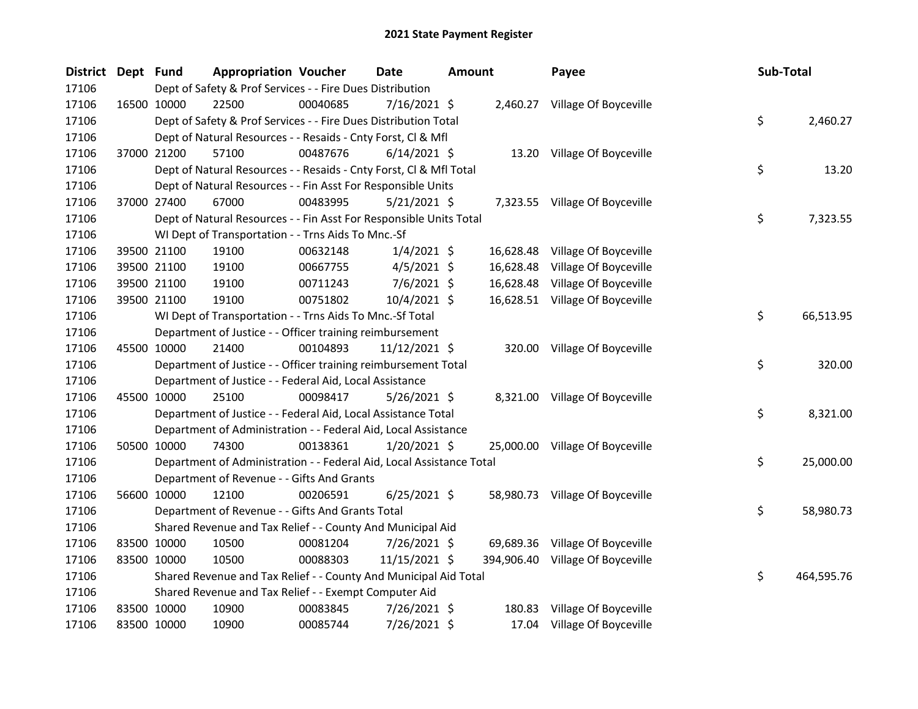# 2021 State Payment Register

| District | Dept | Fund | Appropriation | Voucher | Date | Amount | Payee | Sub-Total |
|---|---|---|---|---|---|---|---|---|
| 17106 | | Dept of Safety & Prof Services - - Fire Dues Distribution | | | | | | |
| 17106 | 16500 | 10000 | 22500 | 00040685 | 7/16/2021 | $ 2,460.27 | Village Of Boyceville | |
| 17106 | | Dept of Safety & Prof Services - - Fire Dues Distribution Total | | | | | | $ 2,460.27 |
| 17106 | | Dept of Natural Resources - - Resaids - Cnty Forst, Cl & Mfl | | | | | | |
| 17106 | 37000 | 21200 | 57100 | 00487676 | 6/14/2021 | $ 13.20 | Village Of Boyceville | |
| 17106 | | Dept of Natural Resources - - Resaids - Cnty Forst, Cl & Mfl Total | | | | | | $ 13.20 |
| 17106 | | Dept of Natural Resources - - Fin Asst For Responsible Units | | | | | | |
| 17106 | 37000 | 27400 | 67000 | 00483995 | 5/21/2021 | $ 7,323.55 | Village Of Boyceville | |
| 17106 | | Dept of Natural Resources - - Fin Asst For Responsible Units Total | | | | | | $ 7,323.55 |
| 17106 | | WI Dept of Transportation - - Trns Aids To Mnc.-Sf | | | | | | |
| 17106 | 39500 | 21100 | 19100 | 00632148 | 1/4/2021 | $ 16,628.48 | Village Of Boyceville | |
| 17106 | 39500 | 21100 | 19100 | 00667755 | 4/5/2021 | $ 16,628.48 | Village Of Boyceville | |
| 17106 | 39500 | 21100 | 19100 | 00711243 | 7/6/2021 | $ 16,628.48 | Village Of Boyceville | |
| 17106 | 39500 | 21100 | 19100 | 00751802 | 10/4/2021 | $ 16,628.51 | Village Of Boyceville | |
| 17106 | | WI Dept of Transportation - - Trns Aids To Mnc.-Sf Total | | | | | | $ 66,513.95 |
| 17106 | | Department of Justice - - Officer training reimbursement | | | | | | |
| 17106 | 45500 | 10000 | 21400 | 00104893 | 11/12/2021 | $ 320.00 | Village Of Boyceville | |
| 17106 | | Department of Justice - - Officer training reimbursement Total | | | | | | $ 320.00 |
| 17106 | | Department of Justice - - Federal Aid, Local Assistance | | | | | | |
| 17106 | 45500 | 10000 | 25100 | 00098417 | 5/26/2021 | $ 8,321.00 | Village Of Boyceville | |
| 17106 | | Department of Justice - - Federal Aid, Local Assistance Total | | | | | | $ 8,321.00 |
| 17106 | | Department of Administration - - Federal Aid, Local Assistance | | | | | | |
| 17106 | 50500 | 10000 | 74300 | 00138361 | 1/20/2021 | $ 25,000.00 | Village Of Boyceville | |
| 17106 | | Department of Administration - - Federal Aid, Local Assistance Total | | | | | | $ 25,000.00 |
| 17106 | | Department of Revenue - - Gifts And Grants | | | | | | |
| 17106 | 56600 | 10000 | 12100 | 00206591 | 6/25/2021 | $ 58,980.73 | Village Of Boyceville | |
| 17106 | | Department of Revenue - - Gifts And Grants Total | | | | | | $ 58,980.73 |
| 17106 | | Shared Revenue and Tax Relief - - County And Municipal Aid | | | | | | |
| 17106 | 83500 | 10000 | 10500 | 00081204 | 7/26/2021 | $ 69,689.36 | Village Of Boyceville | |
| 17106 | 83500 | 10000 | 10500 | 00088303 | 11/15/2021 | $ 394,906.40 | Village Of Boyceville | |
| 17106 | | Shared Revenue and Tax Relief - - County And Municipal Aid Total | | | | | | $ 464,595.76 |
| 17106 | | Shared Revenue and Tax Relief - - Exempt Computer Aid | | | | | | |
| 17106 | 83500 | 10000 | 10900 | 00083845 | 7/26/2021 | $ 180.83 | Village Of Boyceville | |
| 17106 | 83500 | 10000 | 10900 | 00085744 | 7/26/2021 | $ 17.04 | Village Of Boyceville | |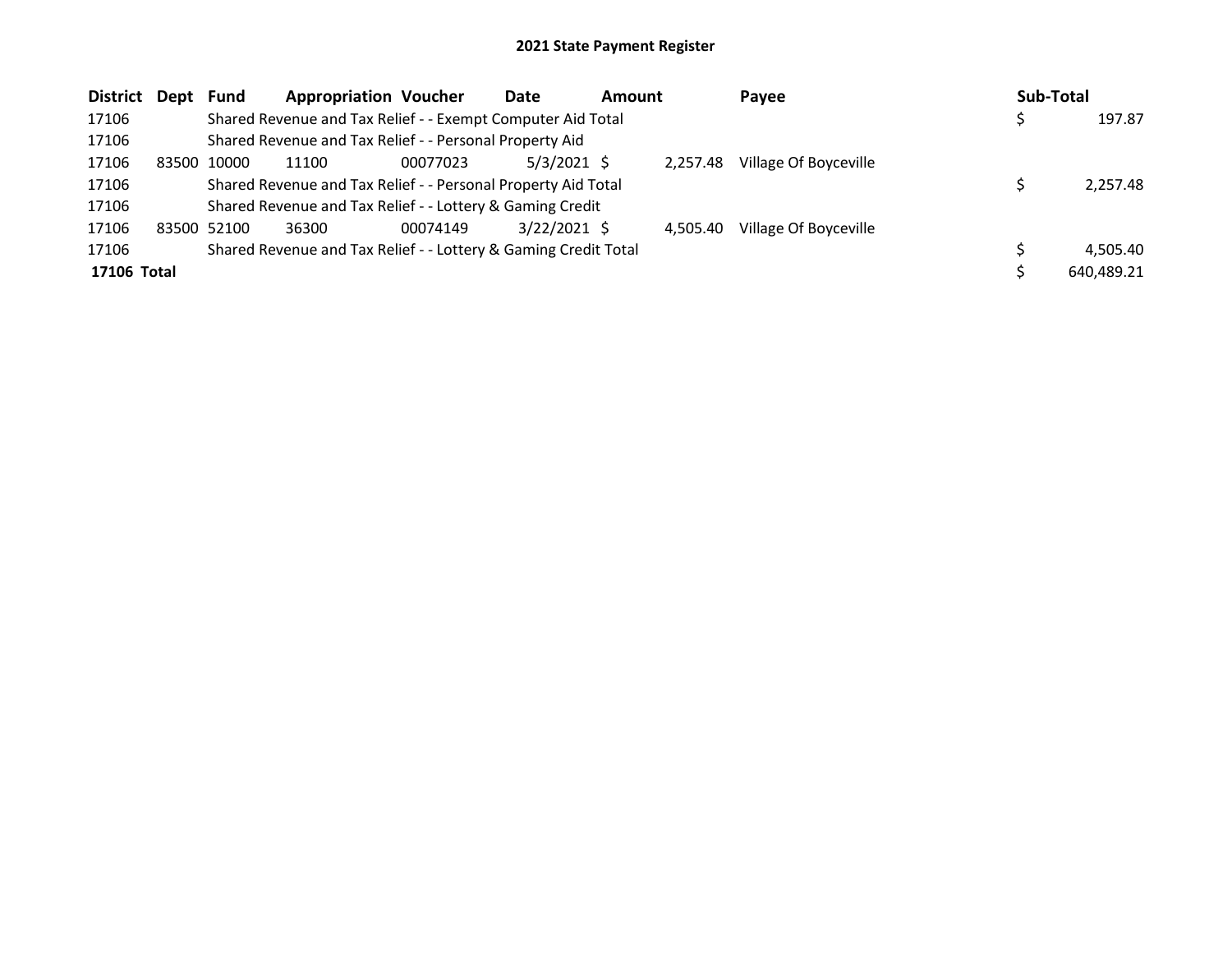## 2021 State Payment Register

| District | Dept | Fund | Appropriation | Voucher | Date | Amount | Payee | Sub-Total |
|---|---|---|---|---|---|---|---|---|
| 17106 | | Shared Revenue and Tax Relief - - Exempt Computer Aid Total | | | | | | $ 197.87 |
| 17106 | | Shared Revenue and Tax Relief - - Personal Property Aid | | | | | | |
| 17106 | 83500 | 10000 | 11100 | 00077023 | 5/3/2021 | $ 2,257.48 | Village Of Boyceville | |
| 17106 | | Shared Revenue and Tax Relief - - Personal Property Aid Total | | | | | | $ 2,257.48 |
| 17106 | | Shared Revenue and Tax Relief - - Lottery & Gaming Credit | | | | | | |
| 17106 | 83500 | 52100 | 36300 | 00074149 | 3/22/2021 | $ 4,505.40 | Village Of Boyceville | |
| 17106 | | Shared Revenue and Tax Relief - - Lottery & Gaming Credit Total | | | | | | $ 4,505.40 |
| **17106 Total** | | | | | | | | $ 640,489.21 |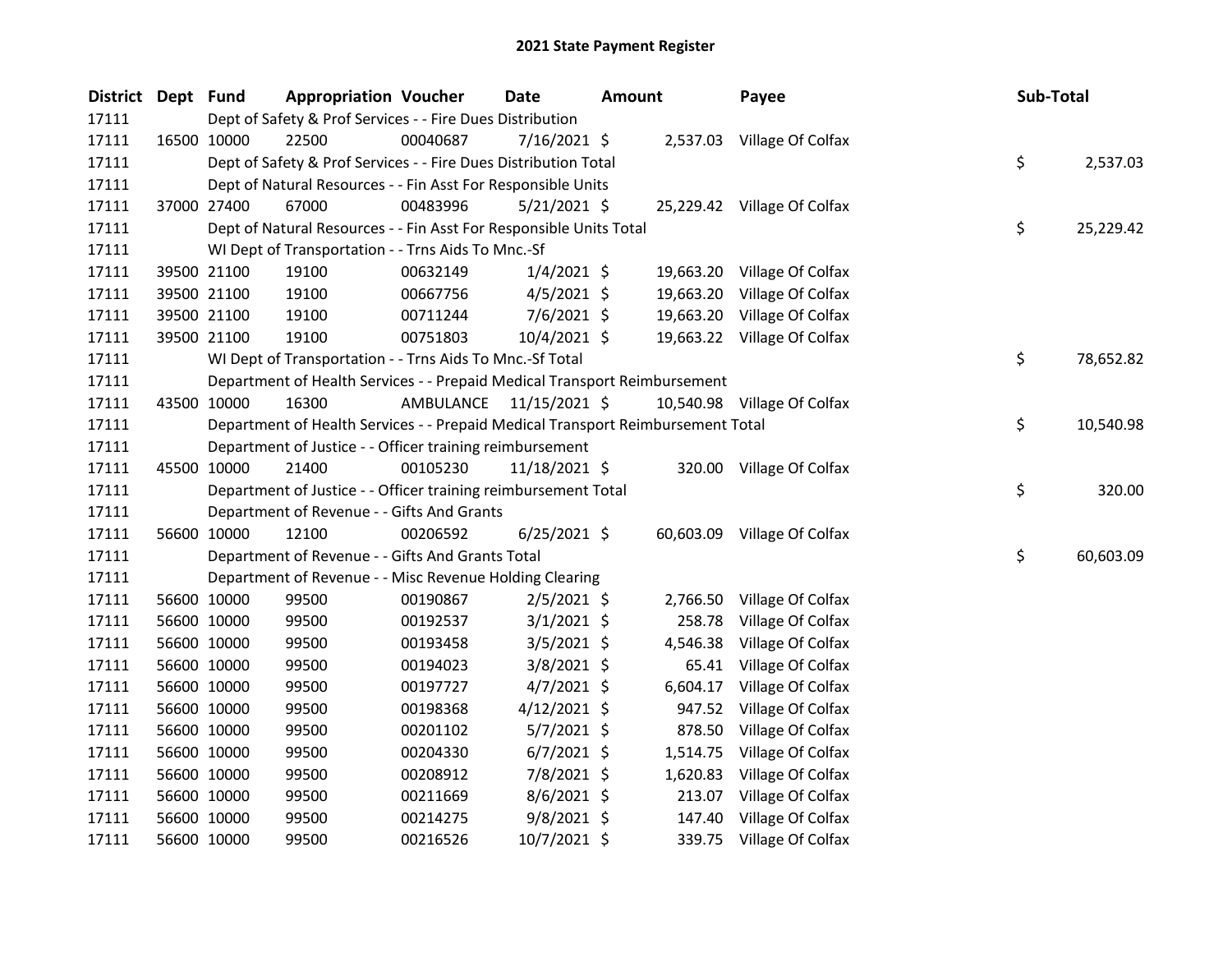## 2021 State Payment Register

| District | Dept | Fund | Appropriation | Voucher | Date | Amount | Payee | Sub-Total |
|---|---|---|---|---|---|---|---|---|
| 17111 | | Dept of Safety & Prof Services - - Fire Dues Distribution | | | | | | |
| 17111 | 16500 | 10000 | 22500 | 00040687 | 7/16/2021 | $ 2,537.03 | Village Of Colfax | |
| 17111 | | Dept of Safety & Prof Services - - Fire Dues Distribution Total | | | | | | $ 2,537.03 |
| 17111 | | Dept of Natural Resources - - Fin Asst For Responsible Units | | | | | | |
| 17111 | 37000 | 27400 | 67000 | 00483996 | 5/21/2021 | $ 25,229.42 | Village Of Colfax | |
| 17111 | | Dept of Natural Resources - - Fin Asst For Responsible Units Total | | | | | | $ 25,229.42 |
| 17111 | | WI Dept of Transportation - - Trns Aids To Mnc.-Sf | | | | | | |
| 17111 | 39500 | 21100 | 19100 | 00632149 | 1/4/2021 | $ 19,663.20 | Village Of Colfax | |
| 17111 | 39500 | 21100 | 19100 | 00667756 | 4/5/2021 | $ 19,663.20 | Village Of Colfax | |
| 17111 | 39500 | 21100 | 19100 | 00711244 | 7/6/2021 | $ 19,663.20 | Village Of Colfax | |
| 17111 | 39500 | 21100 | 19100 | 00751803 | 10/4/2021 | $ 19,663.22 | Village Of Colfax | |
| 17111 | | WI Dept of Transportation - - Trns Aids To Mnc.-Sf Total | | | | | | $ 78,652.82 |
| 17111 | | Department of Health Services - - Prepaid Medical Transport Reimbursement | | | | | | |
| 17111 | 43500 | 10000 | 16300 | AMBULANCE | 11/15/2021 | $ 10,540.98 | Village Of Colfax | |
| 17111 | | Department of Health Services - - Prepaid Medical Transport Reimbursement Total | | | | | | $ 10,540.98 |
| 17111 | | Department of Justice - - Officer training reimbursement | | | | | | |
| 17111 | 45500 | 10000 | 21400 | 00105230 | 11/18/2021 | $ 320.00 | Village Of Colfax | |
| 17111 | | Department of Justice - - Officer training reimbursement Total | | | | | | $ 320.00 |
| 17111 | | Department of Revenue - - Gifts And Grants | | | | | | |
| 17111 | 56600 | 10000 | 12100 | 00206592 | 6/25/2021 | $ 60,603.09 | Village Of Colfax | |
| 17111 | | Department of Revenue - - Gifts And Grants Total | | | | | | $ 60,603.09 |
| 17111 | | Department of Revenue - - Misc Revenue Holding Clearing | | | | | | |
| 17111 | 56600 | 10000 | 99500 | 00190867 | 2/5/2021 | $ 2,766.50 | Village Of Colfax | |
| 17111 | 56600 | 10000 | 99500 | 00192537 | 3/1/2021 | $ 258.78 | Village Of Colfax | |
| 17111 | 56600 | 10000 | 99500 | 00193458 | 3/5/2021 | $ 4,546.38 | Village Of Colfax | |
| 17111 | 56600 | 10000 | 99500 | 00194023 | 3/8/2021 | $ 65.41 | Village Of Colfax | |
| 17111 | 56600 | 10000 | 99500 | 00197727 | 4/7/2021 | $ 6,604.17 | Village Of Colfax | |
| 17111 | 56600 | 10000 | 99500 | 00198368 | 4/12/2021 | $ 947.52 | Village Of Colfax | |
| 17111 | 56600 | 10000 | 99500 | 00201102 | 5/7/2021 | $ 878.50 | Village Of Colfax | |
| 17111 | 56600 | 10000 | 99500 | 00204330 | 6/7/2021 | $ 1,514.75 | Village Of Colfax | |
| 17111 | 56600 | 10000 | 99500 | 00208912 | 7/8/2021 | $ 1,620.83 | Village Of Colfax | |
| 17111 | 56600 | 10000 | 99500 | 00211669 | 8/6/2021 | $ 213.07 | Village Of Colfax | |
| 17111 | 56600 | 10000 | 99500 | 00214275 | 9/8/2021 | $ 147.40 | Village Of Colfax | |
| 17111 | 56600 | 10000 | 99500 | 00216526 | 10/7/2021 | $ 339.75 | Village Of Colfax | |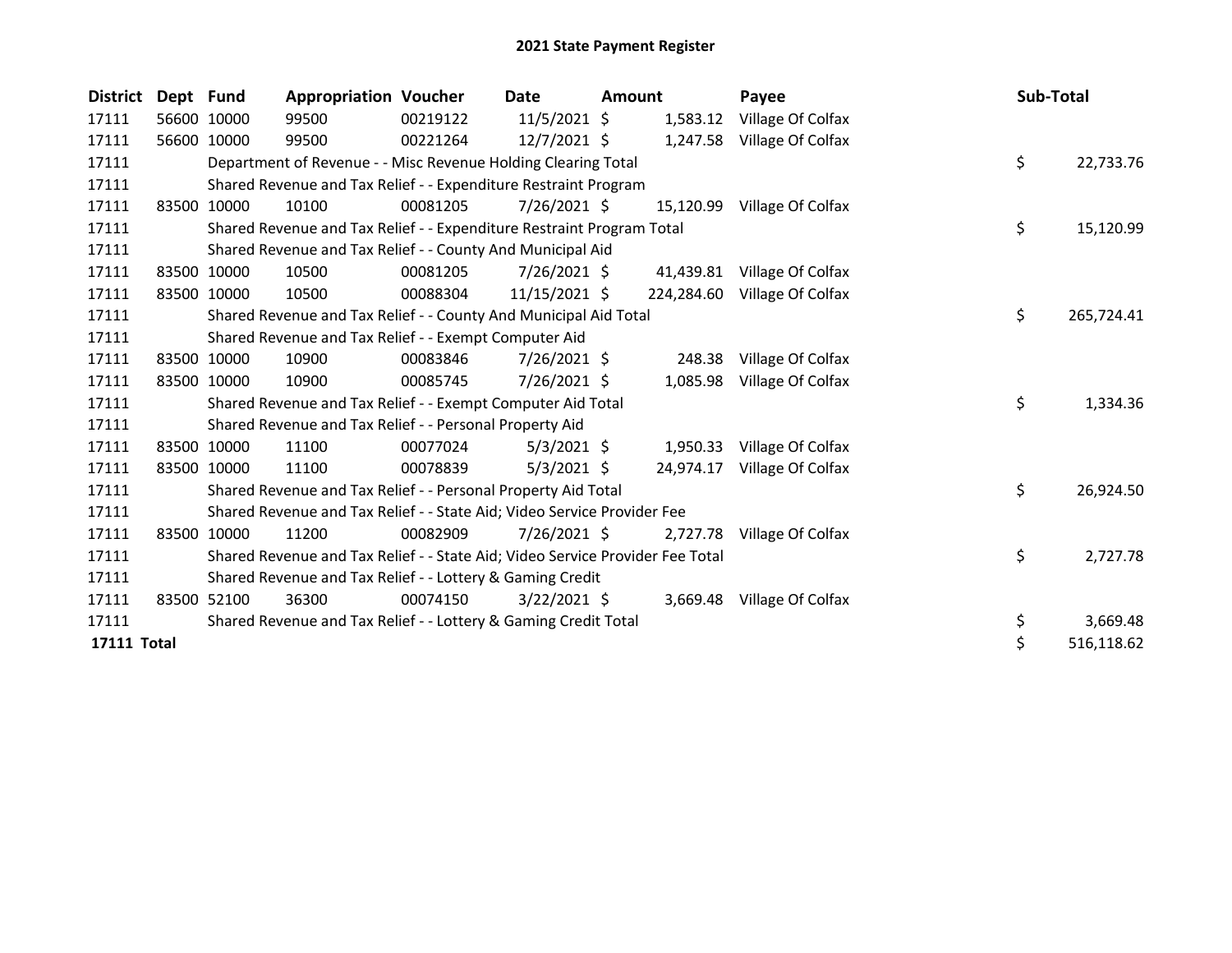## 2021 State Payment Register

| District | Dept | Fund | Appropriation | Voucher | Date | Amount | Payee | Sub-Total |
|---|---|---|---|---|---|---|---|---|
| 17111 | 56600 | 10000 | 99500 | 00219122 | 11/5/2021 | $ 1,583.12 | Village Of Colfax | |
| 17111 | 56600 | 10000 | 99500 | 00221264 | 12/7/2021 | $ 1,247.58 | Village Of Colfax | |
| 17111 | | Department of Revenue - - Misc Revenue Holding Clearing Total | | | | | | $ 22,733.76 |
| 17111 | | Shared Revenue and Tax Relief - - Expenditure Restraint Program | | | | | | |
| 17111 | 83500 | 10000 | 10100 | 00081205 | 7/26/2021 | $ 15,120.99 | Village Of Colfax | |
| 17111 | | Shared Revenue and Tax Relief - - Expenditure Restraint Program Total | | | | | | $ 15,120.99 |
| 17111 | | Shared Revenue and Tax Relief - - County And Municipal Aid | | | | | | |
| 17111 | 83500 | 10000 | 10500 | 00081205 | 7/26/2021 | $ 41,439.81 | Village Of Colfax | |
| 17111 | 83500 | 10000 | 10500 | 00088304 | 11/15/2021 | $ 224,284.60 | Village Of Colfax | |
| 17111 | | Shared Revenue and Tax Relief - - County And Municipal Aid Total | | | | | | $ 265,724.41 |
| 17111 | | Shared Revenue and Tax Relief - - Exempt Computer Aid | | | | | | |
| 17111 | 83500 | 10000 | 10900 | 00083846 | 7/26/2021 | $ 248.38 | Village Of Colfax | |
| 17111 | 83500 | 10000 | 10900 | 00085745 | 7/26/2021 | $ 1,085.98 | Village Of Colfax | |
| 17111 | | Shared Revenue and Tax Relief - - Exempt Computer Aid Total | | | | | | $ 1,334.36 |
| 17111 | | Shared Revenue and Tax Relief - - Personal Property Aid | | | | | | |
| 17111 | 83500 | 10000 | 11100 | 00077024 | 5/3/2021 | $ 1,950.33 | Village Of Colfax | |
| 17111 | 83500 | 10000 | 11100 | 00078839 | 5/3/2021 | $ 24,974.17 | Village Of Colfax | |
| 17111 | | Shared Revenue and Tax Relief - - Personal Property Aid Total | | | | | | $ 26,924.50 |
| 17111 | | Shared Revenue and Tax Relief - - State Aid; Video Service Provider Fee | | | | | | |
| 17111 | 83500 | 10000 | 11200 | 00082909 | 7/26/2021 | $ 2,727.78 | Village Of Colfax | |
| 17111 | | Shared Revenue and Tax Relief - - State Aid; Video Service Provider Fee Total | | | | | | $ 2,727.78 |
| 17111 | | Shared Revenue and Tax Relief - - Lottery & Gaming Credit | | | | | | |
| 17111 | 83500 | 52100 | 36300 | 00074150 | 3/22/2021 | $ 3,669.48 | Village Of Colfax | |
| 17111 | | Shared Revenue and Tax Relief - - Lottery & Gaming Credit Total | | | | | | $ 3,669.48 |
| **17111 Total** | | | | | | | | $ 516,118.62 |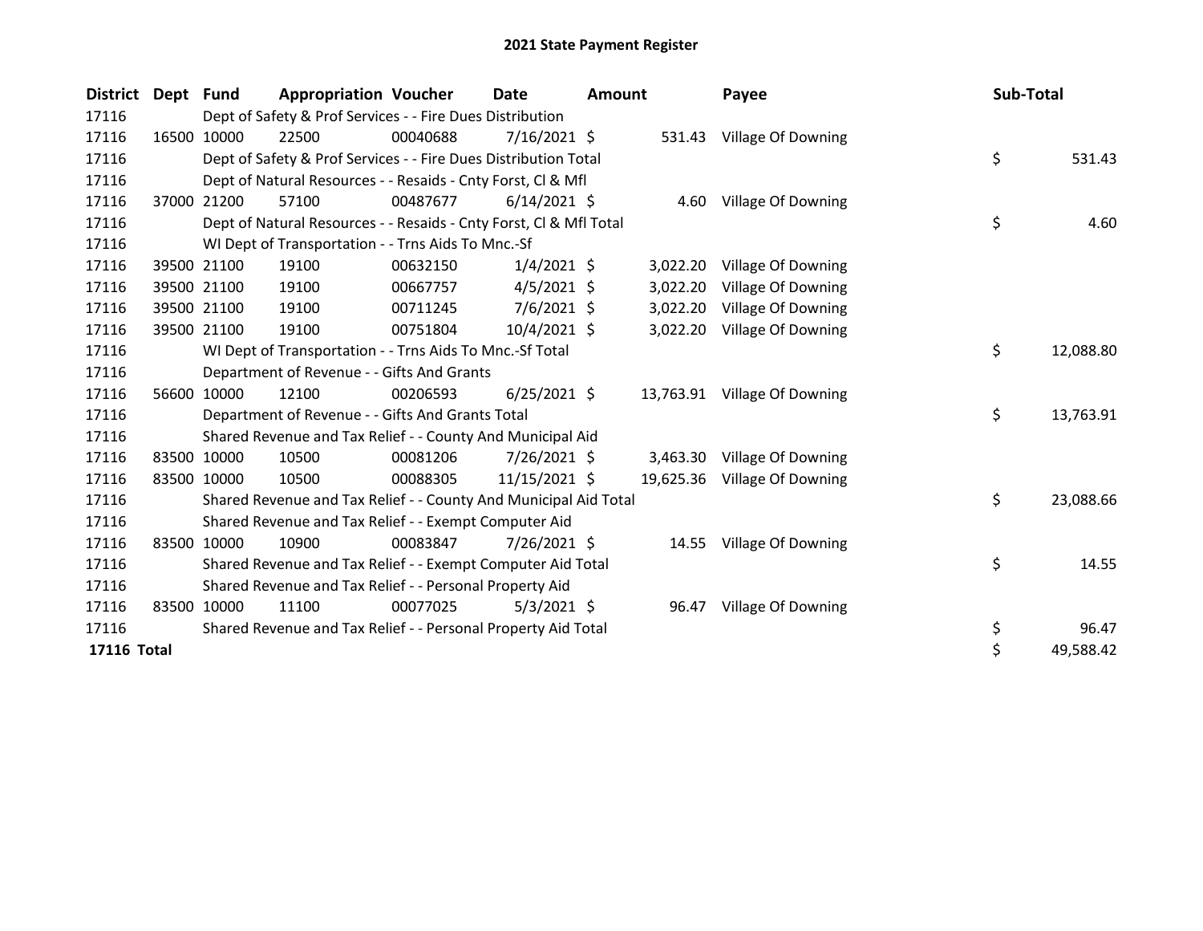# 2021 State Payment Register

| District | Dept | Fund | Appropriation | Voucher | Date | Amount | Payee | Sub-Total |
|---|---|---|---|---|---|---|---|---|
| 17116 | Dept of Safety & Prof Services - - Fire Dues Distribution | | | | | | | |
| 17116 | 16500 | 10000 | 22500 | 00040688 | 7/16/2021 | $ 531.43 | Village Of Downing | |
| 17116 | Dept of Safety & Prof Services - - Fire Dues Distribution Total | | | | | | | $ 531.43 |
| 17116 | Dept of Natural Resources - - Resaids - Cnty Forst, Cl & Mfl | | | | | | | |
| 17116 | 37000 | 21200 | 57100 | 00487677 | 6/14/2021 | $ 4.60 | Village Of Downing | |
| 17116 | Dept of Natural Resources - - Resaids - Cnty Forst, Cl & Mfl Total | | | | | | | $ 4.60 |
| 17116 | WI Dept of Transportation - - Trns Aids To Mnc.-Sf | | | | | | | |
| 17116 | 39500 | 21100 | 19100 | 00632150 | 1/4/2021 | $ 3,022.20 | Village Of Downing | |
| 17116 | 39500 | 21100 | 19100 | 00667757 | 4/5/2021 | $ 3,022.20 | Village Of Downing | |
| 17116 | 39500 | 21100 | 19100 | 00711245 | 7/6/2021 | $ 3,022.20 | Village Of Downing | |
| 17116 | 39500 | 21100 | 19100 | 00751804 | 10/4/2021 | $ 3,022.20 | Village Of Downing | |
| 17116 | WI Dept of Transportation - - Trns Aids To Mnc.-Sf Total | | | | | | | $ 12,088.80 |
| 17116 | Department of Revenue - - Gifts And Grants | | | | | | | |
| 17116 | 56600 | 10000 | 12100 | 00206593 | 6/25/2021 | $ 13,763.91 | Village Of Downing | |
| 17116 | Department of Revenue - - Gifts And Grants Total | | | | | | | $ 13,763.91 |
| 17116 | Shared Revenue and Tax Relief - - County And Municipal Aid | | | | | | | |
| 17116 | 83500 | 10000 | 10500 | 00081206 | 7/26/2021 | $ 3,463.30 | Village Of Downing | |
| 17116 | 83500 | 10000 | 10500 | 00088305 | 11/15/2021 | $ 19,625.36 | Village Of Downing | |
| 17116 | Shared Revenue and Tax Relief - - County And Municipal Aid Total | | | | | | | $ 23,088.66 |
| 17116 | Shared Revenue and Tax Relief - - Exempt Computer Aid | | | | | | | |
| 17116 | 83500 | 10000 | 10900 | 00083847 | 7/26/2021 | $ 14.55 | Village Of Downing | |
| 17116 | Shared Revenue and Tax Relief - - Exempt Computer Aid Total | | | | | | | $ 14.55 |
| 17116 | Shared Revenue and Tax Relief - - Personal Property Aid | | | | | | | |
| 17116 | 83500 | 10000 | 11100 | 00077025 | 5/3/2021 | $ 96.47 | Village Of Downing | |
| 17116 | Shared Revenue and Tax Relief - - Personal Property Aid Total | | | | | | | $ 96.47 |
| **17116 Total** | | | | | | | | $ 49,588.42 |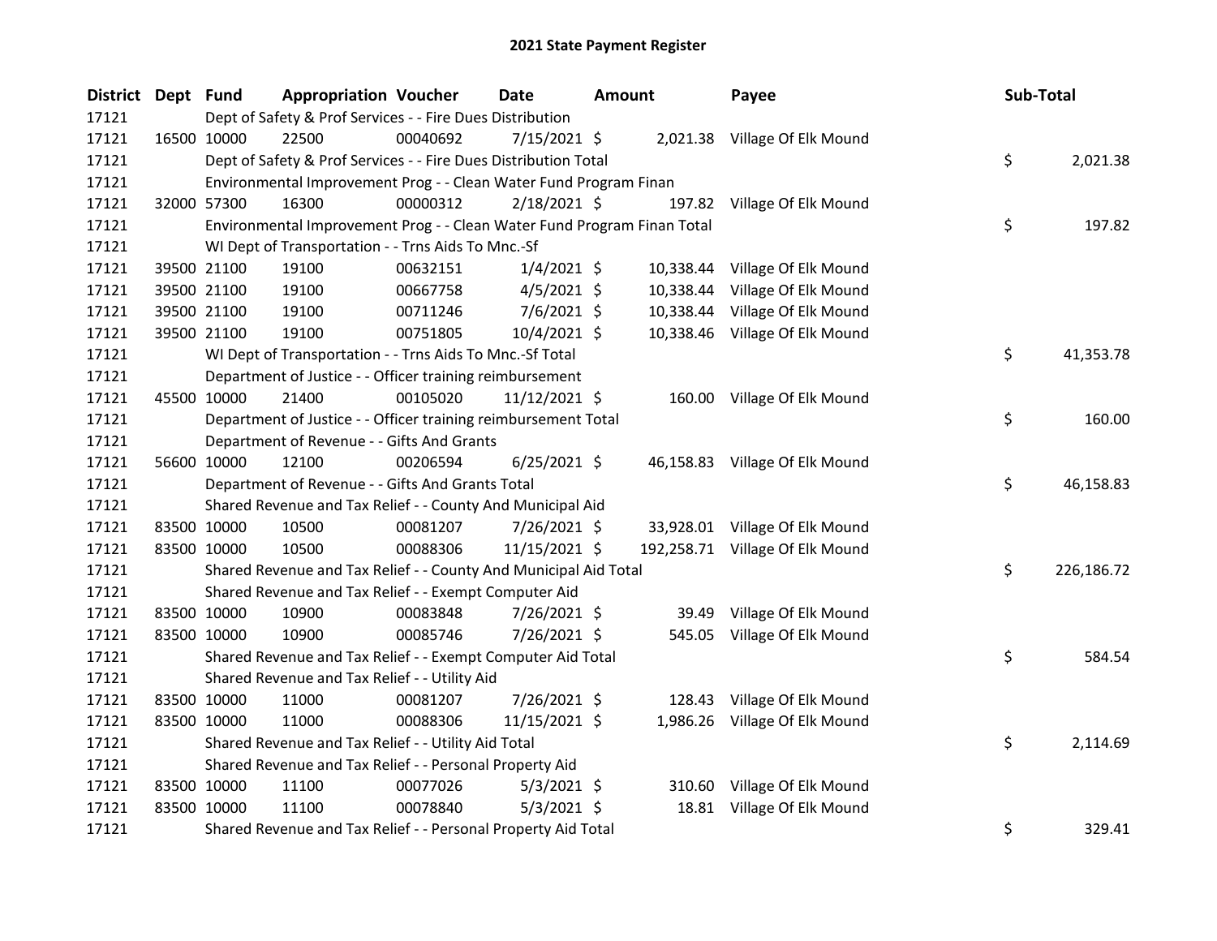# 2021 State Payment Register

| District | Dept | Fund | Appropriation | Voucher | Date | Amount | Payee | Sub-Total |
|---|---|---|---|---|---|---|---|---|
| 17121 | | Dept of Safety & Prof Services - - Fire Dues Distribution | | | | | | |
| 17121 | 16500 | 10000 | 22500 | 00040692 | 7/15/2021 | $ 2,021.38 | Village Of Elk Mound | |
| 17121 | | Dept of Safety & Prof Services - - Fire Dues Distribution Total | | | | | | $ 2,021.38 |
| 17121 | | Environmental Improvement Prog - - Clean Water Fund Program Finan | | | | | | |
| 17121 | 32000 | 57300 | 16300 | 00000312 | 2/18/2021 | $ 197.82 | Village Of Elk Mound | |
| 17121 | | Environmental Improvement Prog - - Clean Water Fund Program Finan Total | | | | | | $ 197.82 |
| 17121 | | WI Dept of Transportation - - Trns Aids To Mnc.-Sf | | | | | | |
| 17121 | 39500 | 21100 | 19100 | 00632151 | 1/4/2021 | $ 10,338.44 | Village Of Elk Mound | |
| 17121 | 39500 | 21100 | 19100 | 00667758 | 4/5/2021 | $ 10,338.44 | Village Of Elk Mound | |
| 17121 | 39500 | 21100 | 19100 | 00711246 | 7/6/2021 | $ 10,338.44 | Village Of Elk Mound | |
| 17121 | 39500 | 21100 | 19100 | 00751805 | 10/4/2021 | $ 10,338.46 | Village Of Elk Mound | |
| 17121 | | WI Dept of Transportation - - Trns Aids To Mnc.-Sf Total | | | | | | $ 41,353.78 |
| 17121 | | Department of Justice - - Officer training reimbursement | | | | | | |
| 17121 | 45500 | 10000 | 21400 | 00105020 | 11/12/2021 | $ 160.00 | Village Of Elk Mound | |
| 17121 | | Department of Justice - - Officer training reimbursement Total | | | | | | $ 160.00 |
| 17121 | | Department of Revenue - - Gifts And Grants | | | | | | |
| 17121 | 56600 | 10000 | 12100 | 00206594 | 6/25/2021 | $ 46,158.83 | Village Of Elk Mound | |
| 17121 | | Department of Revenue - - Gifts And Grants Total | | | | | | $ 46,158.83 |
| 17121 | | Shared Revenue and Tax Relief - - County And Municipal Aid | | | | | | |
| 17121 | 83500 | 10000 | 10500 | 00081207 | 7/26/2021 | $ 33,928.01 | Village Of Elk Mound | |
| 17121 | 83500 | 10000 | 10500 | 00088306 | 11/15/2021 | $ 192,258.71 | Village Of Elk Mound | |
| 17121 | | Shared Revenue and Tax Relief - - County And Municipal Aid Total | | | | | | $ 226,186.72 |
| 17121 | | Shared Revenue and Tax Relief - - Exempt Computer Aid | | | | | | |
| 17121 | 83500 | 10000 | 10900 | 00083848 | 7/26/2021 | $ 39.49 | Village Of Elk Mound | |
| 17121 | 83500 | 10000 | 10900 | 00085746 | 7/26/2021 | $ 545.05 | Village Of Elk Mound | |
| 17121 | | Shared Revenue and Tax Relief - - Exempt Computer Aid Total | | | | | | $ 584.54 |
| 17121 | | Shared Revenue and Tax Relief - - Utility Aid | | | | | | |
| 17121 | 83500 | 10000 | 11000 | 00081207 | 7/26/2021 | $ 128.43 | Village Of Elk Mound | |
| 17121 | 83500 | 10000 | 11000 | 00088306 | 11/15/2021 | $ 1,986.26 | Village Of Elk Mound | |
| 17121 | | Shared Revenue and Tax Relief - - Utility Aid Total | | | | | | $ 2,114.69 |
| 17121 | | Shared Revenue and Tax Relief - - Personal Property Aid | | | | | | |
| 17121 | 83500 | 10000 | 11100 | 00077026 | 5/3/2021 | $ 310.60 | Village Of Elk Mound | |
| 17121 | 83500 | 10000 | 11100 | 00078840 | 5/3/2021 | $ 18.81 | Village Of Elk Mound | |
| 17121 | | Shared Revenue and Tax Relief - - Personal Property Aid Total | | | | | | $ 329.41 |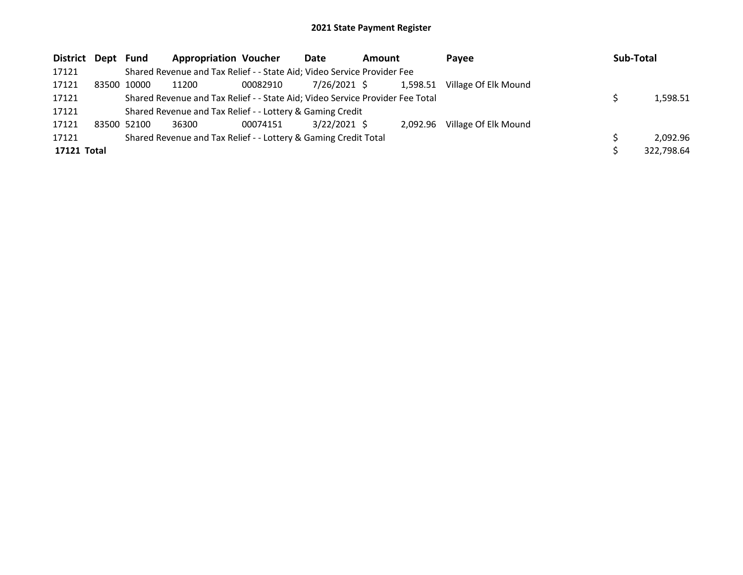# 2021 State Payment Register

| District | Dept | Fund | Appropriation | Voucher | Date | Amount | Payee | Sub-Total |
|---|---|---|---|---|---|---|---|---|
| 17121 | | Shared Revenue and Tax Relief - - State Aid; Video Service Provider Fee | | | | | | |
| 17121 | 83500 | 10000 | 11200 | 00082910 | 7/26/2021 | $ 1,598.51 | Village Of Elk Mound | |
| 17121 | | Shared Revenue and Tax Relief - - State Aid; Video Service Provider Fee Total | | | | | | $ 1,598.51 |
| 17121 | | Shared Revenue and Tax Relief - - Lottery & Gaming Credit | | | | | | |
| 17121 | 83500 | 52100 | 36300 | 00074151 | 3/22/2021 | $ 2,092.96 | Village Of Elk Mound | |
| 17121 | | Shared Revenue and Tax Relief - - Lottery & Gaming Credit Total | | | | | | $ 2,092.96 |
| **17121 Total** | | | | | | | | $ 322,798.64 |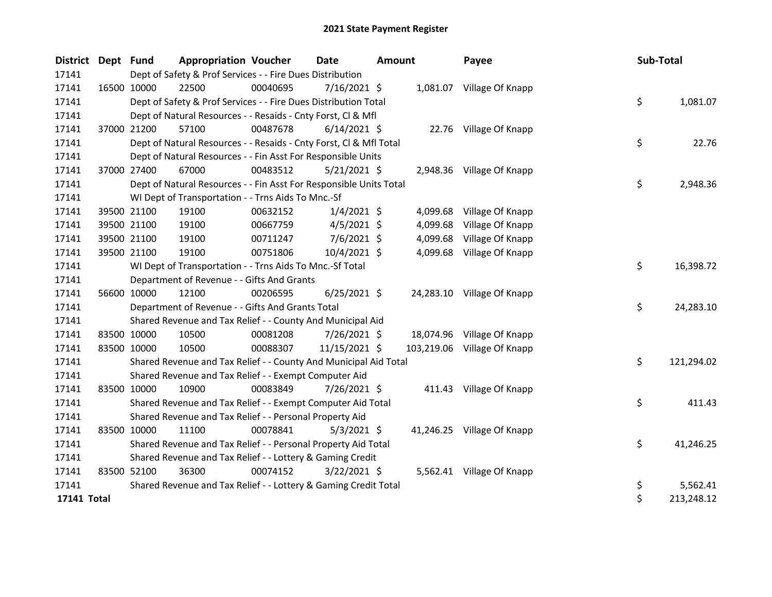# 2021 State Payment Register

| District | Dept | Fund | Appropriation | Voucher | Date | Amount | Payee | Sub-Total |
|---|---|---|---|---|---|---|---|---|
| 17141 | | Dept of Safety & Prof Services - - Fire Dues Distribution | | | | | | |
| 17141 | 16500 | 10000 | 22500 | 00040695 | 7/16/2021 | $ 1,081.07 | Village Of Knapp | |
| 17141 | | Dept of Safety & Prof Services - - Fire Dues Distribution Total | | | | | | $ 1,081.07 |
| 17141 | | Dept of Natural Resources - - Resaids - Cnty Forst, Cl & Mfl | | | | | | |
| 17141 | 37000 | 21200 | 57100 | 00487678 | 6/14/2021 | $ 22.76 | Village Of Knapp | |
| 17141 | | Dept of Natural Resources - - Resaids - Cnty Forst, Cl & Mfl Total | | | | | | $ 22.76 |
| 17141 | | Dept of Natural Resources - - Fin Asst For Responsible Units | | | | | | |
| 17141 | 37000 | 27400 | 67000 | 00483512 | 5/21/2021 | $ 2,948.36 | Village Of Knapp | |
| 17141 | | Dept of Natural Resources - - Fin Asst For Responsible Units Total | | | | | | $ 2,948.36 |
| 17141 | | WI Dept of Transportation - - Trns Aids To Mnc.-Sf | | | | | | |
| 17141 | 39500 | 21100 | 19100 | 00632152 | 1/4/2021 | $ 4,099.68 | Village Of Knapp | |
| 17141 | 39500 | 21100 | 19100 | 00667759 | 4/5/2021 | $ 4,099.68 | Village Of Knapp | |
| 17141 | 39500 | 21100 | 19100 | 00711247 | 7/6/2021 | $ 4,099.68 | Village Of Knapp | |
| 17141 | 39500 | 21100 | 19100 | 00751806 | 10/4/2021 | $ 4,099.68 | Village Of Knapp | |
| 17141 | | WI Dept of Transportation - - Trns Aids To Mnc.-Sf Total | | | | | | $ 16,398.72 |
| 17141 | | Department of Revenue - - Gifts And Grants | | | | | | |
| 17141 | 56600 | 10000 | 12100 | 00206595 | 6/25/2021 | $ 24,283.10 | Village Of Knapp | |
| 17141 | | Department of Revenue - - Gifts And Grants Total | | | | | | $ 24,283.10 |
| 17141 | | Shared Revenue and Tax Relief - - County And Municipal Aid | | | | | | |
| 17141 | 83500 | 10000 | 10500 | 00081208 | 7/26/2021 | $ 18,074.96 | Village Of Knapp | |
| 17141 | 83500 | 10000 | 10500 | 00088307 | 11/15/2021 | $ 103,219.06 | Village Of Knapp | |
| 17141 | | Shared Revenue and Tax Relief - - County And Municipal Aid Total | | | | | | $ 121,294.02 |
| 17141 | | Shared Revenue and Tax Relief - - Exempt Computer Aid | | | | | | |
| 17141 | 83500 | 10000 | 10900 | 00083849 | 7/26/2021 | $ 411.43 | Village Of Knapp | |
| 17141 | | Shared Revenue and Tax Relief - - Exempt Computer Aid Total | | | | | | $ 411.43 |
| 17141 | | Shared Revenue and Tax Relief - - Personal Property Aid | | | | | | |
| 17141 | 83500 | 10000 | 11100 | 00078841 | 5/3/2021 | $ 41,246.25 | Village Of Knapp | |
| 17141 | | Shared Revenue and Tax Relief - - Personal Property Aid Total | | | | | | $ 41,246.25 |
| 17141 | | Shared Revenue and Tax Relief - - Lottery & Gaming Credit | | | | | | |
| 17141 | 83500 | 52100 | 36300 | 00074152 | 3/22/2021 | $ 5,562.41 | Village Of Knapp | |
| 17141 | | Shared Revenue and Tax Relief - - Lottery & Gaming Credit Total | | | | | | $ 5,562.41 |
| **17141 Total** | | | | | | | | $ 213,248.12 |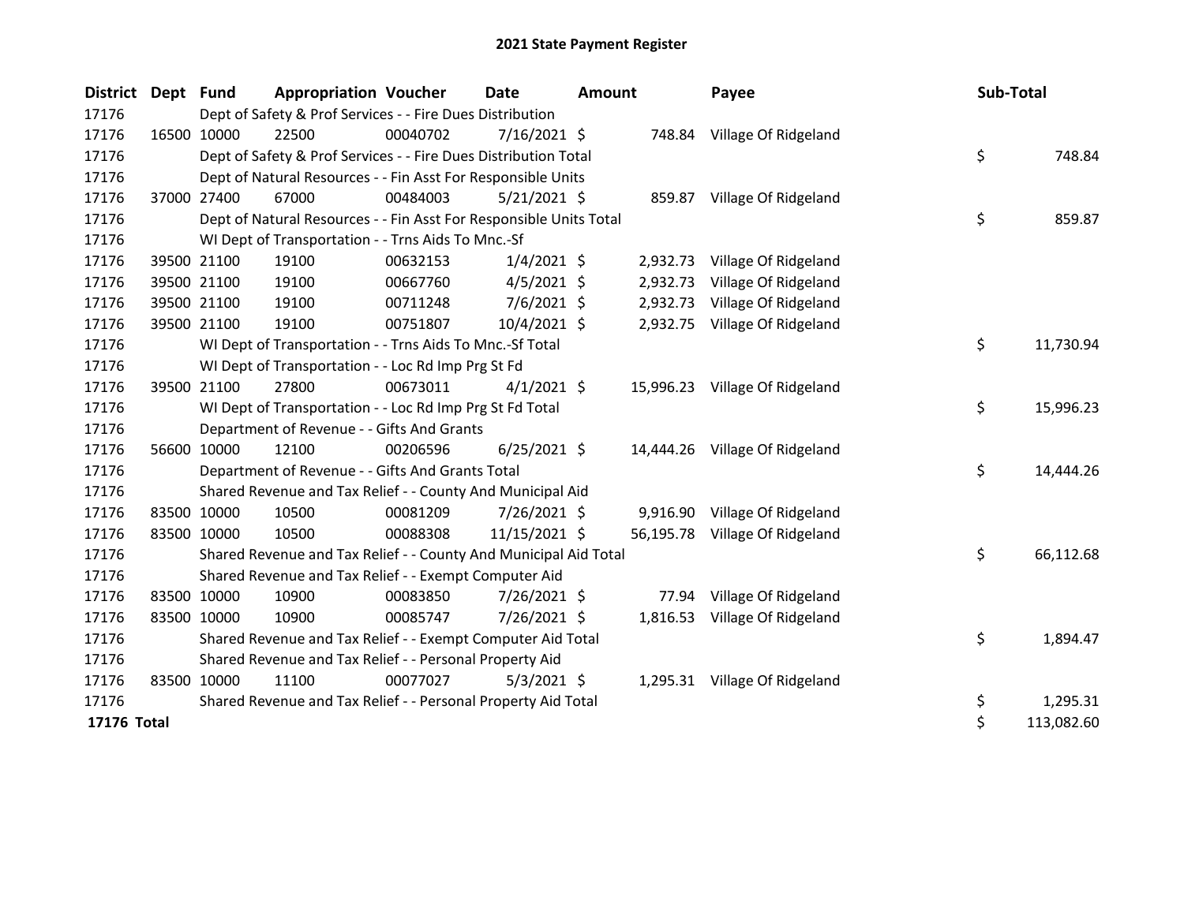# 2021 State Payment Register

| District | Dept | Fund | Appropriation | Voucher | Date | Amount | Payee | Sub-Total |
|---|---|---|---|---|---|---|---|---|
| 17176 | | Dept of Safety & Prof Services - - Fire Dues Distribution | | | | | | |
| 17176 | 16500 | 10000 | 22500 | 00040702 | 7/16/2021 | $ 748.84 | Village Of Ridgeland | |
| 17176 | | Dept of Safety & Prof Services - - Fire Dues Distribution Total | | | | | | $ 748.84 |
| 17176 | | Dept of Natural Resources - - Fin Asst For Responsible Units | | | | | | |
| 17176 | 37000 | 27400 | 67000 | 00484003 | 5/21/2021 | $ 859.87 | Village Of Ridgeland | |
| 17176 | | Dept of Natural Resources - - Fin Asst For Responsible Units Total | | | | | | $ 859.87 |
| 17176 | | WI Dept of Transportation - - Trns Aids To Mnc.-Sf | | | | | | |
| 17176 | 39500 | 21100 | 19100 | 00632153 | 1/4/2021 | $ 2,932.73 | Village Of Ridgeland | |
| 17176 | 39500 | 21100 | 19100 | 00667760 | 4/5/2021 | $ 2,932.73 | Village Of Ridgeland | |
| 17176 | 39500 | 21100 | 19100 | 00711248 | 7/6/2021 | $ 2,932.73 | Village Of Ridgeland | |
| 17176 | 39500 | 21100 | 19100 | 00751807 | 10/4/2021 | $ 2,932.75 | Village Of Ridgeland | |
| 17176 | | WI Dept of Transportation - - Trns Aids To Mnc.-Sf Total | | | | | | $ 11,730.94 |
| 17176 | | WI Dept of Transportation - - Loc Rd Imp Prg St Fd | | | | | | |
| 17176 | 39500 | 21100 | 27800 | 00673011 | 4/1/2021 | $ 15,996.23 | Village Of Ridgeland | |
| 17176 | | WI Dept of Transportation - - Loc Rd Imp Prg St Fd Total | | | | | | $ 15,996.23 |
| 17176 | | Department of Revenue - - Gifts And Grants | | | | | | |
| 17176 | 56600 | 10000 | 12100 | 00206596 | 6/25/2021 | $ 14,444.26 | Village Of Ridgeland | |
| 17176 | | Department of Revenue - - Gifts And Grants Total | | | | | | $ 14,444.26 |
| 17176 | | Shared Revenue and Tax Relief - - County And Municipal Aid | | | | | | |
| 17176 | 83500 | 10000 | 10500 | 00081209 | 7/26/2021 | $ 9,916.90 | Village Of Ridgeland | |
| 17176 | 83500 | 10000 | 10500 | 00088308 | 11/15/2021 | $ 56,195.78 | Village Of Ridgeland | |
| 17176 | | Shared Revenue and Tax Relief - - County And Municipal Aid Total | | | | | | $ 66,112.68 |
| 17176 | | Shared Revenue and Tax Relief - - Exempt Computer Aid | | | | | | |
| 17176 | 83500 | 10000 | 10900 | 00083850 | 7/26/2021 | $ 77.94 | Village Of Ridgeland | |
| 17176 | 83500 | 10000 | 10900 | 00085747 | 7/26/2021 | $ 1,816.53 | Village Of Ridgeland | |
| 17176 | | Shared Revenue and Tax Relief - - Exempt Computer Aid Total | | | | | | $ 1,894.47 |
| 17176 | | Shared Revenue and Tax Relief - - Personal Property Aid | | | | | | |
| 17176 | 83500 | 10000 | 11100 | 00077027 | 5/3/2021 | $ 1,295.31 | Village Of Ridgeland | |
| 17176 | | Shared Revenue and Tax Relief - - Personal Property Aid Total | | | | | | $ 1,295.31 |
| **17176 Total** | | | | | | | | $ 113,082.60 |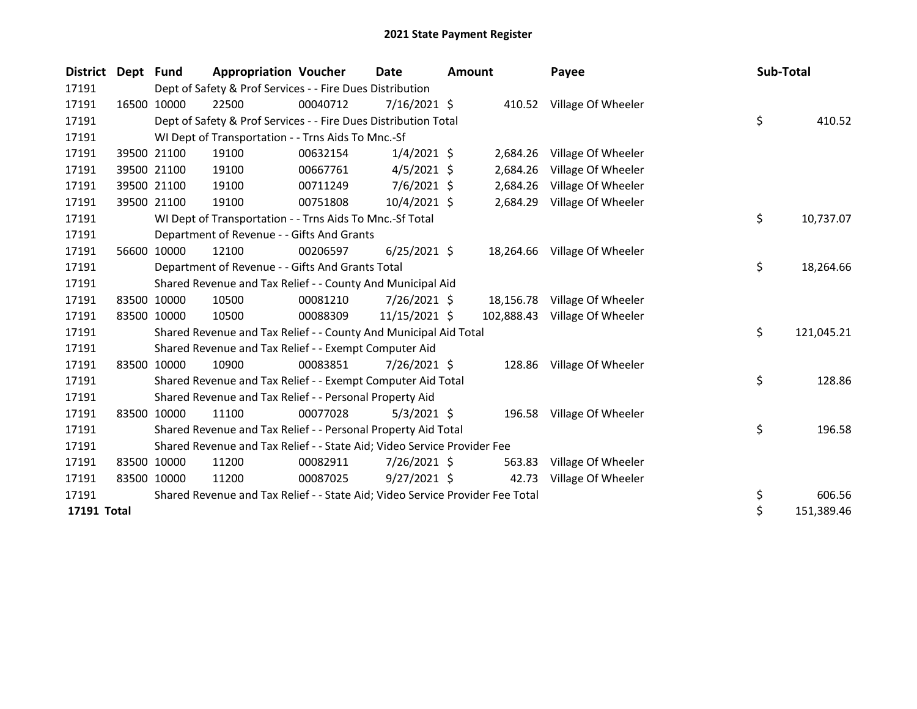# 2021 State Payment Register

| District | Dept | Fund | Appropriation | Voucher | Date | Amount | Payee | Sub-Total |
|---|---|---|---|---|---|---|---|---|
| 17191 | | Dept of Safety & Prof Services - - Fire Dues Distribution | | | | | | |
| 17191 | 16500 | 10000 | 22500 | 00040712 | 7/16/2021 | $ 410.52 | Village Of Wheeler | |
| 17191 | | Dept of Safety & Prof Services - - Fire Dues Distribution Total | | | | | | $ 410.52 |
| 17191 | | WI Dept of Transportation - - Trns Aids To Mnc.-Sf | | | | | | |
| 17191 | 39500 | 21100 | 19100 | 00632154 | 1/4/2021 | $ 2,684.26 | Village Of Wheeler | |
| 17191 | 39500 | 21100 | 19100 | 00667761 | 4/5/2021 | $ 2,684.26 | Village Of Wheeler | |
| 17191 | 39500 | 21100 | 19100 | 00711249 | 7/6/2021 | $ 2,684.26 | Village Of Wheeler | |
| 17191 | 39500 | 21100 | 19100 | 00751808 | 10/4/2021 | $ 2,684.29 | Village Of Wheeler | |
| 17191 | | WI Dept of Transportation - - Trns Aids To Mnc.-Sf Total | | | | | | $ 10,737.07 |
| 17191 | | Department of Revenue - - Gifts And Grants | | | | | | |
| 17191 | 56600 | 10000 | 12100 | 00206597 | 6/25/2021 | $ 18,264.66 | Village Of Wheeler | |
| 17191 | | Department of Revenue - - Gifts And Grants Total | | | | | | $ 18,264.66 |
| 17191 | | Shared Revenue and Tax Relief - - County And Municipal Aid | | | | | | |
| 17191 | 83500 | 10000 | 10500 | 00081210 | 7/26/2021 | $ 18,156.78 | Village Of Wheeler | |
| 17191 | 83500 | 10000 | 10500 | 00088309 | 11/15/2021 | $ 102,888.43 | Village Of Wheeler | |
| 17191 | | Shared Revenue and Tax Relief - - County And Municipal Aid Total | | | | | | $ 121,045.21 |
| 17191 | | Shared Revenue and Tax Relief - - Exempt Computer Aid | | | | | | |
| 17191 | 83500 | 10000 | 10900 | 00083851 | 7/26/2021 | $ 128.86 | Village Of Wheeler | |
| 17191 | | Shared Revenue and Tax Relief - - Exempt Computer Aid Total | | | | | | $ 128.86 |
| 17191 | | Shared Revenue and Tax Relief - - Personal Property Aid | | | | | | |
| 17191 | 83500 | 10000 | 11100 | 00077028 | 5/3/2021 | $ 196.58 | Village Of Wheeler | |
| 17191 | | Shared Revenue and Tax Relief - - Personal Property Aid Total | | | | | | $ 196.58 |
| 17191 | | Shared Revenue and Tax Relief - - State Aid; Video Service Provider Fee | | | | | | |
| 17191 | 83500 | 10000 | 11200 | 00082911 | 7/26/2021 | $ 563.83 | Village Of Wheeler | |
| 17191 | 83500 | 10000 | 11200 | 00087025 | 9/27/2021 | $ 42.73 | Village Of Wheeler | |
| 17191 | | Shared Revenue and Tax Relief - - State Aid; Video Service Provider Fee Total | | | | | | $ 606.56 |
| **17191 Total** | | | | | | | | $ 151,389.46 |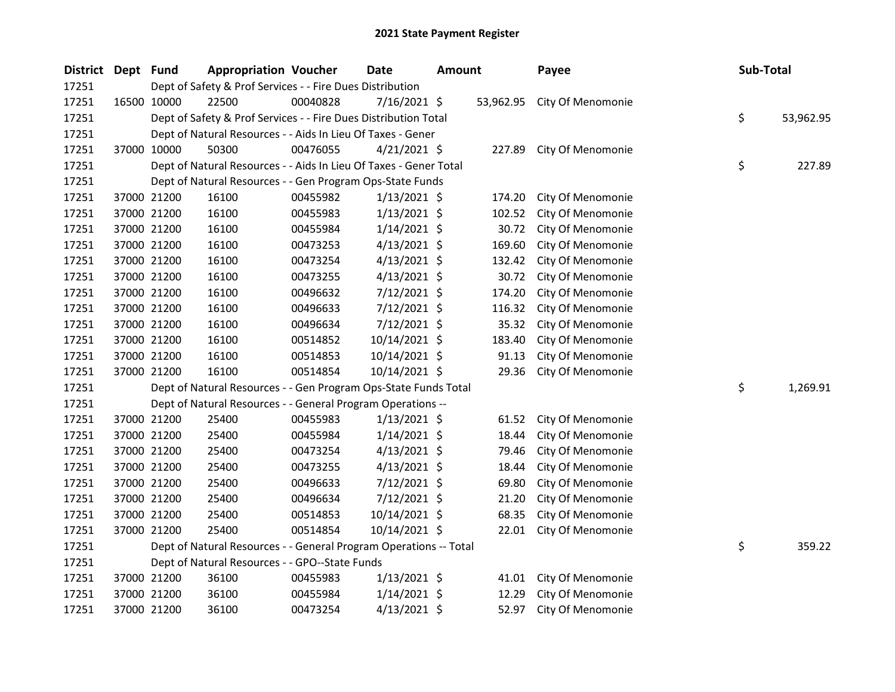# 2021 State Payment Register

| District | Dept | Fund | Appropriation | Voucher | Date | Amount | Payee | Sub-Total |
|---|---|---|---|---|---|---|---|---|
| 17251 | | Dept of Safety & Prof Services - - Fire Dues Distribution | | | | | | |
| 17251 | 16500 | 10000 | 22500 | 00040828 | 7/16/2021 | $ 53,962.95 | City Of Menomonie | |
| 17251 | | Dept of Safety & Prof Services - - Fire Dues Distribution Total | | | | | | $ 53,962.95 |
| 17251 | | Dept of Natural Resources - - Aids In Lieu Of Taxes - Gener | | | | | | |
| 17251 | 37000 | 10000 | 50300 | 00476055 | 4/21/2021 | $ 227.89 | City Of Menomonie | |
| 17251 | | Dept of Natural Resources - - Aids In Lieu Of Taxes - Gener Total | | | | | | $ 227.89 |
| 17251 | | Dept of Natural Resources - - Gen Program Ops-State Funds | | | | | | |
| 17251 | 37000 | 21200 | 16100 | 00455982 | 1/13/2021 | $ 174.20 | City Of Menomonie | |
| 17251 | 37000 | 21200 | 16100 | 00455983 | 1/13/2021 | $ 102.52 | City Of Menomonie | |
| 17251 | 37000 | 21200 | 16100 | 00455984 | 1/14/2021 | $ 30.72 | City Of Menomonie | |
| 17251 | 37000 | 21200 | 16100 | 00473253 | 4/13/2021 | $ 169.60 | City Of Menomonie | |
| 17251 | 37000 | 21200 | 16100 | 00473254 | 4/13/2021 | $ 132.42 | City Of Menomonie | |
| 17251 | 37000 | 21200 | 16100 | 00473255 | 4/13/2021 | $ 30.72 | City Of Menomonie | |
| 17251 | 37000 | 21200 | 16100 | 00496632 | 7/12/2021 | $ 174.20 | City Of Menomonie | |
| 17251 | 37000 | 21200 | 16100 | 00496633 | 7/12/2021 | $ 116.32 | City Of Menomonie | |
| 17251 | 37000 | 21200 | 16100 | 00496634 | 7/12/2021 | $ 35.32 | City Of Menomonie | |
| 17251 | 37000 | 21200 | 16100 | 00514852 | 10/14/2021 | $ 183.40 | City Of Menomonie | |
| 17251 | 37000 | 21200 | 16100 | 00514853 | 10/14/2021 | $ 91.13 | City Of Menomonie | |
| 17251 | 37000 | 21200 | 16100 | 00514854 | 10/14/2021 | $ 29.36 | City Of Menomonie | |
| 17251 | | Dept of Natural Resources - - Gen Program Ops-State Funds Total | | | | | | $ 1,269.91 |
| 17251 | | Dept of Natural Resources - - General Program Operations -- | | | | | | |
| 17251 | 37000 | 21200 | 25400 | 00455983 | 1/13/2021 | $ 61.52 | City Of Menomonie | |
| 17251 | 37000 | 21200 | 25400 | 00455984 | 1/14/2021 | $ 18.44 | City Of Menomonie | |
| 17251 | 37000 | 21200 | 25400 | 00473254 | 4/13/2021 | $ 79.46 | City Of Menomonie | |
| 17251 | 37000 | 21200 | 25400 | 00473255 | 4/13/2021 | $ 18.44 | City Of Menomonie | |
| 17251 | 37000 | 21200 | 25400 | 00496633 | 7/12/2021 | $ 69.80 | City Of Menomonie | |
| 17251 | 37000 | 21200 | 25400 | 00496634 | 7/12/2021 | $ 21.20 | City Of Menomonie | |
| 17251 | 37000 | 21200 | 25400 | 00514853 | 10/14/2021 | $ 68.35 | City Of Menomonie | |
| 17251 | 37000 | 21200 | 25400 | 00514854 | 10/14/2021 | $ 22.01 | City Of Menomonie | |
| 17251 | | Dept of Natural Resources - - General Program Operations -- Total | | | | | | $ 359.22 |
| 17251 | | Dept of Natural Resources - - GPO--State Funds | | | | | | |
| 17251 | 37000 | 21200 | 36100 | 00455983 | 1/13/2021 | $ 41.01 | City Of Menomonie | |
| 17251 | 37000 | 21200 | 36100 | 00455984 | 1/14/2021 | $ 12.29 | City Of Menomonie | |
| 17251 | 37000 | 21200 | 36100 | 00473254 | 4/13/2021 | $ 52.97 | City Of Menomonie | |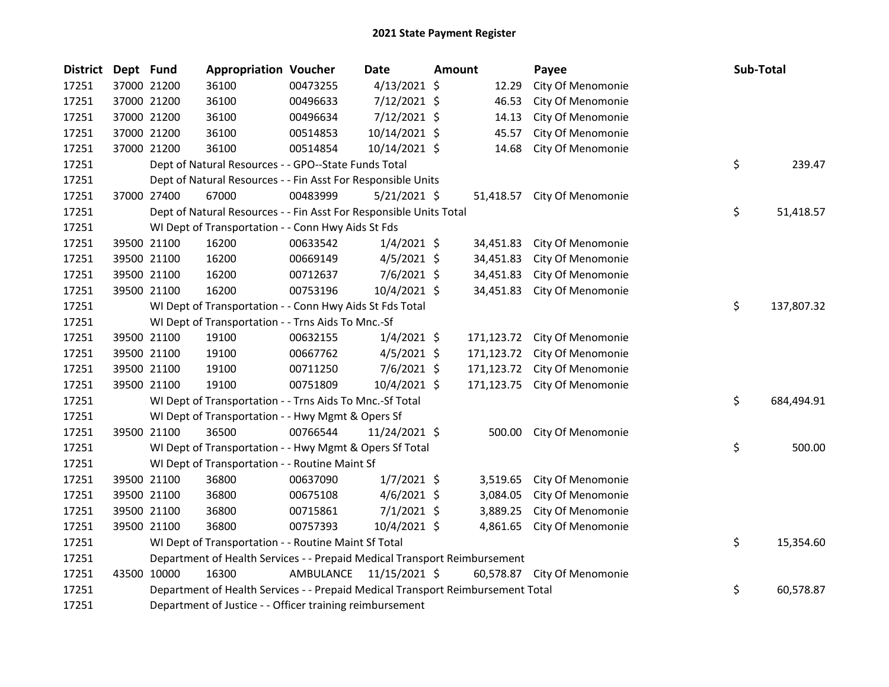# 2021 State Payment Register

| District | Dept | Fund | Appropriation | Voucher | Date | Amount | Payee | Sub-Total |
|---|---|---|---|---|---|---|---|---|
| 17251 | 37000 | 21200 | 36100 | 00473255 | 4/13/2021 | $ 12.29 | City Of Menomonie | |
| 17251 | 37000 | 21200 | 36100 | 00496633 | 7/12/2021 | $ 46.53 | City Of Menomonie | |
| 17251 | 37000 | 21200 | 36100 | 00496634 | 7/12/2021 | $ 14.13 | City Of Menomonie | |
| 17251 | 37000 | 21200 | 36100 | 00514853 | 10/14/2021 | $ 45.57 | City Of Menomonie | |
| 17251 | 37000 | 21200 | 36100 | 00514854 | 10/14/2021 | $ 14.68 | City Of Menomonie | |
| 17251 | | Dept of Natural Resources - - GPO--State Funds Total | | | | | | $ 239.47 |
| 17251 | | Dept of Natural Resources - - Fin Asst For Responsible Units | | | | | | |
| 17251 | 37000 | 27400 | 67000 | 00483999 | 5/21/2021 | $ 51,418.57 | City Of Menomonie | |
| 17251 | | Dept of Natural Resources - - Fin Asst For Responsible Units Total | | | | | | $ 51,418.57 |
| 17251 | | WI Dept of Transportation - - Conn Hwy Aids St Fds | | | | | | |
| 17251 | 39500 | 21100 | 16200 | 00633542 | 1/4/2021 | $ 34,451.83 | City Of Menomonie | |
| 17251 | 39500 | 21100 | 16200 | 00669149 | 4/5/2021 | $ 34,451.83 | City Of Menomonie | |
| 17251 | 39500 | 21100 | 16200 | 00712637 | 7/6/2021 | $ 34,451.83 | City Of Menomonie | |
| 17251 | 39500 | 21100 | 16200 | 00753196 | 10/4/2021 | $ 34,451.83 | City Of Menomonie | |
| 17251 | | WI Dept of Transportation - - Conn Hwy Aids St Fds Total | | | | | | $ 137,807.32 |
| 17251 | | WI Dept of Transportation - - Trns Aids To Mnc.-Sf | | | | | | |
| 17251 | 39500 | 21100 | 19100 | 00632155 | 1/4/2021 | $ 171,123.72 | City Of Menomonie | |
| 17251 | 39500 | 21100 | 19100 | 00667762 | 4/5/2021 | $ 171,123.72 | City Of Menomonie | |
| 17251 | 39500 | 21100 | 19100 | 00711250 | 7/6/2021 | $ 171,123.72 | City Of Menomonie | |
| 17251 | 39500 | 21100 | 19100 | 00751809 | 10/4/2021 | $ 171,123.75 | City Of Menomonie | |
| 17251 | | WI Dept of Transportation - - Trns Aids To Mnc.-Sf Total | | | | | | $ 684,494.91 |
| 17251 | | WI Dept of Transportation - - Hwy Mgmt & Opers Sf | | | | | | |
| 17251 | 39500 | 21100 | 36500 | 00766544 | 11/24/2021 | $ 500.00 | City Of Menomonie | |
| 17251 | | WI Dept of Transportation - - Hwy Mgmt & Opers Sf Total | | | | | | $ 500.00 |
| 17251 | | WI Dept of Transportation - - Routine Maint Sf | | | | | | |
| 17251 | 39500 | 21100 | 36800 | 00637090 | 1/7/2021 | $ 3,519.65 | City Of Menomonie | |
| 17251 | 39500 | 21100 | 36800 | 00675108 | 4/6/2021 | $ 3,084.05 | City Of Menomonie | |
| 17251 | 39500 | 21100 | 36800 | 00715861 | 7/1/2021 | $ 3,889.25 | City Of Menomonie | |
| 17251 | 39500 | 21100 | 36800 | 00757393 | 10/4/2021 | $ 4,861.65 | City Of Menomonie | |
| 17251 | | WI Dept of Transportation - - Routine Maint Sf Total | | | | | | $ 15,354.60 |
| 17251 | | Department of Health Services - - Prepaid Medical Transport Reimbursement | | | | | | |
| 17251 | 43500 | 10000 | 16300 | AMBULANCE | 11/15/2021 | $ 60,578.87 | City Of Menomonie | |
| 17251 | | Department of Health Services - - Prepaid Medical Transport Reimbursement Total | | | | | | $ 60,578.87 |
| 17251 | | Department of Justice - - Officer training reimbursement | | | | | | |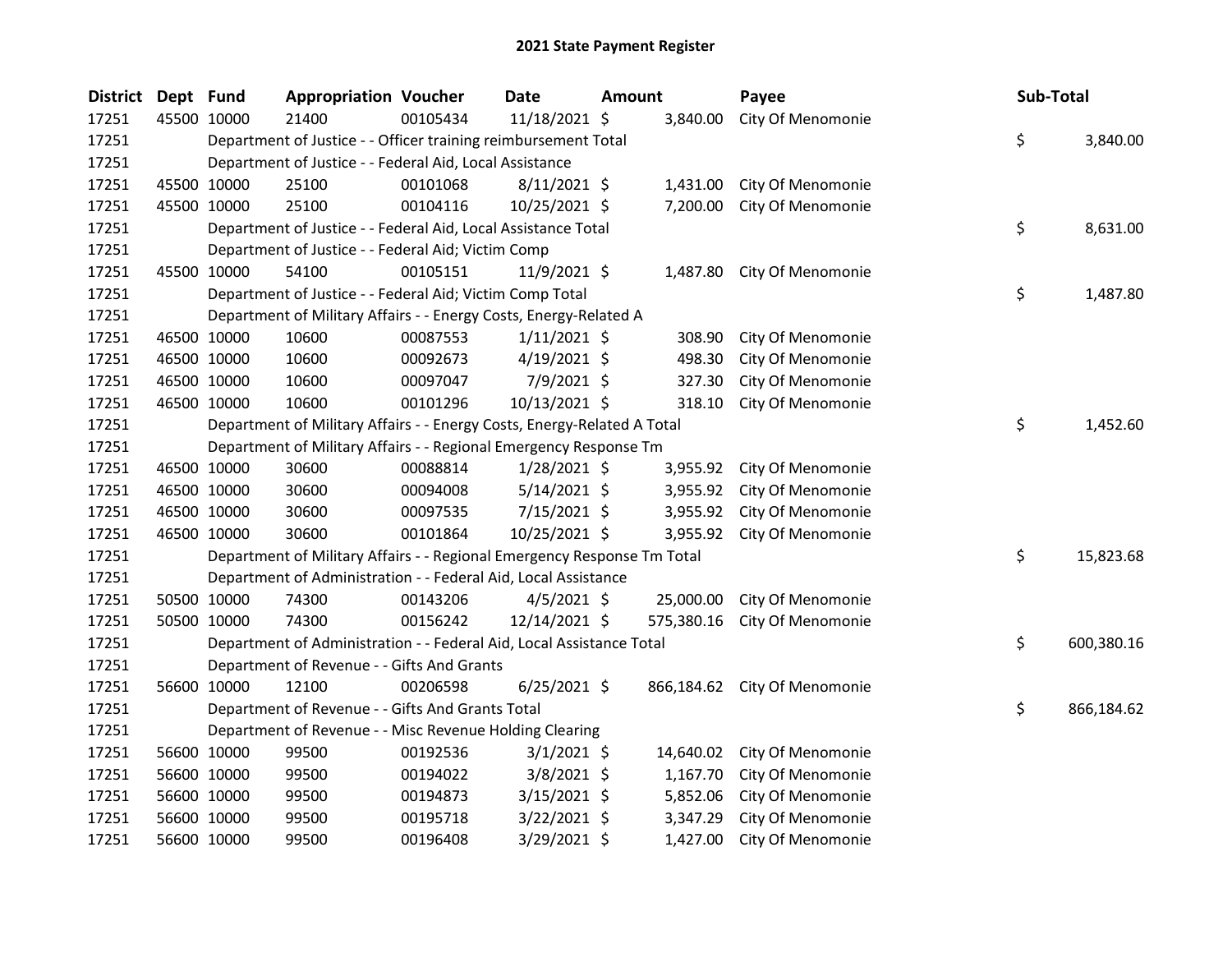# 2021 State Payment Register

| District | Dept | Fund | Appropriation | Voucher | Date | Amount | Payee | Sub-Total |
|---|---|---|---|---|---|---|---|---|
| 17251 | 45500 | 10000 | 21400 | 00105434 | 11/18/2021 | $ 3,840.00 | City Of Menomonie | |
| 17251 | | | Department of Justice - - Officer training reimbursement Total | | | | | $ 3,840.00 |
| 17251 | | | Department of Justice - - Federal Aid, Local Assistance | | | | | |
| 17251 | 45500 | 10000 | 25100 | 00101068 | 8/11/2021 | $ 1,431.00 | City Of Menomonie | |
| 17251 | 45500 | 10000 | 25100 | 00104116 | 10/25/2021 | $ 7,200.00 | City Of Menomonie | |
| 17251 | | | Department of Justice - - Federal Aid, Local Assistance Total | | | | | $ 8,631.00 |
| 17251 | | | Department of Justice - - Federal Aid; Victim Comp | | | | | |
| 17251 | 45500 | 10000 | 54100 | 00105151 | 11/9/2021 | $ 1,487.80 | City Of Menomonie | |
| 17251 | | | Department of Justice - - Federal Aid; Victim Comp Total | | | | | $ 1,487.80 |
| 17251 | | | Department of Military Affairs - - Energy Costs, Energy-Related A | | | | | |
| 17251 | 46500 | 10000 | 10600 | 00087553 | 1/11/2021 | $ 308.90 | City Of Menomonie | |
| 17251 | 46500 | 10000 | 10600 | 00092673 | 4/19/2021 | $ 498.30 | City Of Menomonie | |
| 17251 | 46500 | 10000 | 10600 | 00097047 | 7/9/2021 | $ 327.30 | City Of Menomonie | |
| 17251 | 46500 | 10000 | 10600 | 00101296 | 10/13/2021 | $ 318.10 | City Of Menomonie | |
| 17251 | | | Department of Military Affairs - - Energy Costs, Energy-Related A Total | | | | | $ 1,452.60 |
| 17251 | | | Department of Military Affairs - - Regional Emergency Response Tm | | | | | |
| 17251 | 46500 | 10000 | 30600 | 00088814 | 1/28/2021 | $ 3,955.92 | City Of Menomonie | |
| 17251 | 46500 | 10000 | 30600 | 00094008 | 5/14/2021 | $ 3,955.92 | City Of Menomonie | |
| 17251 | 46500 | 10000 | 30600 | 00097535 | 7/15/2021 | $ 3,955.92 | City Of Menomonie | |
| 17251 | 46500 | 10000 | 30600 | 00101864 | 10/25/2021 | $ 3,955.92 | City Of Menomonie | |
| 17251 | | | Department of Military Affairs - - Regional Emergency Response Tm Total | | | | | $ 15,823.68 |
| 17251 | | | Department of Administration - - Federal Aid, Local Assistance | | | | | |
| 17251 | 50500 | 10000 | 74300 | 00143206 | 4/5/2021 | $ 25,000.00 | City Of Menomonie | |
| 17251 | 50500 | 10000 | 74300 | 00156242 | 12/14/2021 | $ 575,380.16 | City Of Menomonie | |
| 17251 | | | Department of Administration - - Federal Aid, Local Assistance Total | | | | | $ 600,380.16 |
| 17251 | | | Department of Revenue - - Gifts And Grants | | | | | |
| 17251 | 56600 | 10000 | 12100 | 00206598 | 6/25/2021 | $ 866,184.62 | City Of Menomonie | |
| 17251 | | | Department of Revenue - - Gifts And Grants Total | | | | | $ 866,184.62 |
| 17251 | | | Department of Revenue - - Misc Revenue Holding Clearing | | | | | |
| 17251 | 56600 | 10000 | 99500 | 00192536 | 3/1/2021 | $ 14,640.02 | City Of Menomonie | |
| 17251 | 56600 | 10000 | 99500 | 00194022 | 3/8/2021 | $ 1,167.70 | City Of Menomonie | |
| 17251 | 56600 | 10000 | 99500 | 00194873 | 3/15/2021 | $ 5,852.06 | City Of Menomonie | |
| 17251 | 56600 | 10000 | 99500 | 00195718 | 3/22/2021 | $ 3,347.29 | City Of Menomonie | |
| 17251 | 56600 | 10000 | 99500 | 00196408 | 3/29/2021 | $ 1,427.00 | City Of Menomonie | |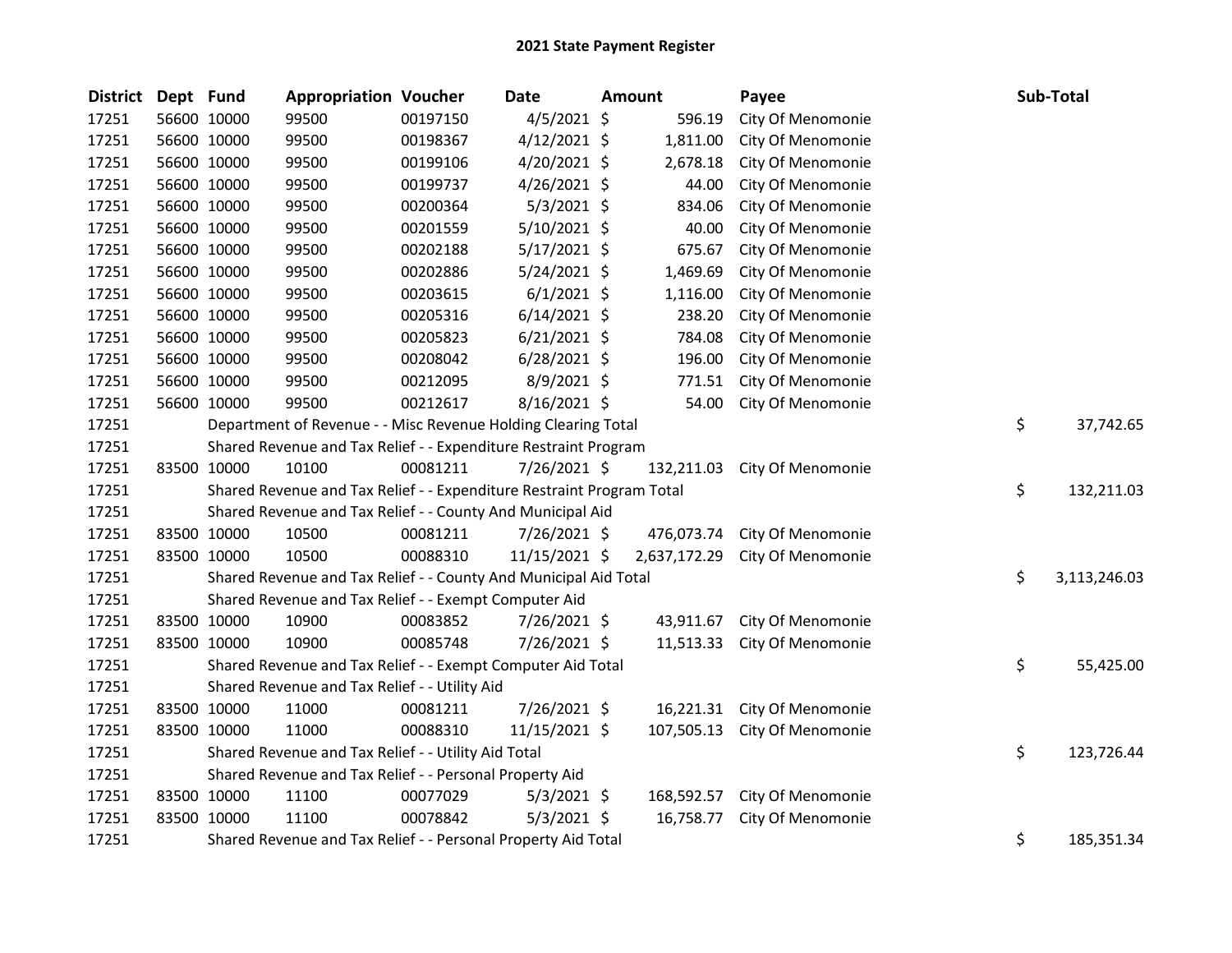# 2021 State Payment Register

| District | Dept | Fund | Appropriation | Voucher | Date | Amount | Payee | Sub-Total |
|---|---|---|---|---|---|---|---|---|
| 17251 | 56600 | 10000 | 99500 | 00197150 | 4/5/2021 | $ 596.19 | City Of Menomonie | |
| 17251 | 56600 | 10000 | 99500 | 00198367 | 4/12/2021 | $ 1,811.00 | City Of Menomonie | |
| 17251 | 56600 | 10000 | 99500 | 00199106 | 4/20/2021 | $ 2,678.18 | City Of Menomonie | |
| 17251 | 56600 | 10000 | 99500 | 00199737 | 4/26/2021 | $ 44.00 | City Of Menomonie | |
| 17251 | 56600 | 10000 | 99500 | 00200364 | 5/3/2021 | $ 834.06 | City Of Menomonie | |
| 17251 | 56600 | 10000 | 99500 | 00201559 | 5/10/2021 | $ 40.00 | City Of Menomonie | |
| 17251 | 56600 | 10000 | 99500 | 00202188 | 5/17/2021 | $ 675.67 | City Of Menomonie | |
| 17251 | 56600 | 10000 | 99500 | 00202886 | 5/24/2021 | $ 1,469.69 | City Of Menomonie | |
| 17251 | 56600 | 10000 | 99500 | 00203615 | 6/1/2021 | $ 1,116.00 | City Of Menomonie | |
| 17251 | 56600 | 10000 | 99500 | 00205316 | 6/14/2021 | $ 238.20 | City Of Menomonie | |
| 17251 | 56600 | 10000 | 99500 | 00205823 | 6/21/2021 | $ 784.08 | City Of Menomonie | |
| 17251 | 56600 | 10000 | 99500 | 00208042 | 6/28/2021 | $ 196.00 | City Of Menomonie | |
| 17251 | 56600 | 10000 | 99500 | 00212095 | 8/9/2021 | $ 771.51 | City Of Menomonie | |
| 17251 | 56600 | 10000 | 99500 | 00212617 | 8/16/2021 | $ 54.00 | City Of Menomonie | |
| 17251 | | | Department of Revenue - - Misc Revenue Holding Clearing Total | | | | | $ 37,742.65 |
| 17251 | | | Shared Revenue and Tax Relief - - Expenditure Restraint Program | | | | | |
| 17251 | 83500 | 10000 | 10100 | 00081211 | 7/26/2021 | $ 132,211.03 | City Of Menomonie | |
| 17251 | | | Shared Revenue and Tax Relief - - Expenditure Restraint Program Total | | | | | $ 132,211.03 |
| 17251 | | | Shared Revenue and Tax Relief - - County And Municipal Aid | | | | | |
| 17251 | 83500 | 10000 | 10500 | 00081211 | 7/26/2021 | $ 476,073.74 | City Of Menomonie | |
| 17251 | 83500 | 10000 | 10500 | 00088310 | 11/15/2021 | $ 2,637,172.29 | City Of Menomonie | |
| 17251 | | | Shared Revenue and Tax Relief - - County And Municipal Aid Total | | | | | $ 3,113,246.03 |
| 17251 | | | Shared Revenue and Tax Relief - - Exempt Computer Aid | | | | | |
| 17251 | 83500 | 10000 | 10900 | 00083852 | 7/26/2021 | $ 43,911.67 | City Of Menomonie | |
| 17251 | 83500 | 10000 | 10900 | 00085748 | 7/26/2021 | $ 11,513.33 | City Of Menomonie | |
| 17251 | | | Shared Revenue and Tax Relief - - Exempt Computer Aid Total | | | | | $ 55,425.00 |
| 17251 | | | Shared Revenue and Tax Relief - - Utility Aid | | | | | |
| 17251 | 83500 | 10000 | 11000 | 00081211 | 7/26/2021 | $ 16,221.31 | City Of Menomonie | |
| 17251 | 83500 | 10000 | 11000 | 00088310 | 11/15/2021 | $ 107,505.13 | City Of Menomonie | |
| 17251 | | | Shared Revenue and Tax Relief - - Utility Aid Total | | | | | $ 123,726.44 |
| 17251 | | | Shared Revenue and Tax Relief - - Personal Property Aid | | | | | |
| 17251 | 83500 | 10000 | 11100 | 00077029 | 5/3/2021 | $ 168,592.57 | City Of Menomonie | |
| 17251 | 83500 | 10000 | 11100 | 00078842 | 5/3/2021 | $ 16,758.77 | City Of Menomonie | |
| 17251 | | | Shared Revenue and Tax Relief - - Personal Property Aid Total | | | | | $ 185,351.34 |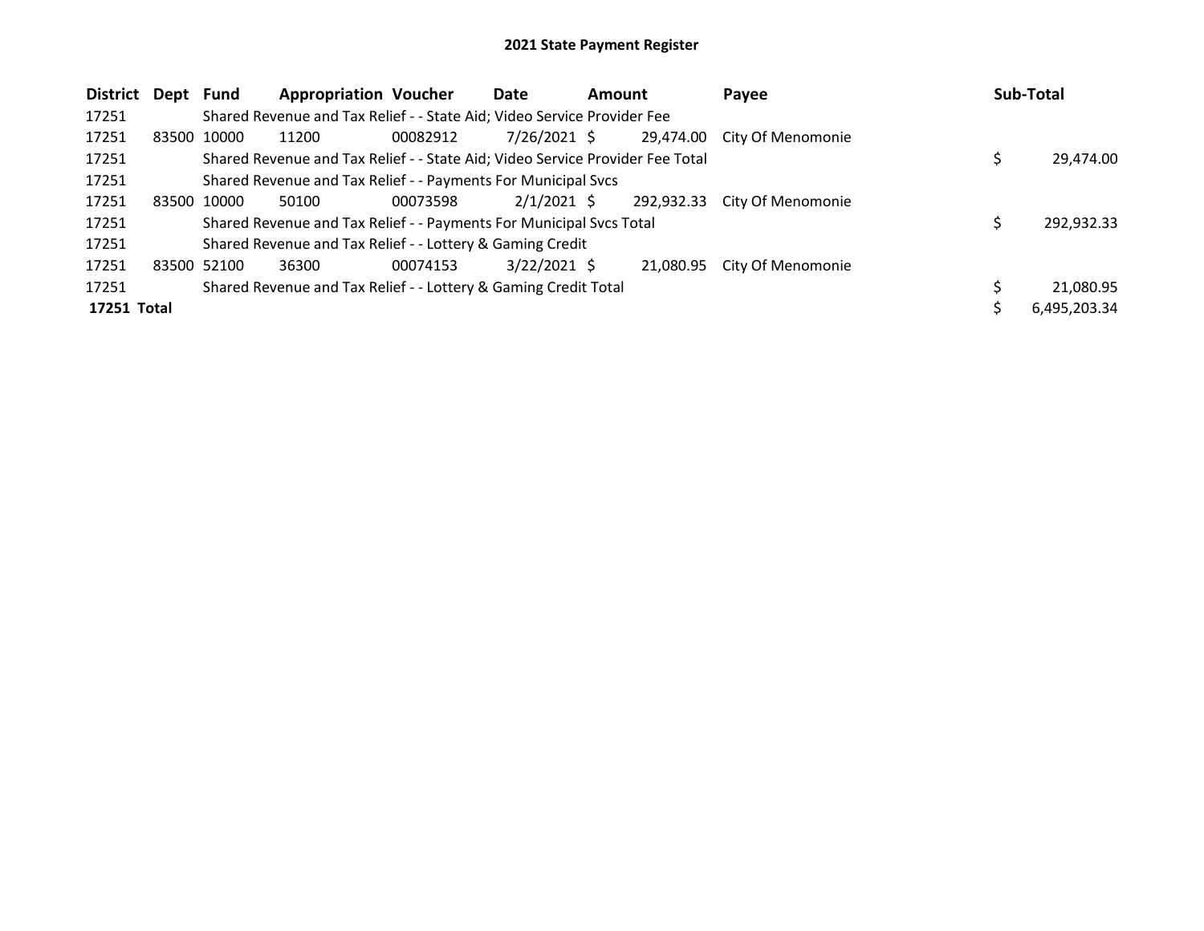# 2021 State Payment Register

| District | Dept | Fund | Appropriation | Voucher | Date | Amount | Payee | Sub-Total |
|---|---|---|---|---|---|---|---|---|
| 17251 | | Shared Revenue and Tax Relief - - State Aid; Video Service Provider Fee | | | | | | |
| 17251 | 83500 | 10000 | 11200 | 00082912 | 7/26/2021 | $ 29,474.00 | City Of Menomonie | |
| 17251 | | Shared Revenue and Tax Relief - - State Aid; Video Service Provider Fee Total | | | | | | $ 29,474.00 |
| 17251 | | Shared Revenue and Tax Relief - - Payments For Municipal Svcs | | | | | | |
| 17251 | 83500 | 10000 | 50100 | 00073598 | 2/1/2021 | $ 292,932.33 | City Of Menomonie | |
| 17251 | | Shared Revenue and Tax Relief - - Payments For Municipal Svcs Total | | | | | | $ 292,932.33 |
| 17251 | | Shared Revenue and Tax Relief - - Lottery & Gaming Credit | | | | | | |
| 17251 | 83500 | 52100 | 36300 | 00074153 | 3/22/2021 | $ 21,080.95 | City Of Menomonie | |
| 17251 | | Shared Revenue and Tax Relief - - Lottery & Gaming Credit Total | | | | | | $ 21,080.95 |
| **17251 Total** | | | | | | | | $ 6,495,203.34 |